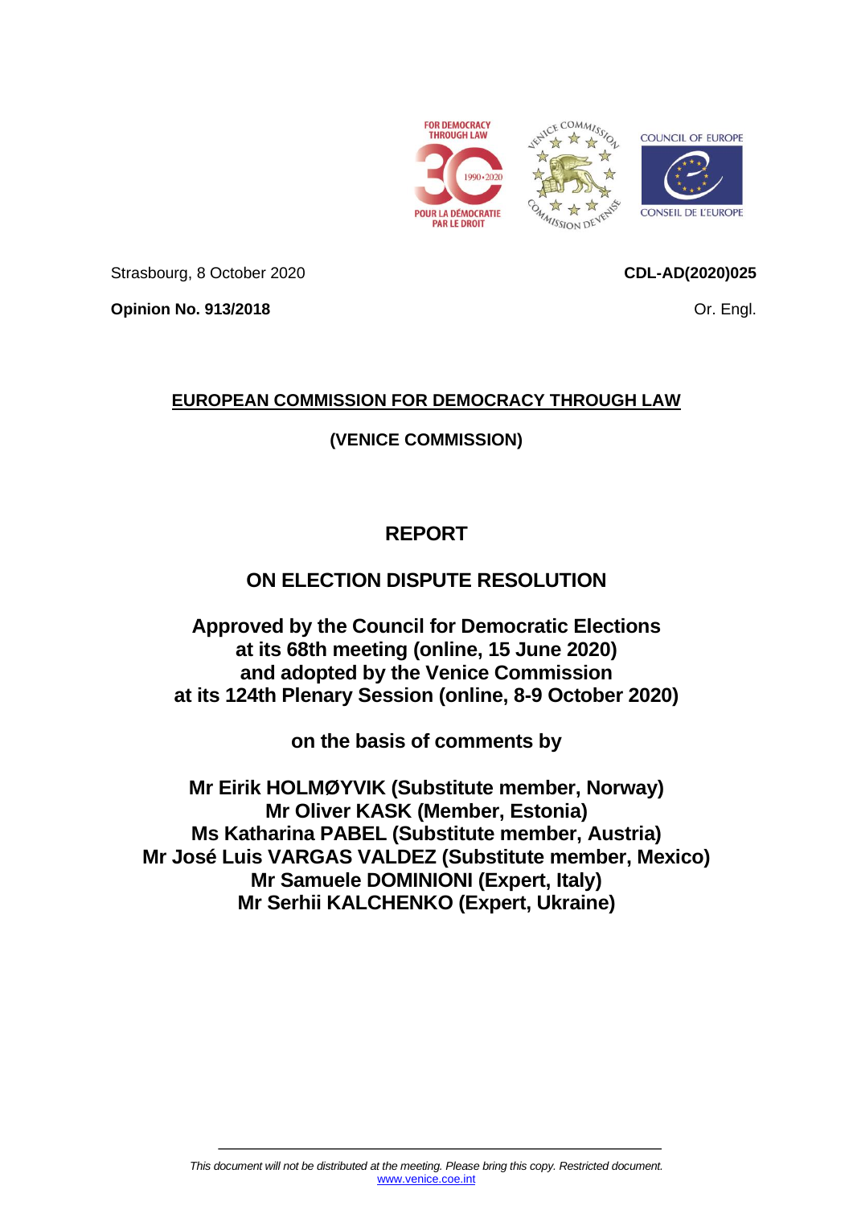Strasbourg, 8 October 2020

**CDL-AD(2020)025**

**Opinion No. 913/2018**

Or. Engl.

**EUROPEAN COMMISSION FOR DEMOCRACY THROUGH LAW**

**(VENICE COMMISSION)**

# REPORT

## ON ELECTION DISPUTE RESOLUTION

**Approved by the Council for Democratic Elections at its 68th meeting (online, 15 June 2020) and adopted by the Venice Commission at its 124th Plenary Session (online, 8-9 October 2020)**

**on the basis of comments by**

**Mr Eirik HOLMØYVIK (Substitute member, Norway)**
**Mr Oliver KASK (Member, Estonia)**
**Ms Katharina PABEL (Substitute member, Austria)**
**Mr José Luis VARGAS VALDEZ (Substitute member, Mexico)**
**Mr Samuele DOMINIONI (Expert, Italy)**
**Mr Serhii KALCHENKO (Expert, Ukraine)**

*This document will not be distributed at the meeting. Please bring this copy. Restricted document.*
www.venice.coe.int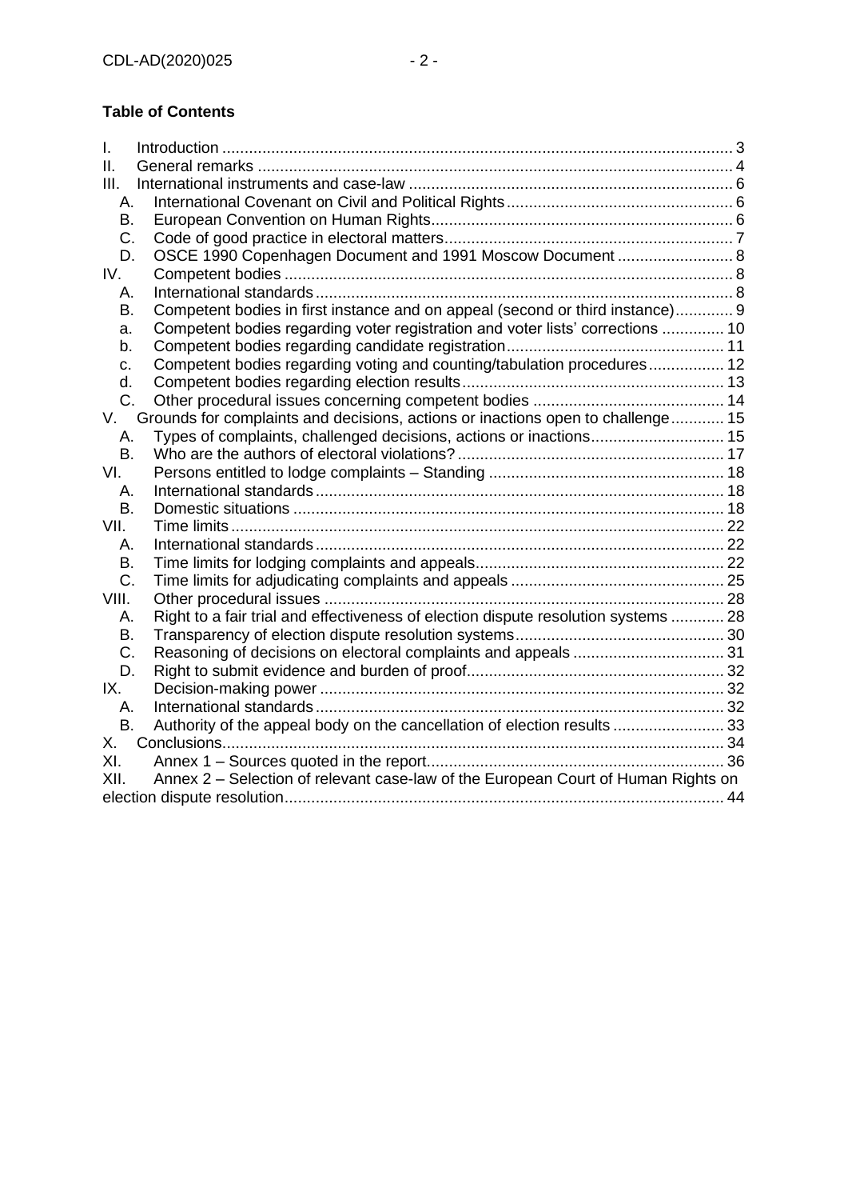**Table of Contents**

I. Introduction ... 3
II. General remarks ... 4
III. International instruments and case-law ... 6
  A. International Covenant on Civil and Political Rights ... 6
  B. European Convention on Human Rights ... 6
  C. Code of good practice in electoral matters ... 7
  D. OSCE 1990 Copenhagen Document and 1991 Moscow Document ... 8
IV. Competent bodies ... 8
  A. International standards ... 8
  B. Competent bodies in first instance and on appeal (second or third instance) ... 9
  a. Competent bodies regarding voter registration and voter lists' corrections ... 10
  b. Competent bodies regarding candidate registration ... 11
  c. Competent bodies regarding voting and counting/tabulation procedures ... 12
  d. Competent bodies regarding election results ... 13
  C. Other procedural issues concerning competent bodies ... 14
V. Grounds for complaints and decisions, actions or inactions open to challenge ... 15
  A. Types of complaints, challenged decisions, actions or inactions ... 15
  B. Who are the authors of electoral violations? ... 17
VI. Persons entitled to lodge complaints – Standing ... 18
  A. International standards ... 18
  B. Domestic situations ... 18
VII. Time limits ... 22
  A. International standards ... 22
  B. Time limits for lodging complaints and appeals ... 22
  C. Time limits for adjudicating complaints and appeals ... 25
VIII. Other procedural issues ... 28
  A. Right to a fair trial and effectiveness of election dispute resolution systems ... 28
  B. Transparency of election dispute resolution systems ... 30
  C. Reasoning of decisions on electoral complaints and appeals ... 31
  D. Right to submit evidence and burden of proof ... 32
IX. Decision-making power ... 32
  A. International standards ... 32
  B. Authority of the appeal body on the cancellation of election results ... 33
X. Conclusions ... 34
XI. Annex 1 – Sources quoted in the report ... 36
XII. Annex 2 – Selection of relevant case-law of the European Court of Human Rights on election dispute resolution ... 44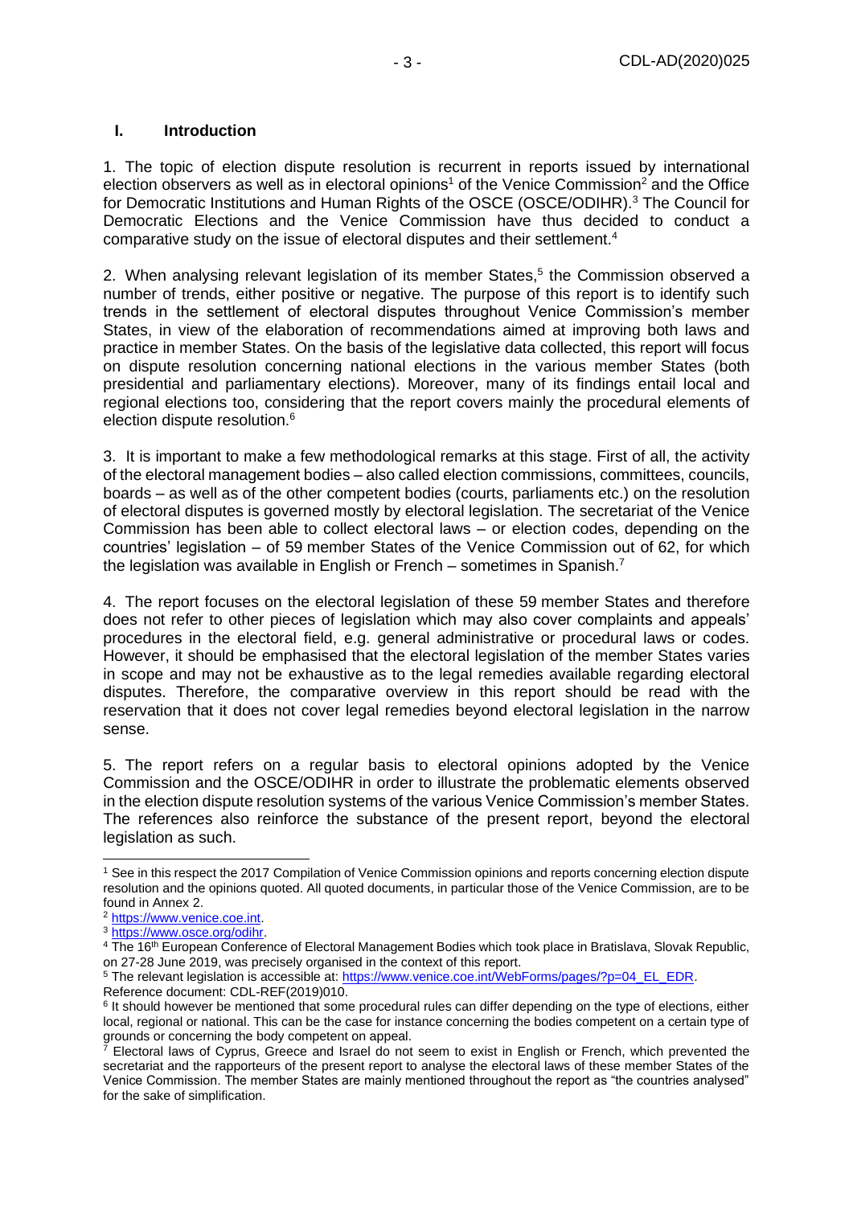## I. Introduction

1. The topic of election dispute resolution is recurrent in reports issued by international election observers as well as in electoral opinions[1] of the Venice Commission[2] and the Office for Democratic Institutions and Human Rights of the OSCE (OSCE/ODIHR).[3] The Council for Democratic Elections and the Venice Commission have thus decided to conduct a comparative study on the issue of electoral disputes and their settlement.[4]

2. When analysing relevant legislation of its member States,[5] the Commission observed a number of trends, either positive or negative. The purpose of this report is to identify such trends in the settlement of electoral disputes throughout Venice Commission's member States, in view of the elaboration of recommendations aimed at improving both laws and practice in member States. On the basis of the legislative data collected, this report will focus on dispute resolution concerning national elections in the various member States (both presidential and parliamentary elections). Moreover, many of its findings entail local and regional elections too, considering that the report covers mainly the procedural elements of election dispute resolution.[6]

3. It is important to make a few methodological remarks at this stage. First of all, the activity of the electoral management bodies – also called election commissions, committees, councils, boards – as well as of the other competent bodies (courts, parliaments etc.) on the resolution of electoral disputes is governed mostly by electoral legislation. The secretariat of the Venice Commission has been able to collect electoral laws – or election codes, depending on the countries' legislation – of 59 member States of the Venice Commission out of 62, for which the legislation was available in English or French – sometimes in Spanish.[7]

4. The report focuses on the electoral legislation of these 59 member States and therefore does not refer to other pieces of legislation which may also cover complaints and appeals' procedures in the electoral field, e.g. general administrative or procedural laws or codes. However, it should be emphasised that the electoral legislation of the member States varies in scope and may not be exhaustive as to the legal remedies available regarding electoral disputes. Therefore, the comparative overview in this report should be read with the reservation that it does not cover legal remedies beyond electoral legislation in the narrow sense.

5. The report refers on a regular basis to electoral opinions adopted by the Venice Commission and the OSCE/ODIHR in order to illustrate the problematic elements observed in the election dispute resolution systems of the various Venice Commission's member States. The references also reinforce the substance of the present report, beyond the electoral legislation as such.

---

[1] See in this respect the 2017 Compilation of Venice Commission opinions and reports concerning election dispute resolution and the opinions quoted. All quoted documents, in particular those of the Venice Commission, are to be found in Annex 2.

[2] https://www.venice.coe.int.

[3] https://www.osce.org/odihr.

[4] The 16th European Conference of Electoral Management Bodies which took place in Bratislava, Slovak Republic, on 27-28 June 2019, was precisely organised in the context of this report.

[5] The relevant legislation is accessible at: https://www.venice.coe.int/WebForms/pages/?p=04_EL_EDR. Reference document: CDL-REF(2019)010.

[6] It should however be mentioned that some procedural rules can differ depending on the type of elections, either local, regional or national. This can be the case for instance concerning the bodies competent on a certain type of grounds or concerning the body competent on appeal.

[7] Electoral laws of Cyprus, Greece and Israel do not seem to exist in English or French, which prevented the secretariat and the rapporteurs of the present report to analyse the electoral laws of these member States of the Venice Commission. The member States are mainly mentioned throughout the report as "the countries analysed" for the sake of simplification.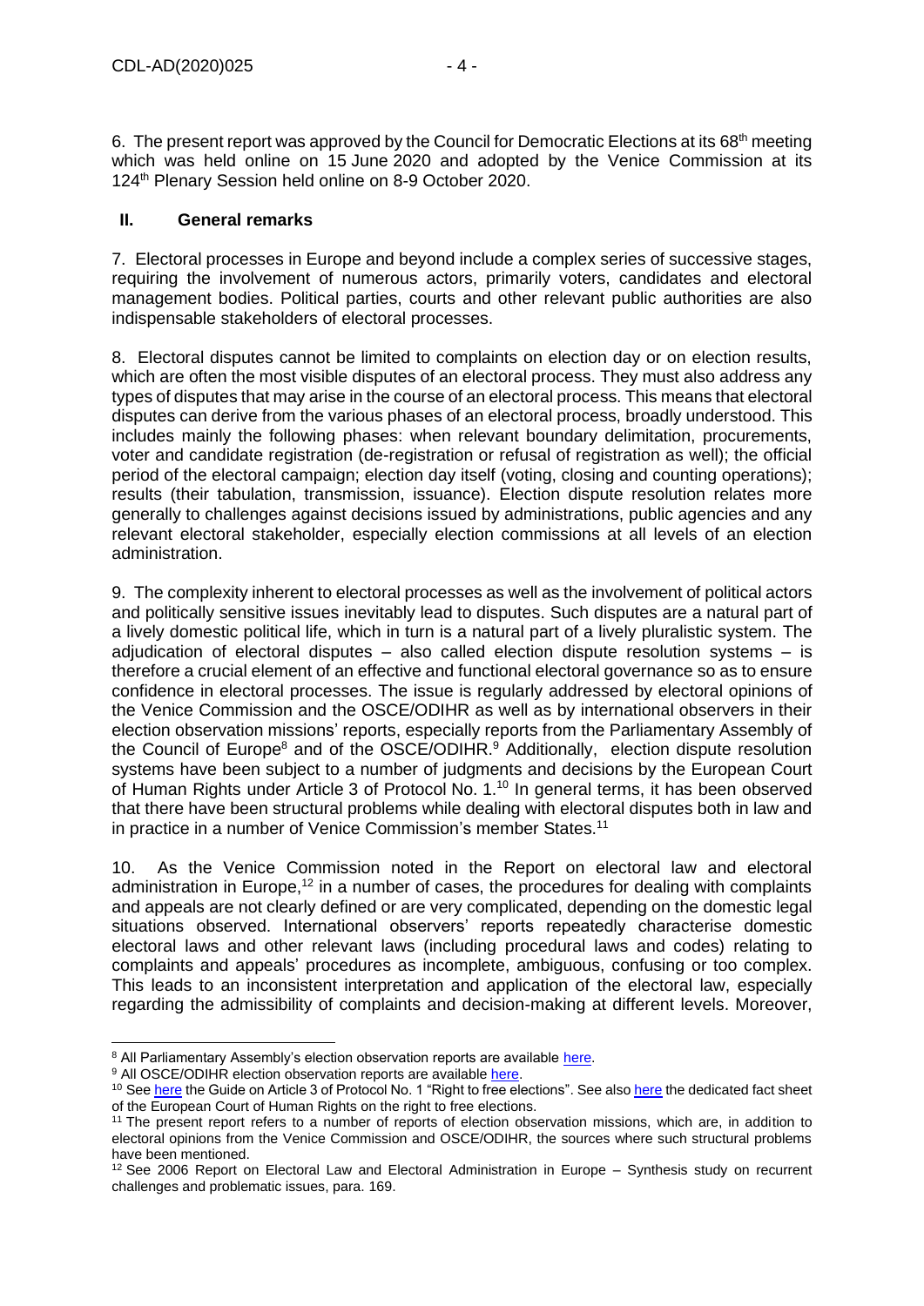6. The present report was approved by the Council for Democratic Elections at its 68th meeting which was held online on 15 June 2020 and adopted by the Venice Commission at its 124th Plenary Session held online on 8-9 October 2020.

## II. General remarks

7. Electoral processes in Europe and beyond include a complex series of successive stages, requiring the involvement of numerous actors, primarily voters, candidates and electoral management bodies. Political parties, courts and other relevant public authorities are also indispensable stakeholders of electoral processes.

8. Electoral disputes cannot be limited to complaints on election day or on election results, which are often the most visible disputes of an electoral process. They must also address any types of disputes that may arise in the course of an electoral process. This means that electoral disputes can derive from the various phases of an electoral process, broadly understood. This includes mainly the following phases: when relevant boundary delimitation, procurements, voter and candidate registration (de-registration or refusal of registration as well); the official period of the electoral campaign; election day itself (voting, closing and counting operations); results (their tabulation, transmission, issuance). Election dispute resolution relates more generally to challenges against decisions issued by administrations, public agencies and any relevant electoral stakeholder, especially election commissions at all levels of an election administration.

9. The complexity inherent to electoral processes as well as the involvement of political actors and politically sensitive issues inevitably lead to disputes. Such disputes are a natural part of a lively domestic political life, which in turn is a natural part of a lively pluralistic system. The adjudication of electoral disputes – also called election dispute resolution systems – is therefore a crucial element of an effective and functional electoral governance so as to ensure confidence in electoral processes. The issue is regularly addressed by electoral opinions of the Venice Commission and the OSCE/ODIHR as well as by international observers in their election observation missions' reports, especially reports from the Parliamentary Assembly of the Council of Europe[8] and of the OSCE/ODIHR.[9] Additionally, election dispute resolution systems have been subject to a number of judgments and decisions by the European Court of Human Rights under Article 3 of Protocol No. 1.[10] In general terms, it has been observed that there have been structural problems while dealing with electoral disputes both in law and in practice in a number of Venice Commission's member States.[11]

10. As the Venice Commission noted in the Report on electoral law and electoral administration in Europe,[12] in a number of cases, the procedures for dealing with complaints and appeals are not clearly defined or are very complicated, depending on the domestic legal situations observed. International observers' reports repeatedly characterise domestic electoral laws and other relevant laws (including procedural laws and codes) relating to complaints and appeals' procedures as incomplete, ambiguous, confusing or too complex. This leads to an inconsistent interpretation and application of the electoral law, especially regarding the admissibility of complaints and decision-making at different levels. Moreover,

---

[8] All Parliamentary Assembly's election observation reports are available here.

[9] All OSCE/ODIHR election observation reports are available here.

[10] See here the Guide on Article 3 of Protocol No. 1 "Right to free elections". See also here the dedicated fact sheet of the European Court of Human Rights on the right to free elections.

[11] The present report refers to a number of reports of election observation missions, which are, in addition to electoral opinions from the Venice Commission and OSCE/ODIHR, the sources where such structural problems have been mentioned.

[12] See 2006 Report on Electoral Law and Electoral Administration in Europe – Synthesis study on recurrent challenges and problematic issues, para. 169.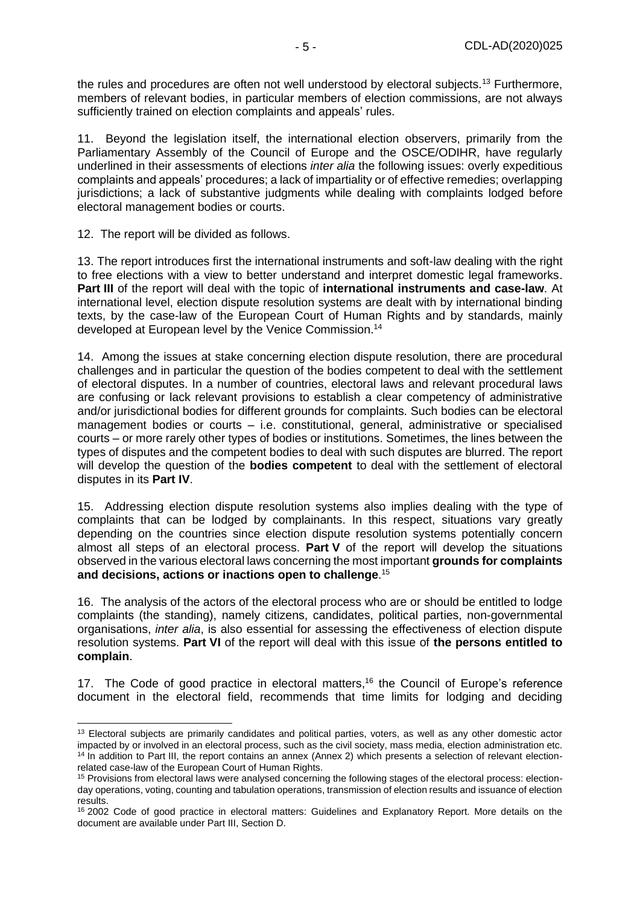the rules and procedures are often not well understood by electoral subjects.[13] Furthermore, members of relevant bodies, in particular members of election commissions, are not always sufficiently trained on election complaints and appeals' rules.

11. Beyond the legislation itself, the international election observers, primarily from the Parliamentary Assembly of the Council of Europe and the OSCE/ODIHR, have regularly underlined in their assessments of elections *inter alia* the following issues: overly expeditious complaints and appeals' procedures; a lack of impartiality or of effective remedies; overlapping jurisdictions; a lack of substantive judgments while dealing with complaints lodged before electoral management bodies or courts.

12. The report will be divided as follows.

13. The report introduces first the international instruments and soft-law dealing with the right to free elections with a view to better understand and interpret domestic legal frameworks. **Part III** of the report will deal with the topic of **international instruments and case-law**. At international level, election dispute resolution systems are dealt with by international binding texts, by the case-law of the European Court of Human Rights and by standards, mainly developed at European level by the Venice Commission.[14]

14. Among the issues at stake concerning election dispute resolution, there are procedural challenges and in particular the question of the bodies competent to deal with the settlement of electoral disputes. In a number of countries, electoral laws and relevant procedural laws are confusing or lack relevant provisions to establish a clear competency of administrative and/or jurisdictional bodies for different grounds for complaints. Such bodies can be electoral management bodies or courts – i.e. constitutional, general, administrative or specialised courts – or more rarely other types of bodies or institutions. Sometimes, the lines between the types of disputes and the competent bodies to deal with such disputes are blurred. The report will develop the question of the **bodies competent** to deal with the settlement of electoral disputes in its **Part IV**.

15. Addressing election dispute resolution systems also implies dealing with the type of complaints that can be lodged by complainants. In this respect, situations vary greatly depending on the countries since election dispute resolution systems potentially concern almost all steps of an electoral process. **Part V** of the report will develop the situations observed in the various electoral laws concerning the most important **grounds for complaints and decisions, actions or inactions open to challenge**.[15]

16. The analysis of the actors of the electoral process who are or should be entitled to lodge complaints (the standing), namely citizens, candidates, political parties, non-governmental organisations, *inter alia*, is also essential for assessing the effectiveness of election dispute resolution systems. **Part VI** of the report will deal with this issue of **the persons entitled to complain**.

17. The Code of good practice in electoral matters,[16] the Council of Europe's reference document in the electoral field, recommends that time limits for lodging and deciding

---

[13] Electoral subjects are primarily candidates and political parties, voters, as well as any other domestic actor impacted by or involved in an electoral process, such as the civil society, mass media, election administration etc.

[14] In addition to Part III, the report contains an annex (Annex 2) which presents a selection of relevant election-related case-law of the European Court of Human Rights.

[15] Provisions from electoral laws were analysed concerning the following stages of the electoral process: election-day operations, voting, counting and tabulation operations, transmission of election results and issuance of election results.

[16] 2002 Code of good practice in electoral matters: Guidelines and Explanatory Report. More details on the document are available under Part III, Section D.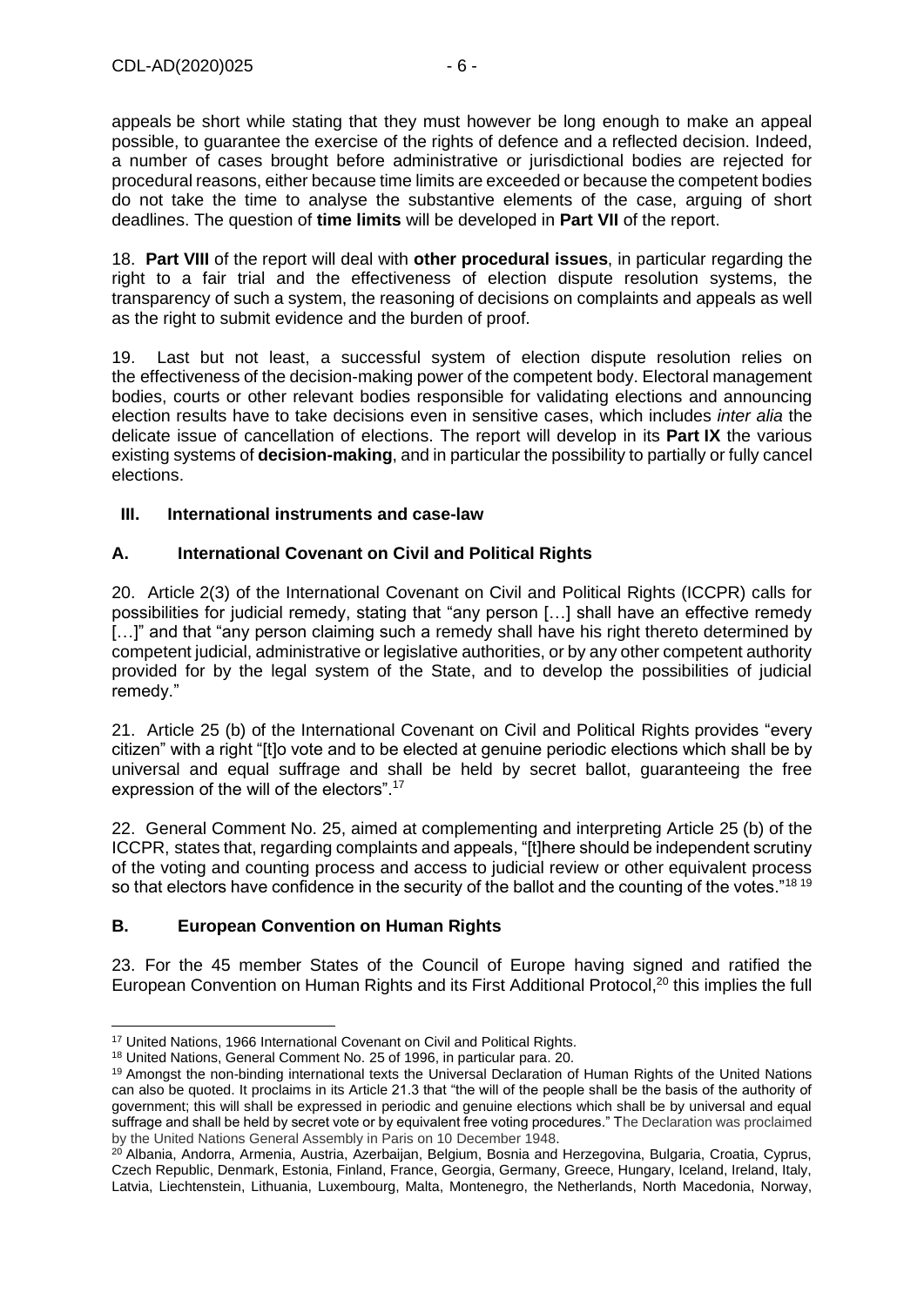appeals be short while stating that they must however be long enough to make an appeal possible, to guarantee the exercise of the rights of defence and a reflected decision. Indeed, a number of cases brought before administrative or jurisdictional bodies are rejected for procedural reasons, either because time limits are exceeded or because the competent bodies do not take the time to analyse the substantive elements of the case, arguing of short deadlines. The question of **time limits** will be developed in **Part VII** of the report.

18. **Part VIII** of the report will deal with **other procedural issues**, in particular regarding the right to a fair trial and the effectiveness of election dispute resolution systems, the transparency of such a system, the reasoning of decisions on complaints and appeals as well as the right to submit evidence and the burden of proof.

19. Last but not least, a successful system of election dispute resolution relies on the effectiveness of the decision-making power of the competent body. Electoral management bodies, courts or other relevant bodies responsible for validating elections and announcing election results have to take decisions even in sensitive cases, which includes *inter alia* the delicate issue of cancellation of elections. The report will develop in its **Part IX** the various existing systems of **decision-making**, and in particular the possibility to partially or fully cancel elections.

## III. International instruments and case-law

### A. International Covenant on Civil and Political Rights

20. Article 2(3) of the International Covenant on Civil and Political Rights (ICCPR) calls for possibilities for judicial remedy, stating that "any person […] shall have an effective remedy […]" and that "any person claiming such a remedy shall have his right thereto determined by competent judicial, administrative or legislative authorities, or by any other competent authority provided for by the legal system of the State, and to develop the possibilities of judicial remedy."

21. Article 25 (b) of the International Covenant on Civil and Political Rights provides "every citizen" with a right "[t]o vote and to be elected at genuine periodic elections which shall be by universal and equal suffrage and shall be held by secret ballot, guaranteeing the free expression of the will of the electors".[17]

22. General Comment No. 25, aimed at complementing and interpreting Article 25 (b) of the ICCPR, states that, regarding complaints and appeals, "[t]here should be independent scrutiny of the voting and counting process and access to judicial review or other equivalent process so that electors have confidence in the security of the ballot and the counting of the votes."[18] [19]

### B. European Convention on Human Rights

23. For the 45 member States of the Council of Europe having signed and ratified the European Convention on Human Rights and its First Additional Protocol,[20] this implies the full

---

[17] United Nations, 1966 International Covenant on Civil and Political Rights.

[18] United Nations, General Comment No. 25 of 1996, in particular para. 20.

[19] Amongst the non-binding international texts the Universal Declaration of Human Rights of the United Nations can also be quoted. It proclaims in its Article 21.3 that "the will of the people shall be the basis of the authority of government; this will shall be expressed in periodic and genuine elections which shall be by universal and equal suffrage and shall be held by secret vote or by equivalent free voting procedures." The Declaration was proclaimed by the United Nations General Assembly in Paris on 10 December 1948.

[20] Albania, Andorra, Armenia, Austria, Azerbaijan, Belgium, Bosnia and Herzegovina, Bulgaria, Croatia, Cyprus, Czech Republic, Denmark, Estonia, Finland, France, Georgia, Germany, Greece, Hungary, Iceland, Ireland, Italy, Latvia, Liechtenstein, Lithuania, Luxembourg, Malta, Montenegro, the Netherlands, North Macedonia, Norway,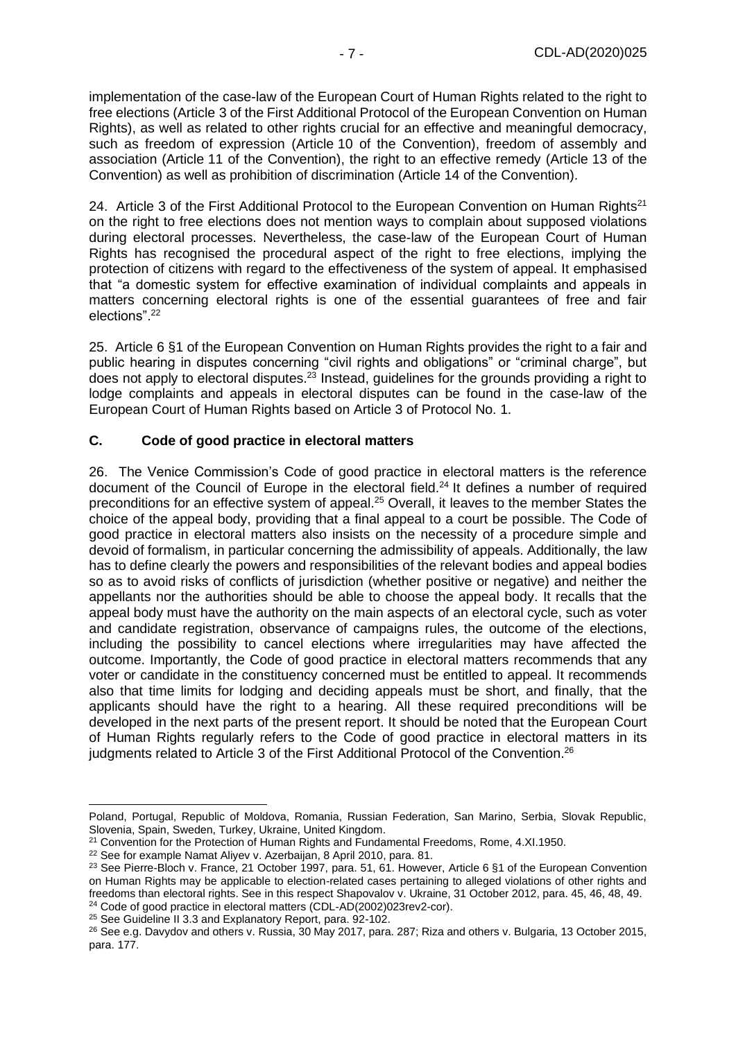implementation of the case-law of the European Court of Human Rights related to the right to free elections (Article 3 of the First Additional Protocol of the European Convention on Human Rights), as well as related to other rights crucial for an effective and meaningful democracy, such as freedom of expression (Article 10 of the Convention), freedom of assembly and association (Article 11 of the Convention), the right to an effective remedy (Article 13 of the Convention) as well as prohibition of discrimination (Article 14 of the Convention).

24. Article 3 of the First Additional Protocol to the European Convention on Human Rights[21] on the right to free elections does not mention ways to complain about supposed violations during electoral processes. Nevertheless, the case-law of the European Court of Human Rights has recognised the procedural aspect of the right to free elections, implying the protection of citizens with regard to the effectiveness of the system of appeal. It emphasised that "a domestic system for effective examination of individual complaints and appeals in matters concerning electoral rights is one of the essential guarantees of free and fair elections".[22]

25. Article 6 §1 of the European Convention on Human Rights provides the right to a fair and public hearing in disputes concerning "civil rights and obligations" or "criminal charge", but does not apply to electoral disputes.[23] Instead, guidelines for the grounds providing a right to lodge complaints and appeals in electoral disputes can be found in the case-law of the European Court of Human Rights based on Article 3 of Protocol No. 1.

### C. Code of good practice in electoral matters

26. The Venice Commission's Code of good practice in electoral matters is the reference document of the Council of Europe in the electoral field.[24] It defines a number of required preconditions for an effective system of appeal.[25] Overall, it leaves to the member States the choice of the appeal body, providing that a final appeal to a court be possible. The Code of good practice in electoral matters also insists on the necessity of a procedure simple and devoid of formalism, in particular concerning the admissibility of appeals. Additionally, the law has to define clearly the powers and responsibilities of the relevant bodies and appeal bodies so as to avoid risks of conflicts of jurisdiction (whether positive or negative) and neither the appellants nor the authorities should be able to choose the appeal body. It recalls that the appeal body must have the authority on the main aspects of an electoral cycle, such as voter and candidate registration, observance of campaigns rules, the outcome of the elections, including the possibility to cancel elections where irregularities may have affected the outcome. Importantly, the Code of good practice in electoral matters recommends that any voter or candidate in the constituency concerned must be entitled to appeal. It recommends also that time limits for lodging and deciding appeals must be short, and finally, that the applicants should have the right to a hearing. All these required preconditions will be developed in the next parts of the present report. It should be noted that the European Court of Human Rights regularly refers to the Code of good practice in electoral matters in its judgments related to Article 3 of the First Additional Protocol of the Convention.[26]

---

Poland, Portugal, Republic of Moldova, Romania, Russian Federation, San Marino, Serbia, Slovak Republic, Slovenia, Spain, Sweden, Turkey, Ukraine, United Kingdom.

[21] Convention for the Protection of Human Rights and Fundamental Freedoms, Rome, 4.XI.1950.

[22] See for example Namat Aliyev v. Azerbaijan, 8 April 2010, para. 81.

[23] See Pierre-Bloch v. France, 21 October 1997, para. 51, 61. However, Article 6 §1 of the European Convention on Human Rights may be applicable to election-related cases pertaining to alleged violations of other rights and freedoms than electoral rights. See in this respect Shapovalov v. Ukraine, 31 October 2012, para. 45, 46, 48, 49.

[24] Code of good practice in electoral matters (CDL-AD(2002)023rev2-cor).

[25] See Guideline II 3.3 and Explanatory Report, para. 92-102.

[26] See e.g. Davydov and others v. Russia, 30 May 2017, para. 287; Riza and others v. Bulgaria, 13 October 2015, para. 177.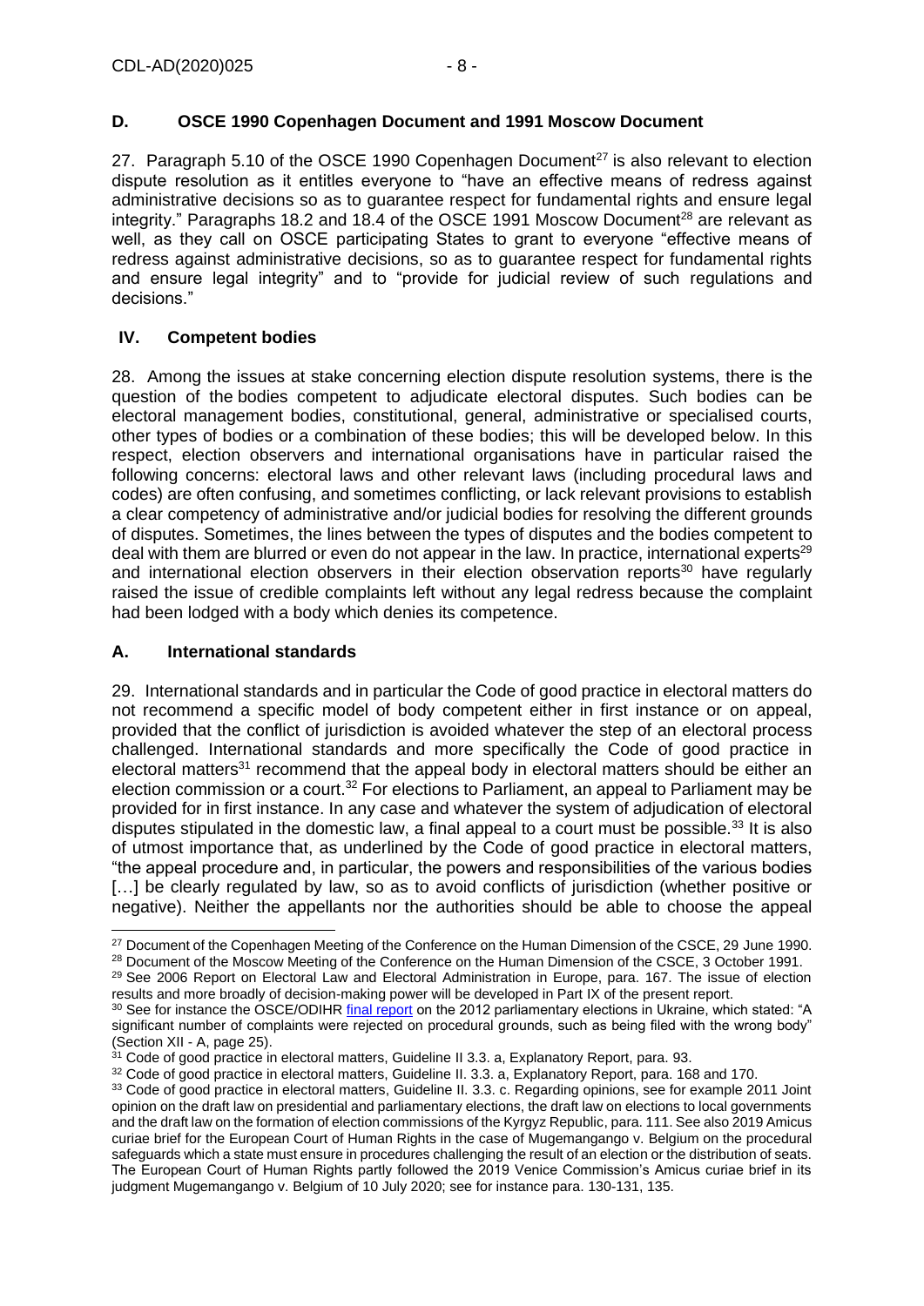### D. OSCE 1990 Copenhagen Document and 1991 Moscow Document

27. Paragraph 5.10 of the OSCE 1990 Copenhagen Document[27] is also relevant to election dispute resolution as it entitles everyone to "have an effective means of redress against administrative decisions so as to guarantee respect for fundamental rights and ensure legal integrity." Paragraphs 18.2 and 18.4 of the OSCE 1991 Moscow Document[28] are relevant as well, as they call on OSCE participating States to grant to everyone "effective means of redress against administrative decisions, so as to guarantee respect for fundamental rights and ensure legal integrity" and to "provide for judicial review of such regulations and decisions."

## IV. Competent bodies

28. Among the issues at stake concerning election dispute resolution systems, there is the question of the bodies competent to adjudicate electoral disputes. Such bodies can be electoral management bodies, constitutional, general, administrative or specialised courts, other types of bodies or a combination of these bodies; this will be developed below. In this respect, election observers and international organisations have in particular raised the following concerns: electoral laws and other relevant laws (including procedural laws and codes) are often confusing, and sometimes conflicting, or lack relevant provisions to establish a clear competency of administrative and/or judicial bodies for resolving the different grounds of disputes. Sometimes, the lines between the types of disputes and the bodies competent to deal with them are blurred or even do not appear in the law. In practice, international experts[29] and international election observers in their election observation reports[30] have regularly raised the issue of credible complaints left without any legal redress because the complaint had been lodged with a body which denies its competence.

### A. International standards

29. International standards and in particular the Code of good practice in electoral matters do not recommend a specific model of body competent either in first instance or on appeal, provided that the conflict of jurisdiction is avoided whatever the step of an electoral process challenged. International standards and more specifically the Code of good practice in electoral matters[31] recommend that the appeal body in electoral matters should be either an election commission or a court.[32] For elections to Parliament, an appeal to Parliament may be provided for in first instance. In any case and whatever the system of adjudication of electoral disputes stipulated in the domestic law, a final appeal to a court must be possible.[33] It is also of utmost importance that, as underlined by the Code of good practice in electoral matters, "the appeal procedure and, in particular, the powers and responsibilities of the various bodies [...] be clearly regulated by law, so as to avoid conflicts of jurisdiction (whether positive or negative). Neither the appellants nor the authorities should be able to choose the appeal

---

[27] Document of the Copenhagen Meeting of the Conference on the Human Dimension of the CSCE, 29 June 1990.

[28] Document of the Moscow Meeting of the Conference on the Human Dimension of the CSCE, 3 October 1991.

[29] See 2006 Report on Electoral Law and Electoral Administration in Europe, para. 167. The issue of election results and more broadly of decision-making power will be developed in Part IX of the present report.

[30] See for instance the OSCE/ODIHR final report on the 2012 parliamentary elections in Ukraine, which stated: "A significant number of complaints were rejected on procedural grounds, such as being filed with the wrong body" (Section XII - A, page 25).

[31] Code of good practice in electoral matters, Guideline II 3.3. a, Explanatory Report, para. 93.

[32] Code of good practice in electoral matters, Guideline II. 3.3. a, Explanatory Report, para. 168 and 170.

[33] Code of good practice in electoral matters, Guideline II. 3.3. c. Regarding opinions, see for example 2011 Joint opinion on the draft law on presidential and parliamentary elections, the draft law on elections to local governments and the draft law on the formation of election commissions of the Kyrgyz Republic, para. 111. See also 2019 Amicus curiae brief for the European Court of Human Rights in the case of Mugemangango v. Belgium on the procedural safeguards which a state must ensure in procedures challenging the result of an election or the distribution of seats. The European Court of Human Rights partly followed the 2019 Venice Commission's Amicus curiae brief in its judgment Mugemangango v. Belgium of 10 July 2020; see for instance para. 130-131, 135.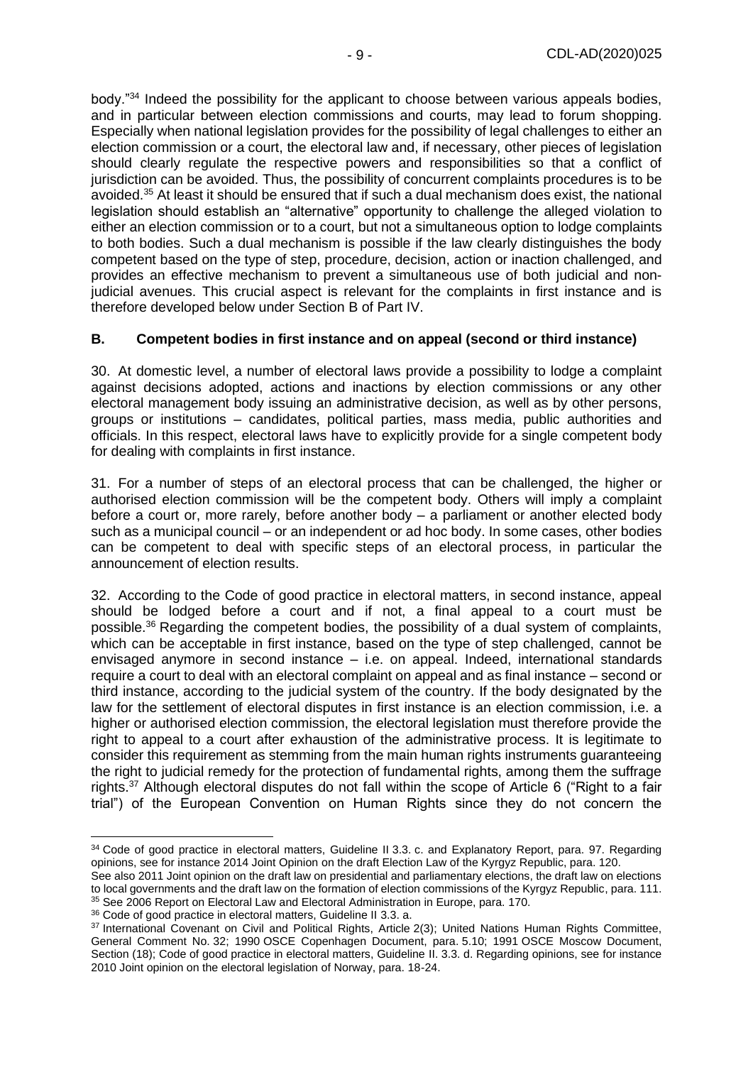body."[34] Indeed the possibility for the applicant to choose between various appeals bodies, and in particular between election commissions and courts, may lead to forum shopping. Especially when national legislation provides for the possibility of legal challenges to either an election commission or a court, the electoral law and, if necessary, other pieces of legislation should clearly regulate the respective powers and responsibilities so that a conflict of jurisdiction can be avoided. Thus, the possibility of concurrent complaints procedures is to be avoided.[35] At least it should be ensured that if such a dual mechanism does exist, the national legislation should establish an "alternative" opportunity to challenge the alleged violation to either an election commission or to a court, but not a simultaneous option to lodge complaints to both bodies. Such a dual mechanism is possible if the law clearly distinguishes the body competent based on the type of step, procedure, decision, action or inaction challenged, and provides an effective mechanism to prevent a simultaneous use of both judicial and non-judicial avenues. This crucial aspect is relevant for the complaints in first instance and is therefore developed below under Section B of Part IV.

### B. Competent bodies in first instance and on appeal (second or third instance)

30. At domestic level, a number of electoral laws provide a possibility to lodge a complaint against decisions adopted, actions and inactions by election commissions or any other electoral management body issuing an administrative decision, as well as by other persons, groups or institutions – candidates, political parties, mass media, public authorities and officials. In this respect, electoral laws have to explicitly provide for a single competent body for dealing with complaints in first instance.

31. For a number of steps of an electoral process that can be challenged, the higher or authorised election commission will be the competent body. Others will imply a complaint before a court or, more rarely, before another body – a parliament or another elected body such as a municipal council – or an independent or ad hoc body. In some cases, other bodies can be competent to deal with specific steps of an electoral process, in particular the announcement of election results.

32. According to the Code of good practice in electoral matters, in second instance, appeal should be lodged before a court and if not, a final appeal to a court must be possible.[36] Regarding the competent bodies, the possibility of a dual system of complaints, which can be acceptable in first instance, based on the type of step challenged, cannot be envisaged anymore in second instance – i.e. on appeal. Indeed, international standards require a court to deal with an electoral complaint on appeal and as final instance – second or third instance, according to the judicial system of the country. If the body designated by the law for the settlement of electoral disputes in first instance is an election commission, i.e. a higher or authorised election commission, the electoral legislation must therefore provide the right to appeal to a court after exhaustion of the administrative process. It is legitimate to consider this requirement as stemming from the main human rights instruments guaranteeing the right to judicial remedy for the protection of fundamental rights, among them the suffrage rights.[37] Although electoral disputes do not fall within the scope of Article 6 ("Right to a fair trial") of the European Convention on Human Rights since they do not concern the

---

[34] Code of good practice in electoral matters, Guideline II 3.3. c. and Explanatory Report, para. 97. Regarding opinions, see for instance 2014 Joint Opinion on the draft Election Law of the Kyrgyz Republic, para. 120.
See also 2011 Joint opinion on the draft law on presidential and parliamentary elections, the draft law on elections to local governments and the draft law on the formation of election commissions of the Kyrgyz Republic, para. 111.

[35] See 2006 Report on Electoral Law and Electoral Administration in Europe, para. 170.

[36] Code of good practice in electoral matters, Guideline II 3.3. a.

[37] International Covenant on Civil and Political Rights, Article 2(3); United Nations Human Rights Committee, General Comment No. 32; 1990 OSCE Copenhagen Document, para. 5.10; 1991 OSCE Moscow Document, Section (18); Code of good practice in electoral matters, Guideline II. 3.3. d. Regarding opinions, see for instance 2010 Joint opinion on the electoral legislation of Norway, para. 18-24.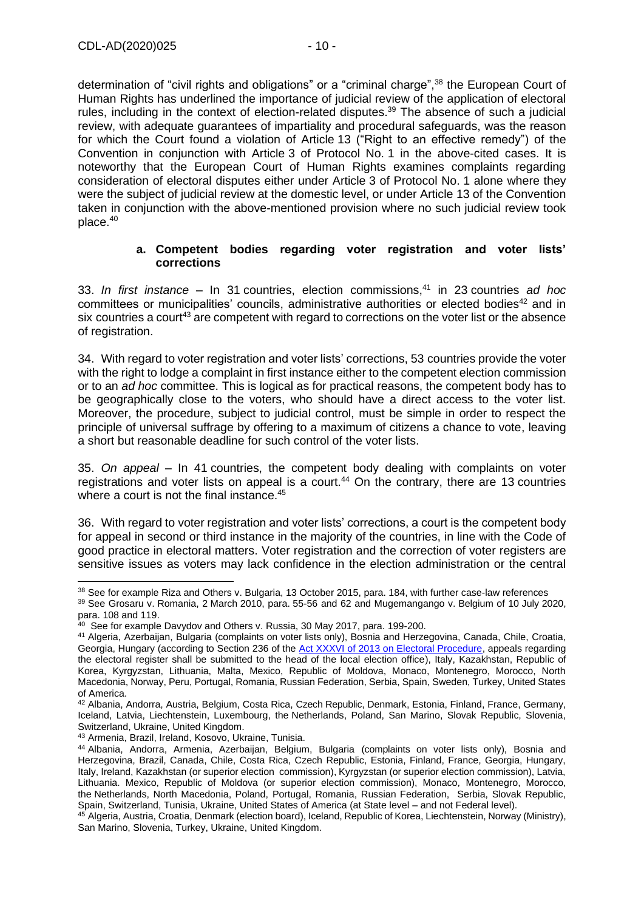determination of "civil rights and obligations" or a "criminal charge",[38] the European Court of Human Rights has underlined the importance of judicial review of the application of electoral rules, including in the context of election-related disputes.[39] The absence of such a judicial review, with adequate guarantees of impartiality and procedural safeguards, was the reason for which the Court found a violation of Article 13 ("Right to an effective remedy") of the Convention in conjunction with Article 3 of Protocol No. 1 in the above-cited cases. It is noteworthy that the European Court of Human Rights examines complaints regarding consideration of electoral disputes either under Article 3 of Protocol No. 1 alone where they were the subject of judicial review at the domestic level, or under Article 13 of the Convention taken in conjunction with the above-mentioned provision where no such judicial review took place.[40]

### a. Competent bodies regarding voter registration and voter lists' corrections

33. *In first instance* – In 31 countries, election commissions,[41] in 23 countries *ad hoc* committees or municipalities' councils, administrative authorities or elected bodies[42] and in six countries a court[43] are competent with regard to corrections on the voter list or the absence of registration.

34. With regard to voter registration and voter lists' corrections, 53 countries provide the voter with the right to lodge a complaint in first instance either to the competent election commission or to an *ad hoc* committee. This is logical as for practical reasons, the competent body has to be geographically close to the voters, who should have a direct access to the voter list. Moreover, the procedure, subject to judicial control, must be simple in order to respect the principle of universal suffrage by offering to a maximum of citizens a chance to vote, leaving a short but reasonable deadline for such control of the voter lists.

35. *On appeal* – In 41 countries, the competent body dealing with complaints on voter registrations and voter lists on appeal is a court.[44] On the contrary, there are 13 countries where a court is not the final instance.[45]

36. With regard to voter registration and voter lists' corrections, a court is the competent body for appeal in second or third instance in the majority of the countries, in line with the Code of good practice in electoral matters. Voter registration and the correction of voter registers are sensitive issues as voters may lack confidence in the election administration or the central

---

[38] See for example Riza and Others v. Bulgaria, 13 October 2015, para. 184, with further case-law references

[39] See Grosaru v. Romania, 2 March 2010, para. 55-56 and 62 and Mugemangango v. Belgium of 10 July 2020, para. 108 and 119.

[40] See for example Davydov and Others v. Russia, 30 May 2017, para. 199-200.

[41] Algeria, Azerbaijan, Bulgaria (complaints on voter lists only), Bosnia and Herzegovina, Canada, Chile, Croatia, Georgia, Hungary (according to Section 236 of the Act XXXVI of 2013 on Electoral Procedure, appeals regarding the electoral register shall be submitted to the head of the local election office), Italy, Kazakhstan, Republic of Korea, Kyrgyzstan, Lithuania, Malta, Mexico, Republic of Moldova, Monaco, Montenegro, Morocco, North Macedonia, Norway, Peru, Portugal, Romania, Russian Federation, Serbia, Spain, Sweden, Turkey, United States of America.

[42] Albania, Andorra, Austria, Belgium, Costa Rica, Czech Republic, Denmark, Estonia, Finland, France, Germany, Iceland, Latvia, Liechtenstein, Luxembourg, the Netherlands, Poland, San Marino, Slovak Republic, Slovenia, Switzerland, Ukraine, United Kingdom.

[43] Armenia, Brazil, Ireland, Kosovo, Ukraine, Tunisia.

[44] Albania, Andorra, Armenia, Azerbaijan, Belgium, Bulgaria (complaints on voter lists only), Bosnia and Herzegovina, Brazil, Canada, Chile, Costa Rica, Czech Republic, Estonia, Finland, France, Georgia, Hungary, Italy, Ireland, Kazakhstan (or superior election commission), Kyrgyzstan (or superior election commission), Latvia, Lithuania. Mexico, Republic of Moldova (or superior election commission), Monaco, Montenegro, Morocco, the Netherlands, North Macedonia, Poland, Portugal, Romania, Russian Federation, Serbia, Slovak Republic, Spain, Switzerland, Tunisia, Ukraine, United States of America (at State level – and not Federal level).

[45] Algeria, Austria, Croatia, Denmark (election board), Iceland, Republic of Korea, Liechtenstein, Norway (Ministry), San Marino, Slovenia, Turkey, Ukraine, United Kingdom.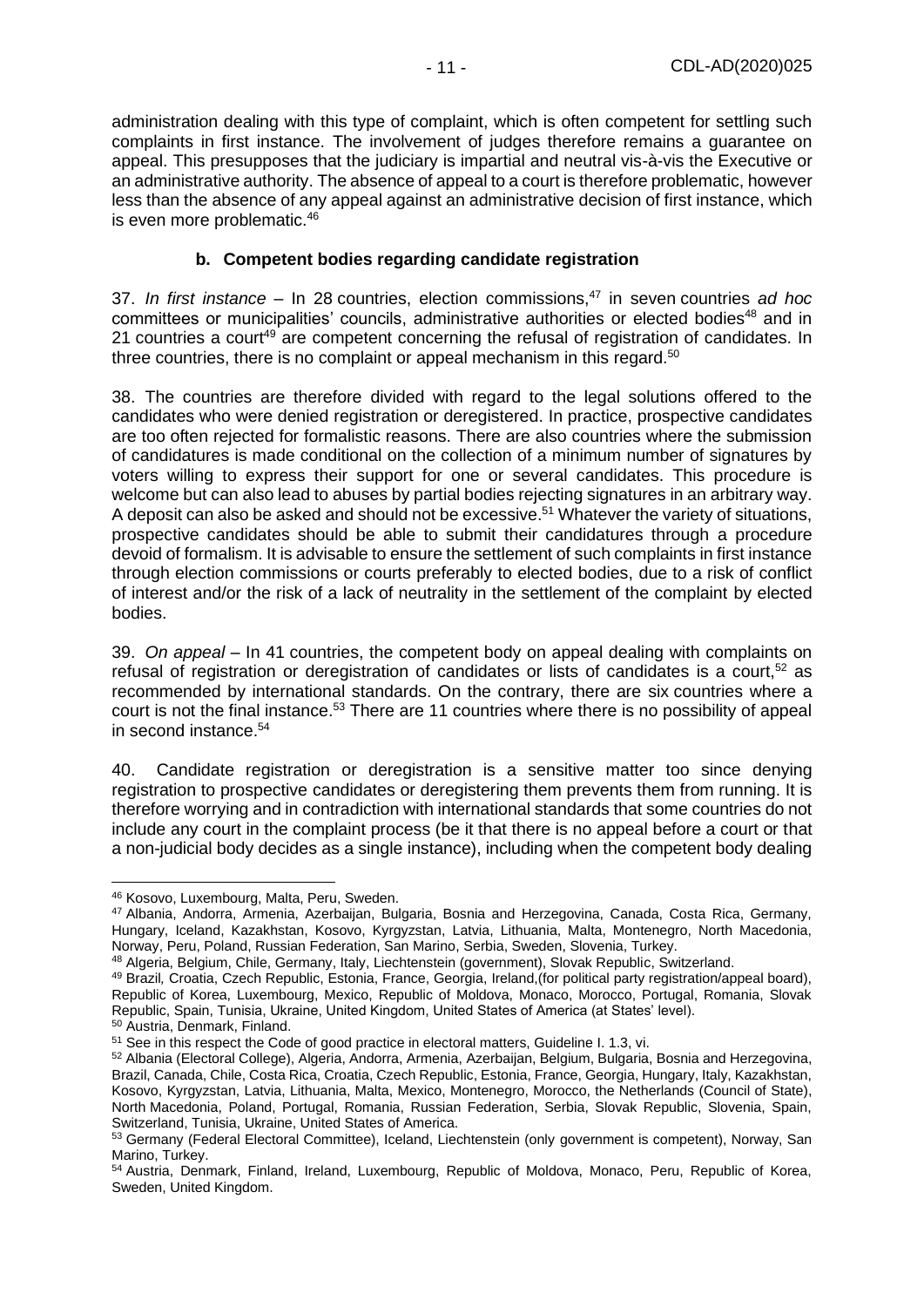administration dealing with this type of complaint, which is often competent for settling such complaints in first instance. The involvement of judges therefore remains a guarantee on appeal. This presupposes that the judiciary is impartial and neutral vis-à-vis the Executive or an administrative authority. The absence of appeal to a court is therefore problematic, however less than the absence of any appeal against an administrative decision of first instance, which is even more problematic.[46]

### b. Competent bodies regarding candidate registration

37. *In first instance* – In 28 countries, election commissions,[47] in seven countries *ad hoc* committees or municipalities' councils, administrative authorities or elected bodies[48] and in 21 countries a court[49] are competent concerning the refusal of registration of candidates. In three countries, there is no complaint or appeal mechanism in this regard.[50]

38. The countries are therefore divided with regard to the legal solutions offered to the candidates who were denied registration or deregistered. In practice, prospective candidates are too often rejected for formalistic reasons. There are also countries where the submission of candidatures is made conditional on the collection of a minimum number of signatures by voters willing to express their support for one or several candidates. This procedure is welcome but can also lead to abuses by partial bodies rejecting signatures in an arbitrary way. A deposit can also be asked and should not be excessive.[51] Whatever the variety of situations, prospective candidates should be able to submit their candidatures through a procedure devoid of formalism. It is advisable to ensure the settlement of such complaints in first instance through election commissions or courts preferably to elected bodies, due to a risk of conflict of interest and/or the risk of a lack of neutrality in the settlement of the complaint by elected bodies.

39. *On appeal* – In 41 countries, the competent body on appeal dealing with complaints on refusal of registration or deregistration of candidates or lists of candidates is a court,[52] as recommended by international standards. On the contrary, there are six countries where a court is not the final instance.[53] There are 11 countries where there is no possibility of appeal in second instance.[54]

40. Candidate registration or deregistration is a sensitive matter too since denying registration to prospective candidates or deregistering them prevents them from running. It is therefore worrying and in contradiction with international standards that some countries do not include any court in the complaint process (be it that there is no appeal before a court or that a non-judicial body decides as a single instance), including when the competent body dealing

---

[46] Kosovo, Luxembourg, Malta, Peru, Sweden.

[47] Albania, Andorra, Armenia, Azerbaijan, Bulgaria, Bosnia and Herzegovina, Canada, Costa Rica, Germany, Hungary, Iceland, Kazakhstan, Kosovo, Kyrgyzstan, Latvia, Lithuania, Malta, Montenegro, North Macedonia, Norway, Peru, Poland, Russian Federation, San Marino, Serbia, Sweden, Slovenia, Turkey.

[48] Algeria, Belgium, Chile, Germany, Italy, Liechtenstein (government), Slovak Republic, Switzerland.

[49] Brazil, Croatia, Czech Republic, Estonia, France, Georgia, Ireland,(for political party registration/appeal board), Republic of Korea, Luxembourg, Mexico, Republic of Moldova, Monaco, Morocco, Portugal, Romania, Slovak Republic, Spain, Tunisia, Ukraine, United Kingdom, United States of America (at States' level).

[50] Austria, Denmark, Finland.

[51] See in this respect the Code of good practice in electoral matters, Guideline I. 1.3, vi.

[52] Albania (Electoral College), Algeria, Andorra, Armenia, Azerbaijan, Belgium, Bulgaria, Bosnia and Herzegovina, Brazil, Canada, Chile, Costa Rica, Croatia, Czech Republic, Estonia, France, Georgia, Hungary, Italy, Kazakhstan, Kosovo, Kyrgyzstan, Latvia, Lithuania, Malta, Mexico, Montenegro, Morocco, the Netherlands (Council of State), North Macedonia, Poland, Portugal, Romania, Russian Federation, Serbia, Slovak Republic, Slovenia, Spain, Switzerland, Tunisia, Ukraine, United States of America.

[53] Germany (Federal Electoral Committee), Iceland, Liechtenstein (only government is competent), Norway, San Marino, Turkey.

[54] Austria, Denmark, Finland, Ireland, Luxembourg, Republic of Moldova, Monaco, Peru, Republic of Korea, Sweden, United Kingdom.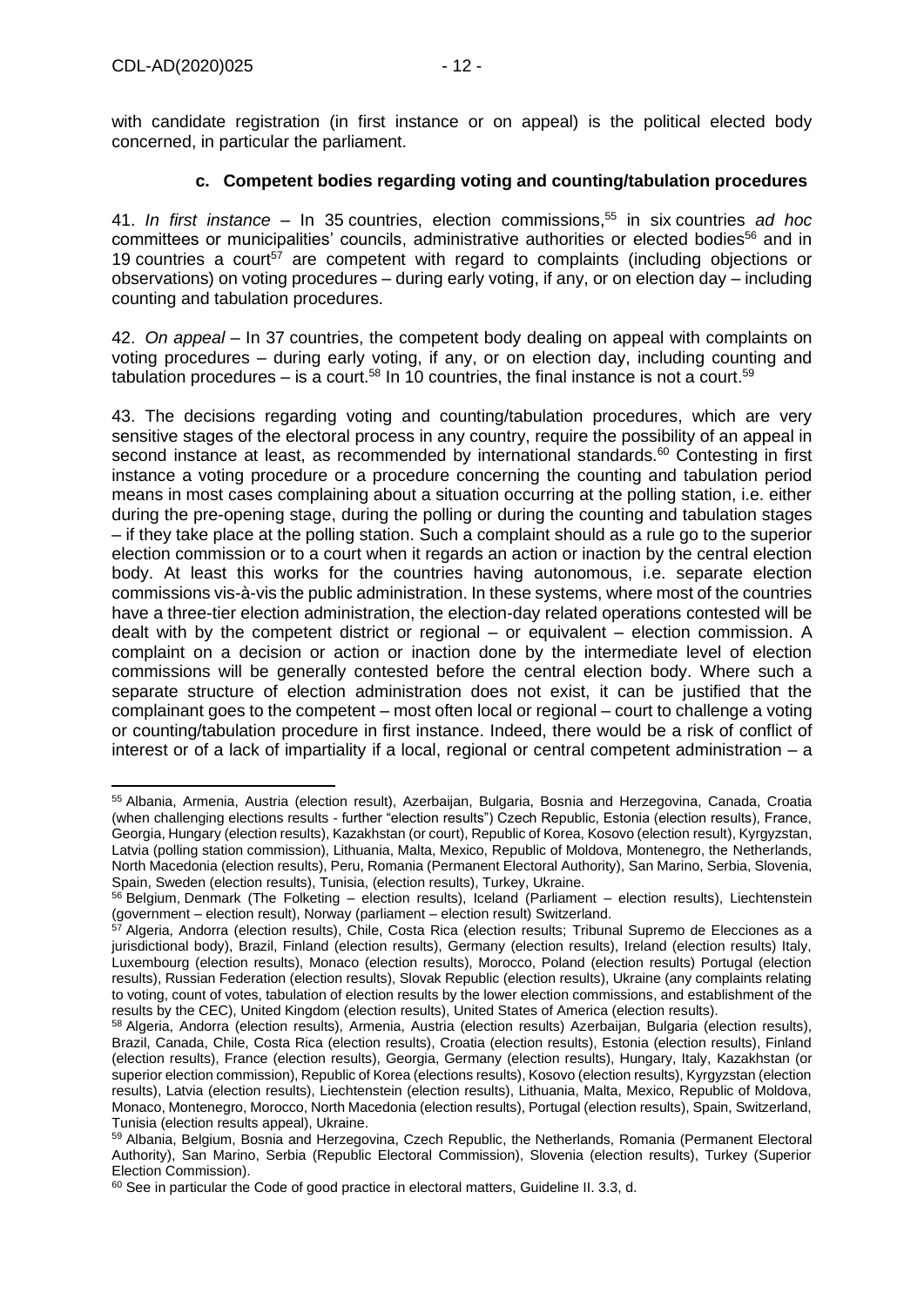with candidate registration (in first instance or on appeal) is the political elected body concerned, in particular the parliament.

#### c. Competent bodies regarding voting and counting/tabulation procedures

41. *In first instance* – In 35 countries, election commissions,[55] in six countries *ad hoc* committees or municipalities' councils, administrative authorities or elected bodies[56] and in 19 countries a court[57] are competent with regard to complaints (including objections or observations) on voting procedures – during early voting, if any, or on election day – including counting and tabulation procedures.

42. *On appeal* – In 37 countries, the competent body dealing on appeal with complaints on voting procedures – during early voting, if any, or on election day, including counting and tabulation procedures – is a court.[58] In 10 countries, the final instance is not a court.[59]

43. The decisions regarding voting and counting/tabulation procedures, which are very sensitive stages of the electoral process in any country, require the possibility of an appeal in second instance at least, as recommended by international standards.[60] Contesting in first instance a voting procedure or a procedure concerning the counting and tabulation period means in most cases complaining about a situation occurring at the polling station, i.e. either during the pre-opening stage, during the polling or during the counting and tabulation stages – if they take place at the polling station. Such a complaint should as a rule go to the superior election commission or to a court when it regards an action or inaction by the central election body. At least this works for the countries having autonomous, i.e. separate election commissions vis-à-vis the public administration. In these systems, where most of the countries have a three-tier election administration, the election-day related operations contested will be dealt with by the competent district or regional – or equivalent – election commission. A complaint on a decision or action or inaction done by the intermediate level of election commissions will be generally contested before the central election body. Where such a separate structure of election administration does not exist, it can be justified that the complainant goes to the competent – most often local or regional – court to challenge a voting or counting/tabulation procedure in first instance. Indeed, there would be a risk of conflict of interest or of a lack of impartiality if a local, regional or central competent administration – a

---

[55] Albania, Armenia, Austria (election result), Azerbaijan, Bulgaria, Bosnia and Herzegovina, Canada, Croatia (when challenging elections results - further "election results") Czech Republic, Estonia (election results), France, Georgia, Hungary (election results), Kazakhstan (or court), Republic of Korea, Kosovo (election result), Kyrgyzstan, Latvia (polling station commission), Lithuania, Malta, Mexico, Republic of Moldova, Montenegro, the Netherlands, North Macedonia (election results), Peru, Romania (Permanent Electoral Authority), San Marino, Serbia, Slovenia, Spain, Sweden (election results), Tunisia, (election results), Turkey, Ukraine.

[56] Belgium, Denmark (The Folketing – election results), Iceland (Parliament – election results), Liechtenstein (government – election result), Norway (parliament – election result) Switzerland.

[57] Algeria, Andorra (election results), Chile, Costa Rica (election results; Tribunal Supremo de Elecciones as a jurisdictional body), Brazil, Finland (election results), Germany (election results), Ireland (election results) Italy, Luxembourg (election results), Monaco (election results), Morocco, Poland (election results) Portugal (election results), Russian Federation (election results), Slovak Republic (election results), Ukraine (any complaints relating to voting, count of votes, tabulation of election results by the lower election commissions, and establishment of the results by the CEC), United Kingdom (election results), United States of America (election results).

[58] Algeria, Andorra (election results), Armenia, Austria (election results) Azerbaijan, Bulgaria (election results), Brazil, Canada, Chile, Costa Rica (election results), Croatia (election results), Estonia (election results), Finland (election results), France (election results), Georgia, Germany (election results), Hungary, Italy, Kazakhstan (or superior election commission), Republic of Korea (elections results), Kosovo (election results), Kyrgyzstan (election results), Latvia (election results), Liechtenstein (election results), Lithuania, Malta, Mexico, Republic of Moldova, Monaco, Montenegro, Morocco, North Macedonia (election results), Portugal (election results), Spain, Switzerland, Tunisia (election results appeal), Ukraine.

[59] Albania, Belgium, Bosnia and Herzegovina, Czech Republic, the Netherlands, Romania (Permanent Electoral Authority), San Marino, Serbia (Republic Electoral Commission), Slovenia (election results), Turkey (Superior Election Commission).

[60] See in particular the Code of good practice in electoral matters, Guideline II. 3.3, d.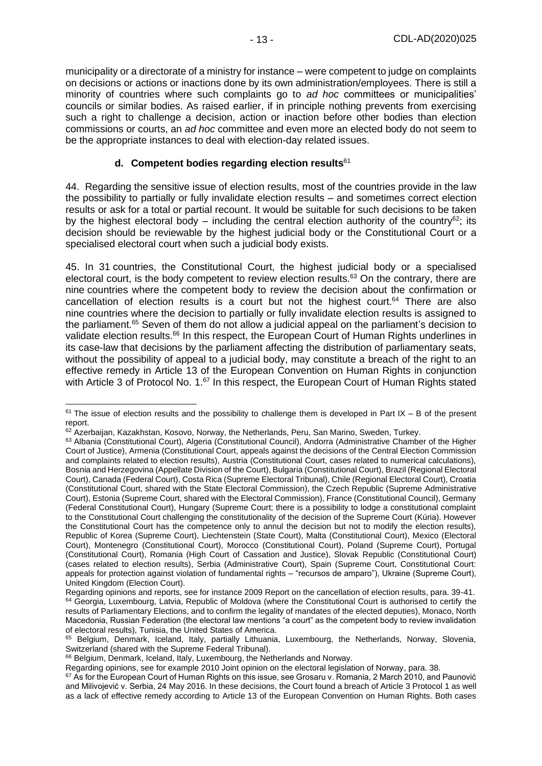municipality or a directorate of a ministry for instance – were competent to judge on complaints on decisions or actions or inactions done by its own administration/employees. There is still a minority of countries where such complaints go to *ad hoc* committees or municipalities' councils or similar bodies. As raised earlier, if in principle nothing prevents from exercising such a right to challenge a decision, action or inaction before other bodies than election commissions or courts, an *ad hoc* committee and even more an elected body do not seem to be the appropriate instances to deal with election-day related issues.

### d. Competent bodies regarding election results[61]

44. Regarding the sensitive issue of election results, most of the countries provide in the law the possibility to partially or fully invalidate election results – and sometimes correct election results or ask for a total or partial recount. It would be suitable for such decisions to be taken by the highest electoral body – including the central election authority of the country[62]; its decision should be reviewable by the highest judicial body or the Constitutional Court or a specialised electoral court when such a judicial body exists.

45. In 31 countries, the Constitutional Court, the highest judicial body or a specialised electoral court, is the body competent to review election results.[63] On the contrary, there are nine countries where the competent body to review the decision about the confirmation or cancellation of election results is a court but not the highest court.[64] There are also nine countries where the decision to partially or fully invalidate election results is assigned to the parliament.[65] Seven of them do not allow a judicial appeal on the parliament's decision to validate election results.[66] In this respect, the European Court of Human Rights underlines in its case-law that decisions by the parliament affecting the distribution of parliamentary seats, without the possibility of appeal to a judicial body, may constitute a breach of the right to an effective remedy in Article 13 of the European Convention on Human Rights in conjunction with Article 3 of Protocol No. 1.[67] In this respect, the European Court of Human Rights stated

---

[61] The issue of election results and the possibility to challenge them is developed in Part IX – B of the present report.

[62] Azerbaijan, Kazakhstan, Kosovo, Norway, the Netherlands, Peru, San Marino, Sweden, Turkey.

[63] Albania (Constitutional Court), Algeria (Constitutional Council), Andorra (Administrative Chamber of the Higher Court of Justice), Armenia (Constitutional Court, appeals against the decisions of the Central Election Commission and complaints related to election results), Austria (Constitutional Court, cases related to numerical calculations), Bosnia and Herzegovina (Appellate Division of the Court), Bulgaria (Constitutional Court), Brazil (Regional Electoral Court), Canada (Federal Court), Costa Rica (Supreme Electoral Tribunal), Chile (Regional Electoral Court), Croatia (Constitutional Court, shared with the State Electoral Commission), the Czech Republic (Supreme Administrative Court), Estonia (Supreme Court, shared with the Electoral Commission), France (Constitutional Council), Germany (Federal Constitutional Court), Hungary (Supreme Court; there is a possibility to lodge a constitutional complaint to the Constitutional Court challenging the constitutionality of the decision of the Supreme Court (Kúria). However the Constitutional Court has the competence only to annul the decision but not to modify the election results), Republic of Korea (Supreme Court), Liechtenstein (State Court), Malta (Constitutional Court), Mexico (Electoral Court), Montenegro (Constitutional Court), Morocco (Constitutional Court), Poland (Supreme Court), Portugal (Constitutional Court), Romania (High Court of Cassation and Justice), Slovak Republic (Constitutional Court) (cases related to election results), Serbia (Administrative Court), Spain (Supreme Court, Constitutional Court: appeals for protection against violation of fundamental rights – "recursos de amparo"), Ukraine (Supreme Court), United Kingdom (Election Court).

Regarding opinions and reports, see for instance 2009 Report on the cancellation of election results, para. 39-41.

[64] Georgia, Luxembourg, Latvia, Republic of Moldova (where the Constitutional Court is authorised to certify the results of Parliamentary Elections, and to confirm the legality of mandates of the elected deputies), Monaco, North Macedonia, Russian Federation (the electoral law mentions "a court" as the competent body to review invalidation of electoral results), Tunisia, the United States of America.

[65] Belgium, Denmark, Iceland, Italy, partially Lithuania, Luxembourg, the Netherlands, Norway, Slovenia, Switzerland (shared with the Supreme Federal Tribunal).

[66] Belgium, Denmark, Iceland, Italy, Luxembourg, the Netherlands and Norway.

Regarding opinions, see for example 2010 Joint opinion on the electoral legislation of Norway, para. 38.

[67] As for the European Court of Human Rights on this issue, see Grosaru v. Romania, 2 March 2010, and Paunović and Milivojević v. Serbia, 24 May 2016. In these decisions, the Court found a breach of Article 3 Protocol 1 as well as a lack of effective remedy according to Article 13 of the European Convention on Human Rights. Both cases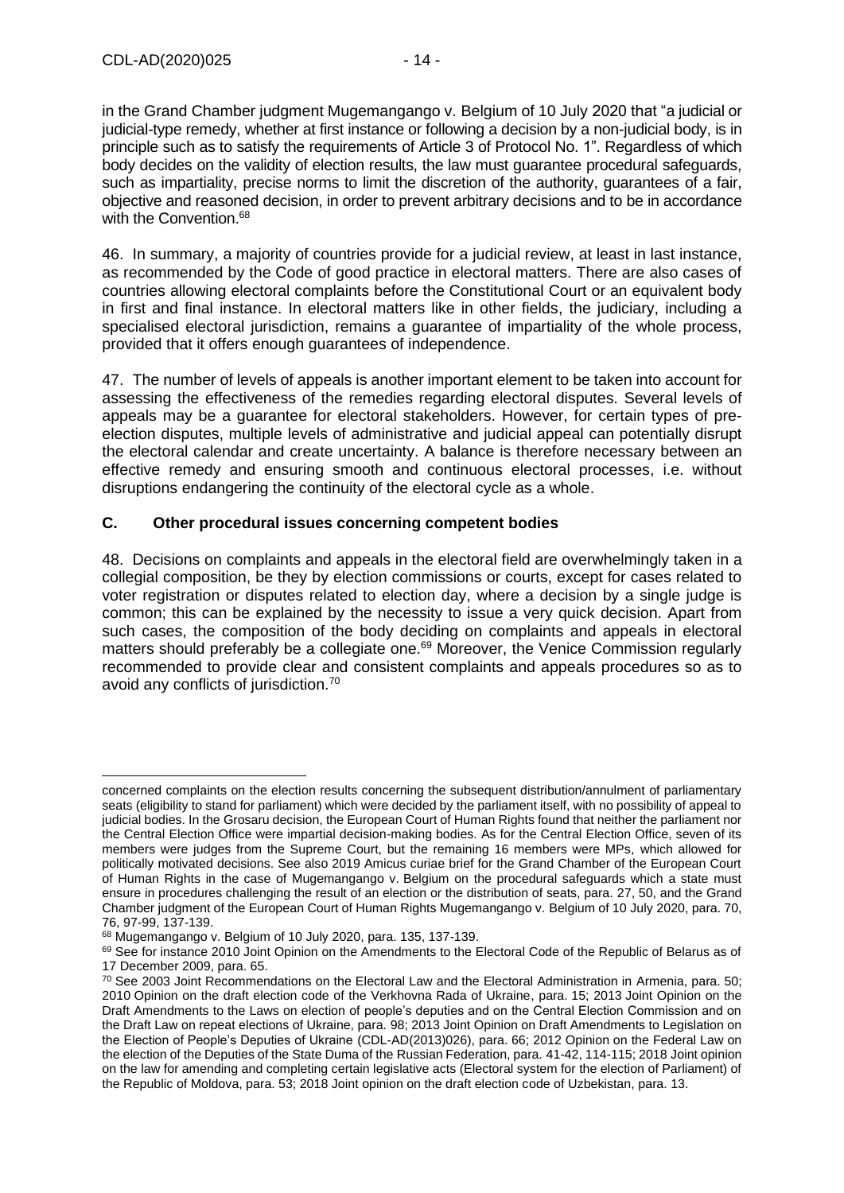in the Grand Chamber judgment Mugemangango v. Belgium of 10 July 2020 that "a judicial or judicial-type remedy, whether at first instance or following a decision by a non-judicial body, is in principle such as to satisfy the requirements of Article 3 of Protocol No. 1". Regardless of which body decides on the validity of election results, the law must guarantee procedural safeguards, such as impartiality, precise norms to limit the discretion of the authority, guarantees of a fair, objective and reasoned decision, in order to prevent arbitrary decisions and to be in accordance with the Convention.[68]

46. In summary, a majority of countries provide for a judicial review, at least in last instance, as recommended by the Code of good practice in electoral matters. There are also cases of countries allowing electoral complaints before the Constitutional Court or an equivalent body in first and final instance. In electoral matters like in other fields, the judiciary, including a specialised electoral jurisdiction, remains a guarantee of impartiality of the whole process, provided that it offers enough guarantees of independence.

47. The number of levels of appeals is another important element to be taken into account for assessing the effectiveness of the remedies regarding electoral disputes. Several levels of appeals may be a guarantee for electoral stakeholders. However, for certain types of pre-election disputes, multiple levels of administrative and judicial appeal can potentially disrupt the electoral calendar and create uncertainty. A balance is therefore necessary between an effective remedy and ensuring smooth and continuous electoral processes, i.e. without disruptions endangering the continuity of the electoral cycle as a whole.

## C. Other procedural issues concerning competent bodies

48. Decisions on complaints and appeals in the electoral field are overwhelmingly taken in a collegial composition, be they by election commissions or courts, except for cases related to voter registration or disputes related to election day, where a decision by a single judge is common; this can be explained by the necessity to issue a very quick decision. Apart from such cases, the composition of the body deciding on complaints and appeals in electoral matters should preferably be a collegiate one.[69] Moreover, the Venice Commission regularly recommended to provide clear and consistent complaints and appeals procedures so as to avoid any conflicts of jurisdiction.[70]

---

concerned complaints on the election results concerning the subsequent distribution/annulment of parliamentary seats (eligibility to stand for parliament) which were decided by the parliament itself, with no possibility of appeal to judicial bodies. In the Grosaru decision, the European Court of Human Rights found that neither the parliament nor the Central Election Office were impartial decision-making bodies. As for the Central Election Office, seven of its members were judges from the Supreme Court, but the remaining 16 members were MPs, which allowed for politically motivated decisions. See also 2019 Amicus curiae brief for the Grand Chamber of the European Court of Human Rights in the case of Mugemangango v. Belgium on the procedural safeguards which a state must ensure in procedures challenging the result of an election or the distribution of seats, para. 27, 50, and the Grand Chamber judgment of the European Court of Human Rights Mugemangango v. Belgium of 10 July 2020, para. 70, 76, 97-99, 137-139.

[68] Mugemangango v. Belgium of 10 July 2020, para. 135, 137-139.

[69] See for instance 2010 Joint Opinion on the Amendments to the Electoral Code of the Republic of Belarus as of 17 December 2009, para. 65.

[70] See 2003 Joint Recommendations on the Electoral Law and the Electoral Administration in Armenia, para. 50; 2010 Opinion on the draft election code of the Verkhovna Rada of Ukraine, para. 15; 2013 Joint Opinion on the Draft Amendments to the Laws on election of people's deputies and on the Central Election Commission and on the Draft Law on repeat elections of Ukraine, para. 98; 2013 Joint Opinion on Draft Amendments to Legislation on the Election of People's Deputies of Ukraine (CDL-AD(2013)026), para. 66; 2012 Opinion on the Federal Law on the election of the Deputies of the State Duma of the Russian Federation, para. 41-42, 114-115; 2018 Joint opinion on the law for amending and completing certain legislative acts (Electoral system for the election of Parliament) of the Republic of Moldova, para. 53; 2018 Joint opinion on the draft election code of Uzbekistan, para. 13.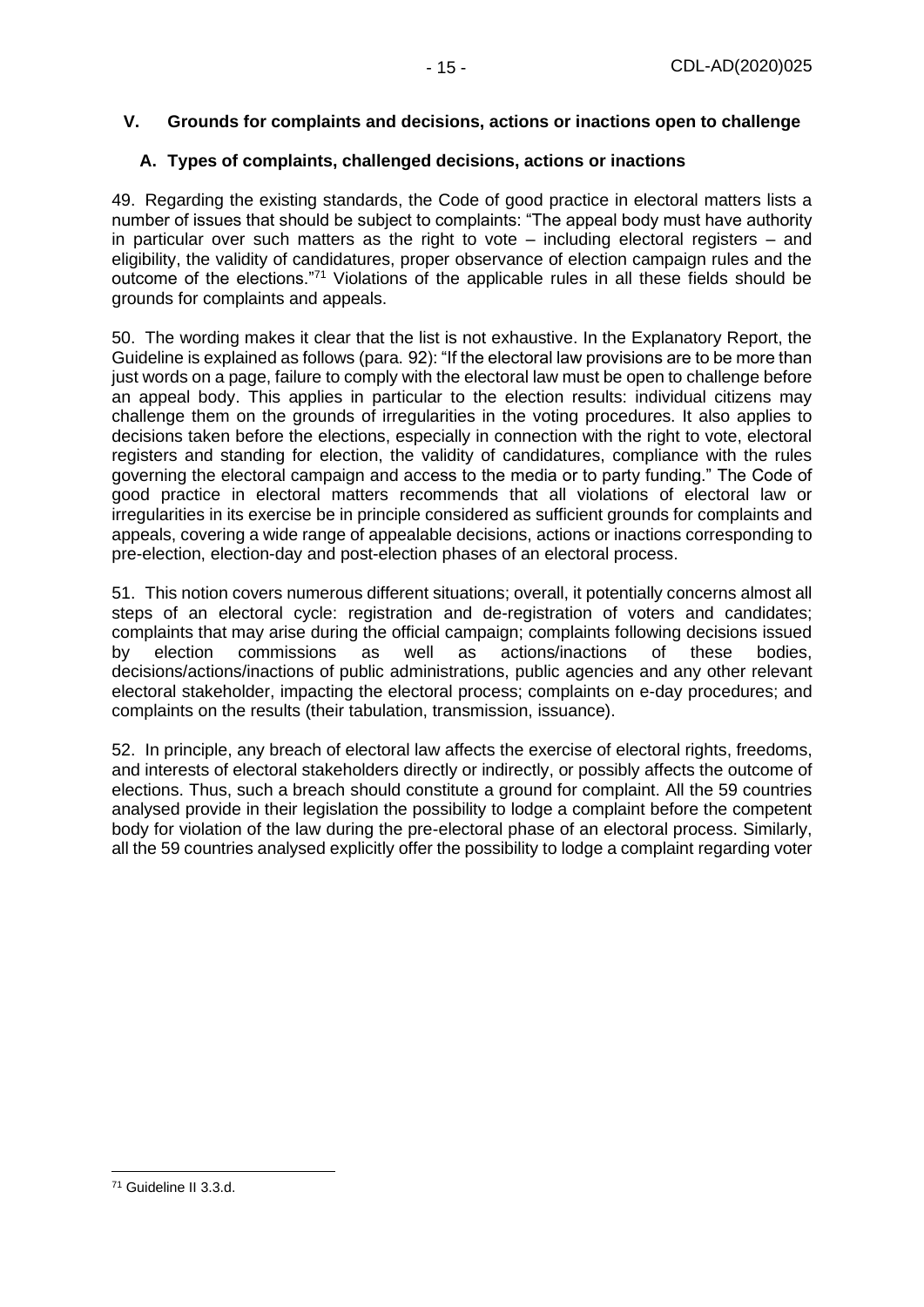## V. Grounds for complaints and decisions, actions or inactions open to challenge

### A. Types of complaints, challenged decisions, actions or inactions

49. Regarding the existing standards, the Code of good practice in electoral matters lists a number of issues that should be subject to complaints: "The appeal body must have authority in particular over such matters as the right to vote – including electoral registers – and eligibility, the validity of candidatures, proper observance of election campaign rules and the outcome of the elections."[71] Violations of the applicable rules in all these fields should be grounds for complaints and appeals.

50. The wording makes it clear that the list is not exhaustive. In the Explanatory Report, the Guideline is explained as follows (para. 92): "If the electoral law provisions are to be more than just words on a page, failure to comply with the electoral law must be open to challenge before an appeal body. This applies in particular to the election results: individual citizens may challenge them on the grounds of irregularities in the voting procedures. It also applies to decisions taken before the elections, especially in connection with the right to vote, electoral registers and standing for election, the validity of candidatures, compliance with the rules governing the electoral campaign and access to the media or to party funding." The Code of good practice in electoral matters recommends that all violations of electoral law or irregularities in its exercise be in principle considered as sufficient grounds for complaints and appeals, covering a wide range of appealable decisions, actions or inactions corresponding to pre-election, election-day and post-election phases of an electoral process.

51. This notion covers numerous different situations; overall, it potentially concerns almost all steps of an electoral cycle: registration and de-registration of voters and candidates; complaints that may arise during the official campaign; complaints following decisions issued by election commissions as well as actions/inactions of these bodies, decisions/actions/inactions of public administrations, public agencies and any other relevant electoral stakeholder, impacting the electoral process; complaints on e-day procedures; and complaints on the results (their tabulation, transmission, issuance).

52. In principle, any breach of electoral law affects the exercise of electoral rights, freedoms, and interests of electoral stakeholders directly or indirectly, or possibly affects the outcome of elections. Thus, such a breach should constitute a ground for complaint. All the 59 countries analysed provide in their legislation the possibility to lodge a complaint before the competent body for violation of the law during the pre-electoral phase of an electoral process. Similarly, all the 59 countries analysed explicitly offer the possibility to lodge a complaint regarding voter

---

[71] Guideline II 3.3.d.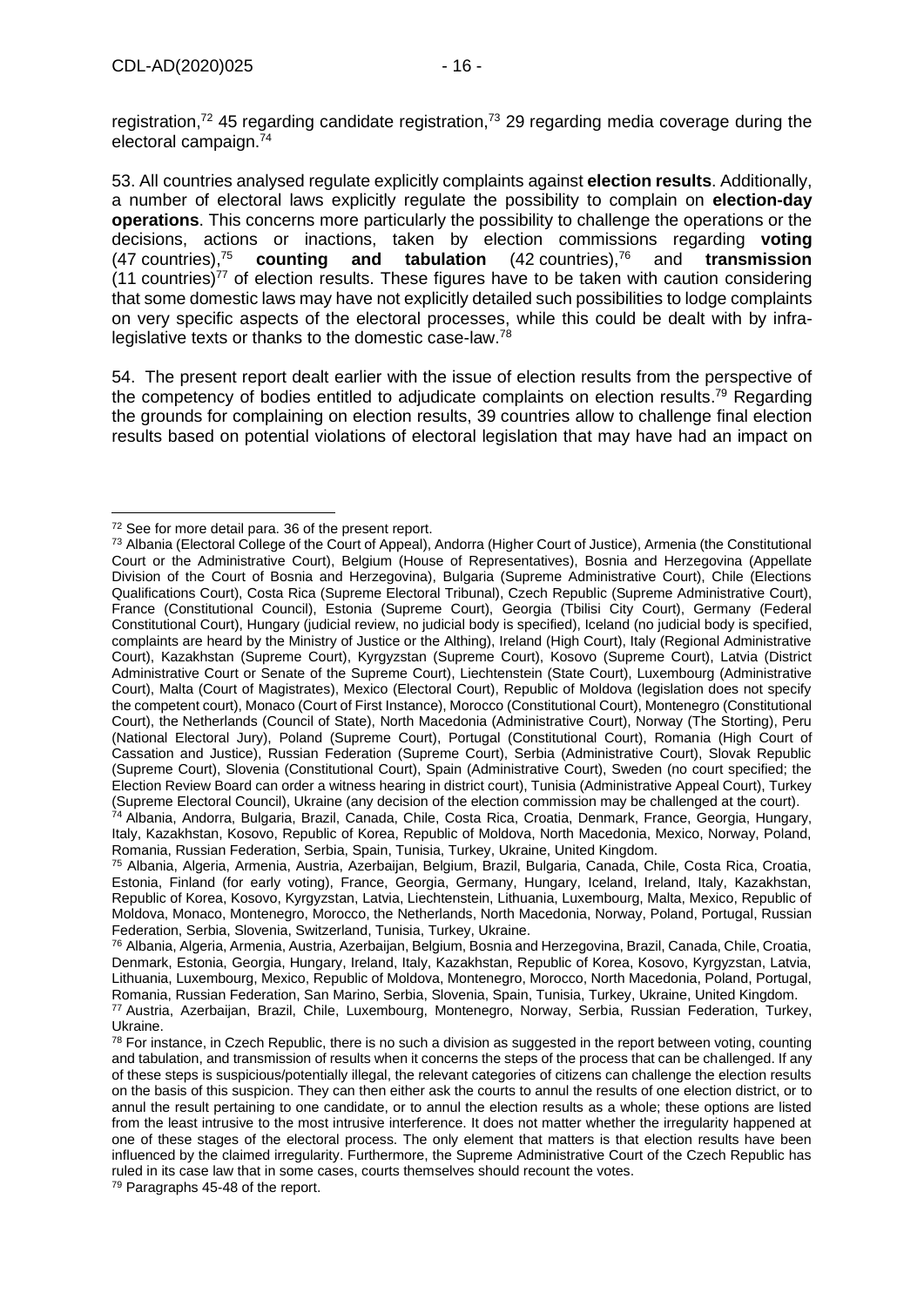registration,[72] 45 regarding candidate registration,[73] 29 regarding media coverage during the electoral campaign.[74]

53. All countries analysed regulate explicitly complaints against **election results**. Additionally, a number of electoral laws explicitly regulate the possibility to complain on **election-day operations**. This concerns more particularly the possibility to challenge the operations or the decisions, actions or inactions, taken by election commissions regarding **voting** (47 countries),[75] **counting and tabulation** (42 countries),[76] and **transmission** (11 countries)[77] of election results. These figures have to be taken with caution considering that some domestic laws may have not explicitly detailed such possibilities to lodge complaints on very specific aspects of the electoral processes, while this could be dealt with by infra-legislative texts or thanks to the domestic case-law.[78]

54. The present report dealt earlier with the issue of election results from the perspective of the competency of bodies entitled to adjudicate complaints on election results.[79] Regarding the grounds for complaining on election results, 39 countries allow to challenge final election results based on potential violations of electoral legislation that may have had an impact on

---

[72] See for more detail para. 36 of the present report.

[73] Albania (Electoral College of the Court of Appeal), Andorra (Higher Court of Justice), Armenia (the Constitutional Court or the Administrative Court), Belgium (House of Representatives), Bosnia and Herzegovina (Appellate Division of the Court of Bosnia and Herzegovina), Bulgaria (Supreme Administrative Court), Chile (Elections Qualifications Court), Costa Rica (Supreme Electoral Tribunal), Czech Republic (Supreme Administrative Court), France (Constitutional Council), Estonia (Supreme Court), Georgia (Tbilisi City Court), Germany (Federal Constitutional Court), Hungary (judicial review, no judicial body is specified), Iceland (no judicial body is specified, complaints are heard by the Ministry of Justice or the Althing), Ireland (High Court), Italy (Regional Administrative Court), Kazakhstan (Supreme Court), Kyrgyzstan (Supreme Court), Kosovo (Supreme Court), Latvia (District Administrative Court or Senate of the Supreme Court), Liechtenstein (State Court), Luxembourg (Administrative Court), Malta (Court of Magistrates), Mexico (Electoral Court), Republic of Moldova (legislation does not specify the competent court), Monaco (Court of First Instance), Morocco (Constitutional Court), Montenegro (Constitutional Court), the Netherlands (Council of State), North Macedonia (Administrative Court), Norway (The Storting), Peru (National Electoral Jury), Poland (Supreme Court), Portugal (Constitutional Court), Romania (High Court of Cassation and Justice), Russian Federation (Supreme Court), Serbia (Administrative Court), Slovak Republic (Supreme Court), Slovenia (Constitutional Court), Spain (Administrative Court), Sweden (no court specified; the Election Review Board can order a witness hearing in district court), Tunisia (Administrative Appeal Court), Turkey (Supreme Electoral Council), Ukraine (any decision of the election commission may be challenged at the court).

[74] Albania, Andorra, Bulgaria, Brazil, Canada, Chile, Costa Rica, Croatia, Denmark, France, Georgia, Hungary, Italy, Kazakhstan, Kosovo, Republic of Moldova, North Macedonia, Mexico, Norway, Poland, Romania, Russian Federation, Serbia, Spain, Tunisia, Turkey, Ukraine, United Kingdom.

[75] Albania, Algeria, Armenia, Austria, Azerbaijan, Belgium, Brazil, Bulgaria, Canada, Chile, Costa Rica, Croatia, Estonia, Finland (for early voting), France, Georgia, Germany, Hungary, Iceland, Ireland, Italy, Kazakhstan, Republic of Korea, Kosovo, Kyrgyzstan, Latvia, Liechtenstein, Lithuania, Luxembourg, Malta, Mexico, Republic of Moldova, Monaco, Montenegro, Morocco, the Netherlands, North Macedonia, Norway, Poland, Portugal, Russian Federation, Serbia, Slovenia, Switzerland, Tunisia, Turkey, Ukraine.

[76] Albania, Algeria, Armenia, Austria, Azerbaijan, Belgium, Bosnia and Herzegovina, Brazil, Canada, Chile, Croatia, Denmark, Estonia, Georgia, Hungary, Ireland, Italy, Kazakhstan, Republic of Korea, Kosovo, Kyrgyzstan, Latvia, Lithuania, Luxembourg, Mexico, Republic of Moldova, Montenegro, Morocco, North Macedonia, Poland, Portugal, Romania, Russian Federation, San Marino, Serbia, Slovenia, Spain, Tunisia, Turkey, Ukraine, United Kingdom.

[77] Austria, Azerbaijan, Brazil, Chile, Luxembourg, Montenegro, Norway, Serbia, Russian Federation, Turkey, Ukraine.

[78] For instance, in Czech Republic, there is no such a division as suggested in the report between voting, counting and tabulation, and transmission of results when it concerns the steps of the process that can be challenged. If any of these steps is suspicious/potentially illegal, the relevant categories of citizens can challenge the election results on the basis of this suspicion. They can then either ask the courts to annul the results of one election district, or to annul the result pertaining to one candidate, or to annul the election results as a whole; these options are listed from the least intrusive to the most intrusive interference. It does not matter whether the irregularity happened at one of these stages of the electoral process. The only element that matters is that election results have been influenced by the claimed irregularity. Furthermore, the Supreme Administrative Court of the Czech Republic has ruled in its case law that in some cases, courts themselves should recount the votes.

[79] Paragraphs 45-48 of the report.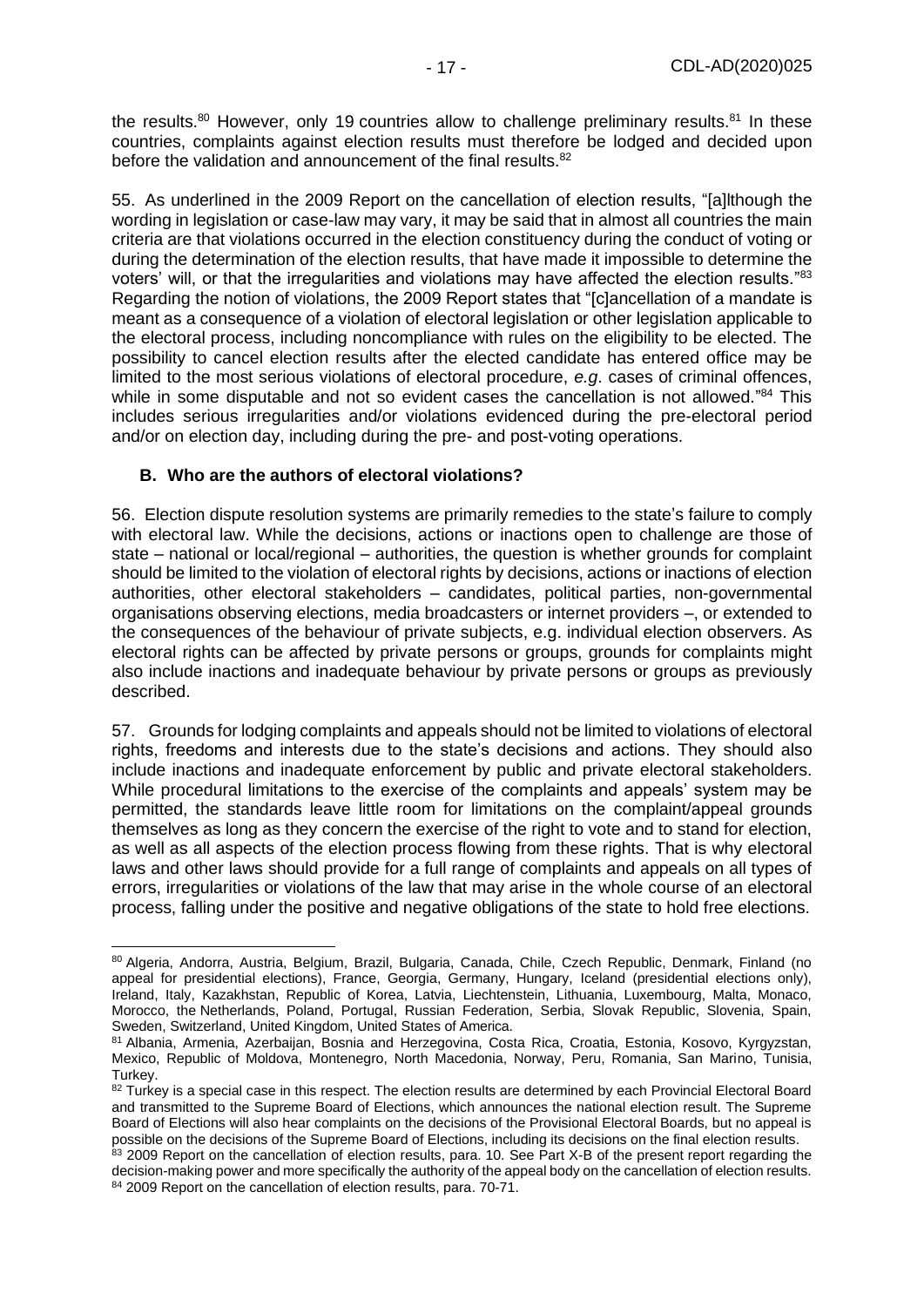the results.[80] However, only 19 countries allow to challenge preliminary results.[81] In these countries, complaints against election results must therefore be lodged and decided upon before the validation and announcement of the final results.[82]

55. As underlined in the 2009 Report on the cancellation of election results, "[a]lthough the wording in legislation or case-law may vary, it may be said that in almost all countries the main criteria are that violations occurred in the election constituency during the conduct of voting or during the determination of the election results, that have made it impossible to determine the voters' will, or that the irregularities and violations may have affected the election results."[83] Regarding the notion of violations, the 2009 Report states that "[c]ancellation of a mandate is meant as a consequence of a violation of electoral legislation or other legislation applicable to the electoral process, including noncompliance with rules on the eligibility to be elected. The possibility to cancel election results after the elected candidate has entered office may be limited to the most serious violations of electoral procedure, *e.g*. cases of criminal offences, while in some disputable and not so evident cases the cancellation is not allowed."[84] This includes serious irregularities and/or violations evidenced during the pre-electoral period and/or on election day, including during the pre- and post-voting operations.

### B. Who are the authors of electoral violations?

56. Election dispute resolution systems are primarily remedies to the state's failure to comply with electoral law. While the decisions, actions or inactions open to challenge are those of state – national or local/regional – authorities, the question is whether grounds for complaint should be limited to the violation of electoral rights by decisions, actions or inactions of election authorities, other electoral stakeholders – candidates, political parties, non-governmental organisations observing elections, media broadcasters or internet providers –, or extended to the consequences of the behaviour of private subjects, e.g. individual election observers. As electoral rights can be affected by private persons or groups, grounds for complaints might also include inactions and inadequate behaviour by private persons or groups as previously described.

57. Grounds for lodging complaints and appeals should not be limited to violations of electoral rights, freedoms and interests due to the state's decisions and actions. They should also include inactions and inadequate enforcement by public and private electoral stakeholders. While procedural limitations to the exercise of the complaints and appeals' system may be permitted, the standards leave little room for limitations on the complaint/appeal grounds themselves as long as they concern the exercise of the right to vote and to stand for election, as well as all aspects of the election process flowing from these rights. That is why electoral laws and other laws should provide for a full range of complaints and appeals on all types of errors, irregularities or violations of the law that may arise in the whole course of an electoral process, falling under the positive and negative obligations of the state to hold free elections.

---

[80] Algeria, Andorra, Austria, Belgium, Brazil, Bulgaria, Canada, Chile, Czech Republic, Denmark, Finland (no appeal for presidential elections), France, Georgia, Germany, Hungary, Iceland (presidential elections only), Ireland, Italy, Kazakhstan, Republic of Korea, Latvia, Liechtenstein, Lithuania, Luxembourg, Malta, Monaco, Morocco, the Netherlands, Poland, Portugal, Russian Federation, Serbia, Slovak Republic, Slovenia, Spain, Sweden, Switzerland, United Kingdom, United States of America.

[81] Albania, Armenia, Azerbaijan, Bosnia and Herzegovina, Costa Rica, Croatia, Estonia, Kosovo, Kyrgyzstan, Mexico, Republic of Moldova, Montenegro, North Macedonia, Norway, Peru, Romania, San Marino, Tunisia, Turkey.

[82] Turkey is a special case in this respect. The election results are determined by each Provincial Electoral Board and transmitted to the Supreme Board of Elections, which announces the national election result. The Supreme Board of Elections will also hear complaints on the decisions of the Provisional Electoral Boards, but no appeal is possible on the decisions of the Supreme Board of Elections, including its decisions on the final election results.

[83] 2009 Report on the cancellation of election results, para. 10. See Part X-B of the present report regarding the decision-making power and more specifically the authority of the appeal body on the cancellation of election results.

[84] 2009 Report on the cancellation of election results, para. 70-71.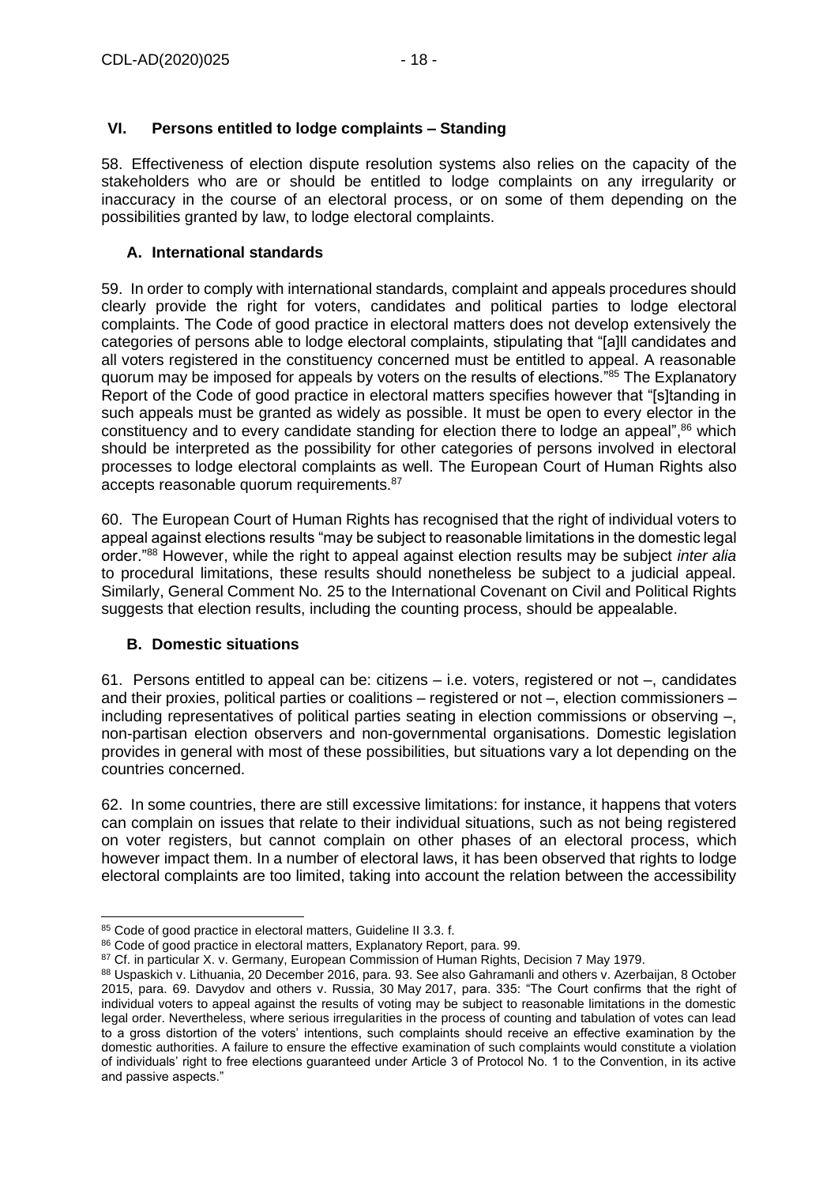## VI. Persons entitled to lodge complaints – Standing

58. Effectiveness of election dispute resolution systems also relies on the capacity of the stakeholders who are or should be entitled to lodge complaints on any irregularity or inaccuracy in the course of an electoral process, or on some of them depending on the possibilities granted by law, to lodge electoral complaints.

### A. International standards

59. In order to comply with international standards, complaint and appeals procedures should clearly provide the right for voters, candidates and political parties to lodge electoral complaints. The Code of good practice in electoral matters does not develop extensively the categories of persons able to lodge electoral complaints, stipulating that "[a]ll candidates and all voters registered in the constituency concerned must be entitled to appeal. A reasonable quorum may be imposed for appeals by voters on the results of elections."[85] The Explanatory Report of the Code of good practice in electoral matters specifies however that "[s]tanding in such appeals must be granted as widely as possible. It must be open to every elector in the constituency and to every candidate standing for election there to lodge an appeal",[86] which should be interpreted as the possibility for other categories of persons involved in electoral processes to lodge electoral complaints as well. The European Court of Human Rights also accepts reasonable quorum requirements.[87]

60. The European Court of Human Rights has recognised that the right of individual voters to appeal against elections results "may be subject to reasonable limitations in the domestic legal order."[88] However, while the right to appeal against election results may be subject *inter alia* to procedural limitations, these results should nonetheless be subject to a judicial appeal. Similarly, General Comment No. 25 to the International Covenant on Civil and Political Rights suggests that election results, including the counting process, should be appealable.

### B. Domestic situations

61. Persons entitled to appeal can be: citizens – i.e. voters, registered or not –, candidates and their proxies, political parties or coalitions – registered or not –, election commissioners – including representatives of political parties seating in election commissions or observing –, non-partisan election observers and non-governmental organisations. Domestic legislation provides in general with most of these possibilities, but situations vary a lot depending on the countries concerned.

62. In some countries, there are still excessive limitations: for instance, it happens that voters can complain on issues that relate to their individual situations, such as not being registered on voter registers, but cannot complain on other phases of an electoral process, which however impact them. In a number of electoral laws, it has been observed that rights to lodge electoral complaints are too limited, taking into account the relation between the accessibility

---

[85] Code of good practice in electoral matters, Guideline II 3.3. f.

[86] Code of good practice in electoral matters, Explanatory Report, para. 99.

[87] Cf. in particular X. v. Germany, European Commission of Human Rights, Decision 7 May 1979.

[88] Uspaskich v. Lithuania, 20 December 2016, para. 93. See also Gahramanli and others v. Azerbaijan, 8 October 2015, para. 69. Davydov and others v. Russia, 30 May 2017, para. 335: "The Court confirms that the right of individual voters to appeal against the results of voting may be subject to reasonable limitations in the domestic legal order. Nevertheless, where serious irregularities in the process of counting and tabulation of votes can lead to a gross distortion of the voters' intentions, such complaints should receive an effective examination by the domestic authorities. A failure to ensure the effective examination of such complaints would constitute a violation of individuals' right to free elections guaranteed under Article 3 of Protocol No. 1 to the Convention, in its active and passive aspects."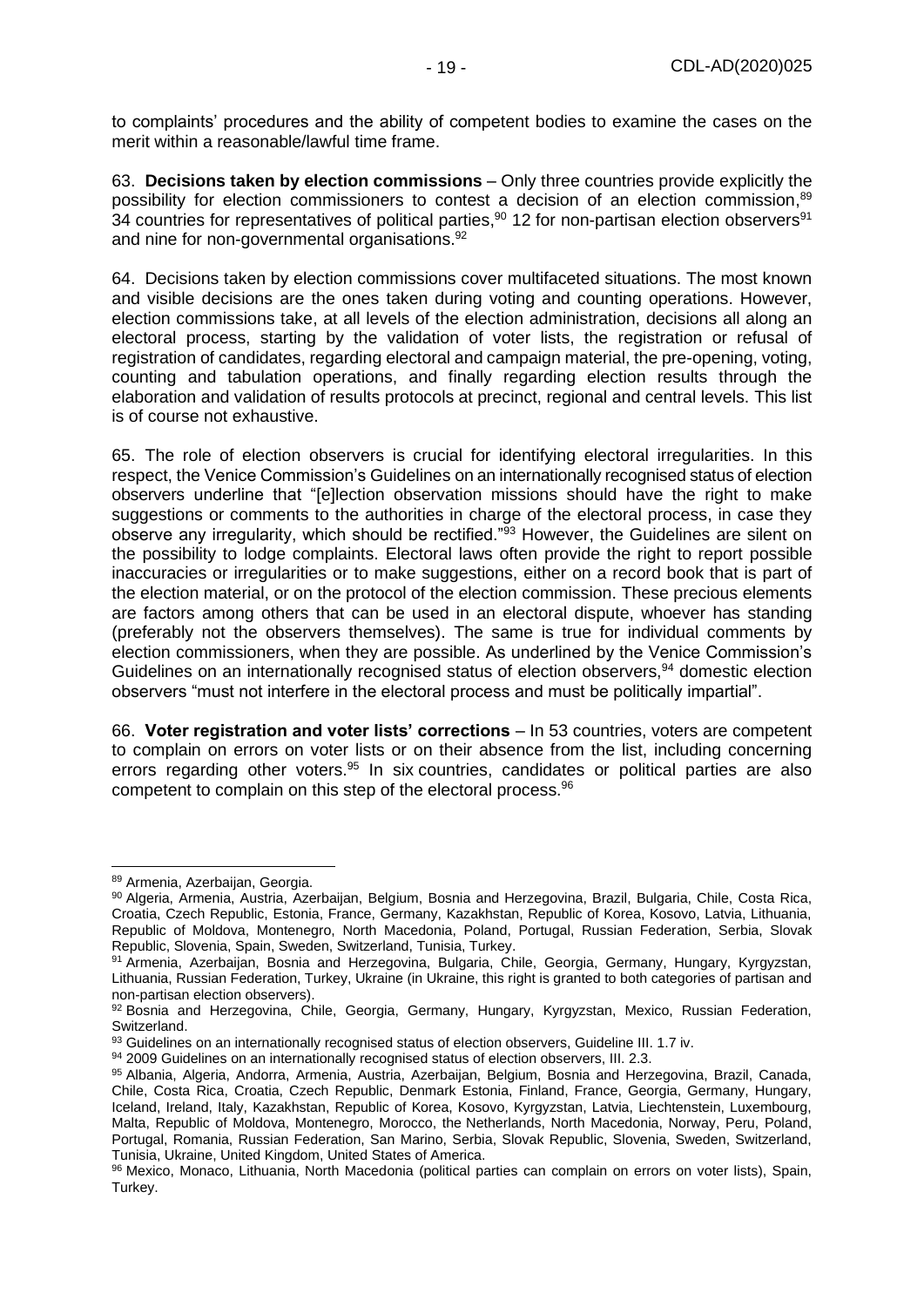to complaints' procedures and the ability of competent bodies to examine the cases on the merit within a reasonable/lawful time frame.

63. **Decisions taken by election commissions** – Only three countries provide explicitly the possibility for election commissioners to contest a decision of an election commission,[89] 34 countries for representatives of political parties,[90] 12 for non-partisan election observers[91] and nine for non-governmental organisations.[92]

64. Decisions taken by election commissions cover multifaceted situations. The most known and visible decisions are the ones taken during voting and counting operations. However, election commissions take, at all levels of the election administration, decisions all along an electoral process, starting by the validation of voter lists, the registration or refusal of registration of candidates, regarding electoral and campaign material, the pre-opening, voting, counting and tabulation operations, and finally regarding election results through the elaboration and validation of results protocols at precinct, regional and central levels. This list is of course not exhaustive.

65. The role of election observers is crucial for identifying electoral irregularities. In this respect, the Venice Commission's Guidelines on an internationally recognised status of election observers underline that "[e]lection observation missions should have the right to make suggestions or comments to the authorities in charge of the electoral process, in case they observe any irregularity, which should be rectified."[93] However, the Guidelines are silent on the possibility to lodge complaints. Electoral laws often provide the right to report possible inaccuracies or irregularities or to make suggestions, either on a record book that is part of the election material, or on the protocol of the election commission. These precious elements are factors among others that can be used in an electoral dispute, whoever has standing (preferably not the observers themselves). The same is true for individual comments by election commissioners, when they are possible. As underlined by the Venice Commission's Guidelines on an internationally recognised status of election observers,[94] domestic election observers "must not interfere in the electoral process and must be politically impartial".

66. **Voter registration and voter lists' corrections** – In 53 countries, voters are competent to complain on errors on voter lists or on their absence from the list, including concerning errors regarding other voters.[95] In six countries, candidates or political parties are also competent to complain on this step of the electoral process.[96]

---

[89] Armenia, Azerbaijan, Georgia.

[90] Algeria, Armenia, Austria, Azerbaijan, Belgium, Bosnia and Herzegovina, Brazil, Bulgaria, Chile, Costa Rica, Croatia, Czech Republic, Estonia, France, Germany, Kazakhstan, Republic of Korea, Kosovo, Latvia, Lithuania, Republic of Moldova, Montenegro, North Macedonia, Poland, Portugal, Russian Federation, Serbia, Slovak Republic, Slovenia, Spain, Sweden, Switzerland, Tunisia, Turkey.

[91] Armenia, Azerbaijan, Bosnia and Herzegovina, Bulgaria, Chile, Georgia, Germany, Hungary, Kyrgyzstan, Lithuania, Russian Federation, Turkey, Ukraine (in Ukraine, this right is granted to both categories of partisan and non-partisan election observers).

[92] Bosnia and Herzegovina, Chile, Georgia, Germany, Hungary, Kyrgyzstan, Mexico, Russian Federation, Switzerland.

[93] Guidelines on an internationally recognised status of election observers, Guideline III. 1.7 iv.

[94] 2009 Guidelines on an internationally recognised status of election observers, III. 2.3.

[95] Albania, Algeria, Andorra, Armenia, Austria, Azerbaijan, Belgium, Bosnia and Herzegovina, Brazil, Canada, Chile, Costa Rica, Croatia, Czech Republic, Denmark Estonia, Finland, France, Georgia, Germany, Hungary, Iceland, Ireland, Italy, Kazakhstan, Republic of Korea, Kosovo, Kyrgyzstan, Latvia, Liechtenstein, Luxembourg, Malta, Republic of Moldova, Montenegro, Morocco, the Netherlands, North Macedonia, Norway, Peru, Poland, Portugal, Romania, Russian Federation, San Marino, Serbia, Slovak Republic, Slovenia, Sweden, Switzerland, Tunisia, Ukraine, United Kingdom, United States of America.

[96] Mexico, Monaco, Lithuania, North Macedonia (political parties can complain on errors on voter lists), Spain, Turkey.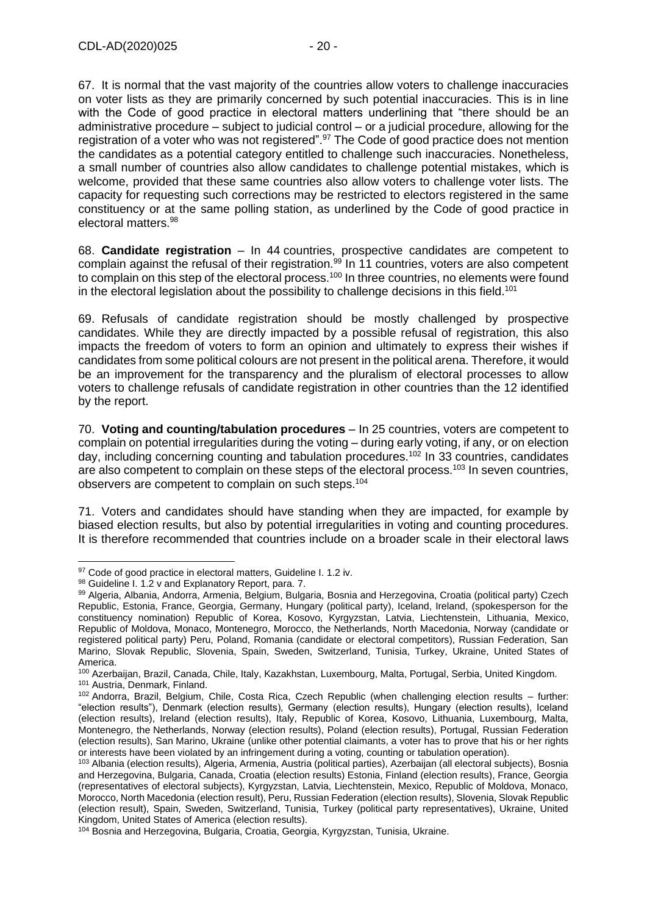67. It is normal that the vast majority of the countries allow voters to challenge inaccuracies on voter lists as they are primarily concerned by such potential inaccuracies. This is in line with the Code of good practice in electoral matters underlining that "there should be an administrative procedure – subject to judicial control – or a judicial procedure, allowing for the registration of a voter who was not registered".[97] The Code of good practice does not mention the candidates as a potential category entitled to challenge such inaccuracies. Nonetheless, a small number of countries also allow candidates to challenge potential mistakes, which is welcome, provided that these same countries also allow voters to challenge voter lists. The capacity for requesting such corrections may be restricted to electors registered in the same constituency or at the same polling station, as underlined by the Code of good practice in electoral matters.[98]

68. **Candidate registration** – In 44 countries, prospective candidates are competent to complain against the refusal of their registration.[99] In 11 countries, voters are also competent to complain on this step of the electoral process.[100] In three countries, no elements were found in the electoral legislation about the possibility to challenge decisions in this field.[101]

69. Refusals of candidate registration should be mostly challenged by prospective candidates. While they are directly impacted by a possible refusal of registration, this also impacts the freedom of voters to form an opinion and ultimately to express their wishes if candidates from some political colours are not present in the political arena. Therefore, it would be an improvement for the transparency and the pluralism of electoral processes to allow voters to challenge refusals of candidate registration in other countries than the 12 identified by the report.

70. **Voting and counting/tabulation procedures** – In 25 countries, voters are competent to complain on potential irregularities during the voting – during early voting, if any, or on election day, including concerning counting and tabulation procedures.[102] In 33 countries, candidates are also competent to complain on these steps of the electoral process.[103] In seven countries, observers are competent to complain on such steps.[104]

71. Voters and candidates should have standing when they are impacted, for example by biased election results, but also by potential irregularities in voting and counting procedures. It is therefore recommended that countries include on a broader scale in their electoral laws

---

[97] Code of good practice in electoral matters, Guideline I. 1.2 iv.

[98] Guideline I. 1.2 v and Explanatory Report, para. 7.

[99] Algeria, Albania, Andorra, Armenia, Belgium, Bulgaria, Bosnia and Herzegovina, Croatia (political party) Czech Republic, Estonia, France, Georgia, Germany, Hungary (political party), Iceland, Ireland, (spokesperson for the constituency nomination) Republic of Korea, Kosovo, Kyrgyzstan, Latvia, Liechtenstein, Lithuania, Mexico, Republic of Moldova, Monaco, Montenegro, Morocco, the Netherlands, North Macedonia, Norway (candidate or registered political party) Peru, Poland, Romania (candidate or electoral competitors), Russian Federation, San Marino, Slovak Republic, Slovenia, Spain, Sweden, Switzerland, Tunisia, Turkey, Ukraine, United States of America.

[100] Azerbaijan, Brazil, Canada, Chile, Italy, Kazakhstan, Luxembourg, Malta, Portugal, Serbia, United Kingdom.

[101] Austria, Denmark, Finland.

[102] Andorra, Brazil, Belgium, Chile, Costa Rica, Czech Republic (when challenging election results – further: "election results"), Denmark (election results), Germany (election results), Hungary (election results), Iceland (election results), Ireland (election results), Italy, Republic of Korea, Kosovo, Lithuania, Luxembourg, Malta, Montenegro, the Netherlands, Norway (election results), Poland (election results), Portugal, Russian Federation (election results), San Marino, Ukraine (unlike other potential claimants, a voter has to prove that his or her rights or interests have been violated by an infringement during a voting, counting or tabulation operation).

[103] Albania (election results), Algeria, Armenia, Austria (political parties), Azerbaijan (all electoral subjects), Bosnia and Herzegovina, Bulgaria, Canada, Croatia (election results) Estonia, Finland (election results), France, Georgia (representatives of electoral subjects), Kyrgyzstan, Latvia, Liechtenstein, Mexico, Republic of Moldova, Monaco, Morocco, North Macedonia (election result), Peru, Russian Federation (election results), Slovenia, Slovak Republic (election result), Spain, Sweden, Switzerland, Tunisia, Turkey (political party representatives), Ukraine, United Kingdom, United States of America (election results).

[104] Bosnia and Herzegovina, Bulgaria, Croatia, Georgia, Kyrgyzstan, Tunisia, Ukraine.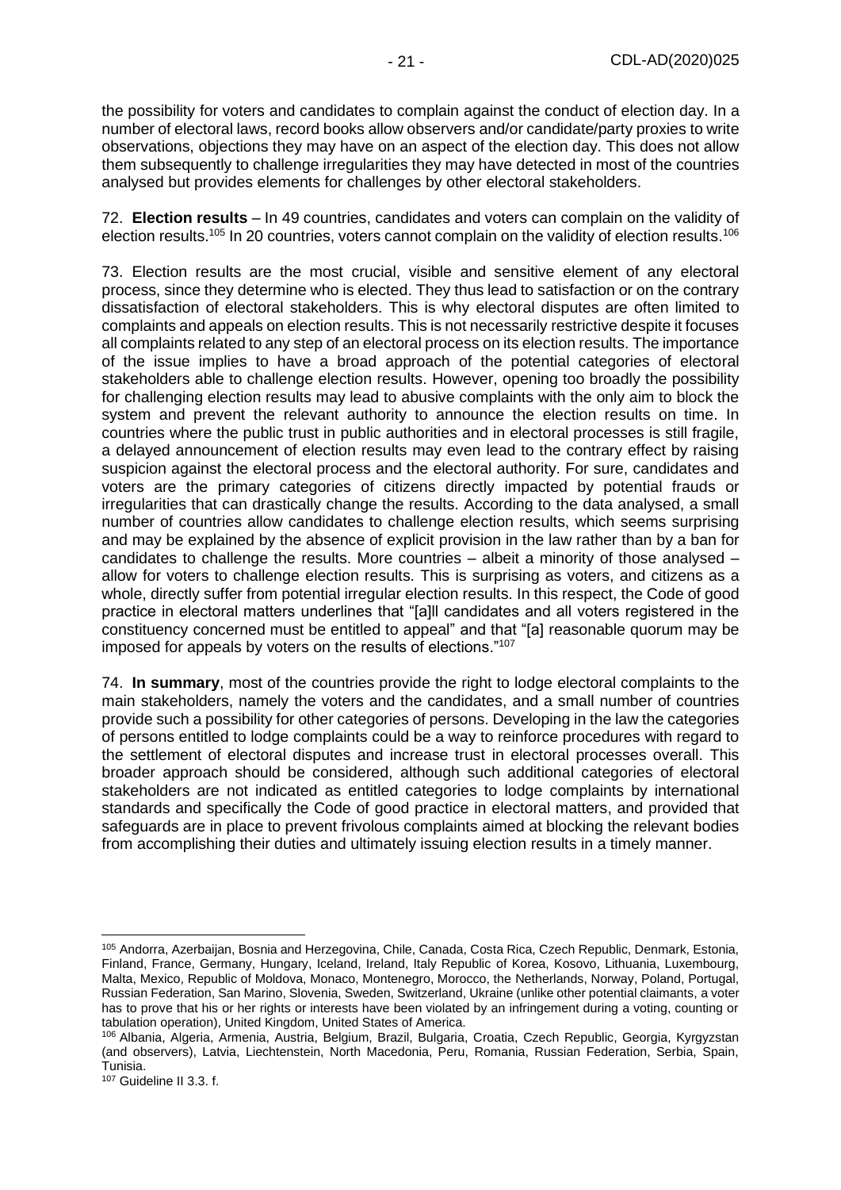the possibility for voters and candidates to complain against the conduct of election day. In a number of electoral laws, record books allow observers and/or candidate/party proxies to write observations, objections they may have on an aspect of the election day. This does not allow them subsequently to challenge irregularities they may have detected in most of the countries analysed but provides elements for challenges by other electoral stakeholders.

72. **Election results** – In 49 countries, candidates and voters can complain on the validity of election results.[105] In 20 countries, voters cannot complain on the validity of election results.[106]

73. Election results are the most crucial, visible and sensitive element of any electoral process, since they determine who is elected. They thus lead to satisfaction or on the contrary dissatisfaction of electoral stakeholders. This is why electoral disputes are often limited to complaints and appeals on election results. This is not necessarily restrictive despite it focuses all complaints related to any step of an electoral process on its election results. The importance of the issue implies to have a broad approach of the potential categories of electoral stakeholders able to challenge election results. However, opening too broadly the possibility for challenging election results may lead to abusive complaints with the only aim to block the system and prevent the relevant authority to announce the election results on time. In countries where the public trust in public authorities and in electoral processes is still fragile, a delayed announcement of election results may even lead to the contrary effect by raising suspicion against the electoral process and the electoral authority. For sure, candidates and voters are the primary categories of citizens directly impacted by potential frauds or irregularities that can drastically change the results. According to the data analysed, a small number of countries allow candidates to challenge election results, which seems surprising and may be explained by the absence of explicit provision in the law rather than by a ban for candidates to challenge the results. More countries – albeit a minority of those analysed – allow for voters to challenge election results. This is surprising as voters, and citizens as a whole, directly suffer from potential irregular election results. In this respect, the Code of good practice in electoral matters underlines that "[a]ll candidates and all voters registered in the constituency concerned must be entitled to appeal" and that "[a] reasonable quorum may be imposed for appeals by voters on the results of elections."[107]

74. **In summary**, most of the countries provide the right to lodge electoral complaints to the main stakeholders, namely the voters and the candidates, and a small number of countries provide such a possibility for other categories of persons. Developing in the law the categories of persons entitled to lodge complaints could be a way to reinforce procedures with regard to the settlement of electoral disputes and increase trust in electoral processes overall. This broader approach should be considered, although such additional categories of electoral stakeholders are not indicated as entitled categories to lodge complaints by international standards and specifically the Code of good practice in electoral matters, and provided that safeguards are in place to prevent frivolous complaints aimed at blocking the relevant bodies from accomplishing their duties and ultimately issuing election results in a timely manner.

---

[105] Andorra, Azerbaijan, Bosnia and Herzegovina, Chile, Canada, Costa Rica, Czech Republic, Denmark, Estonia, Finland, France, Germany, Hungary, Iceland, Ireland, Italy Republic of Korea, Kosovo, Lithuania, Luxembourg, Malta, Mexico, Republic of Moldova, Monaco, Montenegro, Morocco, the Netherlands, Norway, Poland, Portugal, Russian Federation, San Marino, Slovenia, Sweden, Switzerland, Ukraine (unlike other potential claimants, a voter has to prove that his or her rights or interests have been violated by an infringement during a voting, counting or tabulation operation), United Kingdom, United States of America.

[106] Albania, Algeria, Armenia, Austria, Belgium, Brazil, Bulgaria, Croatia, Czech Republic, Georgia, Kyrgyzstan (and observers), Latvia, Liechtenstein, North Macedonia, Peru, Romania, Russian Federation, Serbia, Spain, Tunisia.

[107] Guideline II 3.3. f.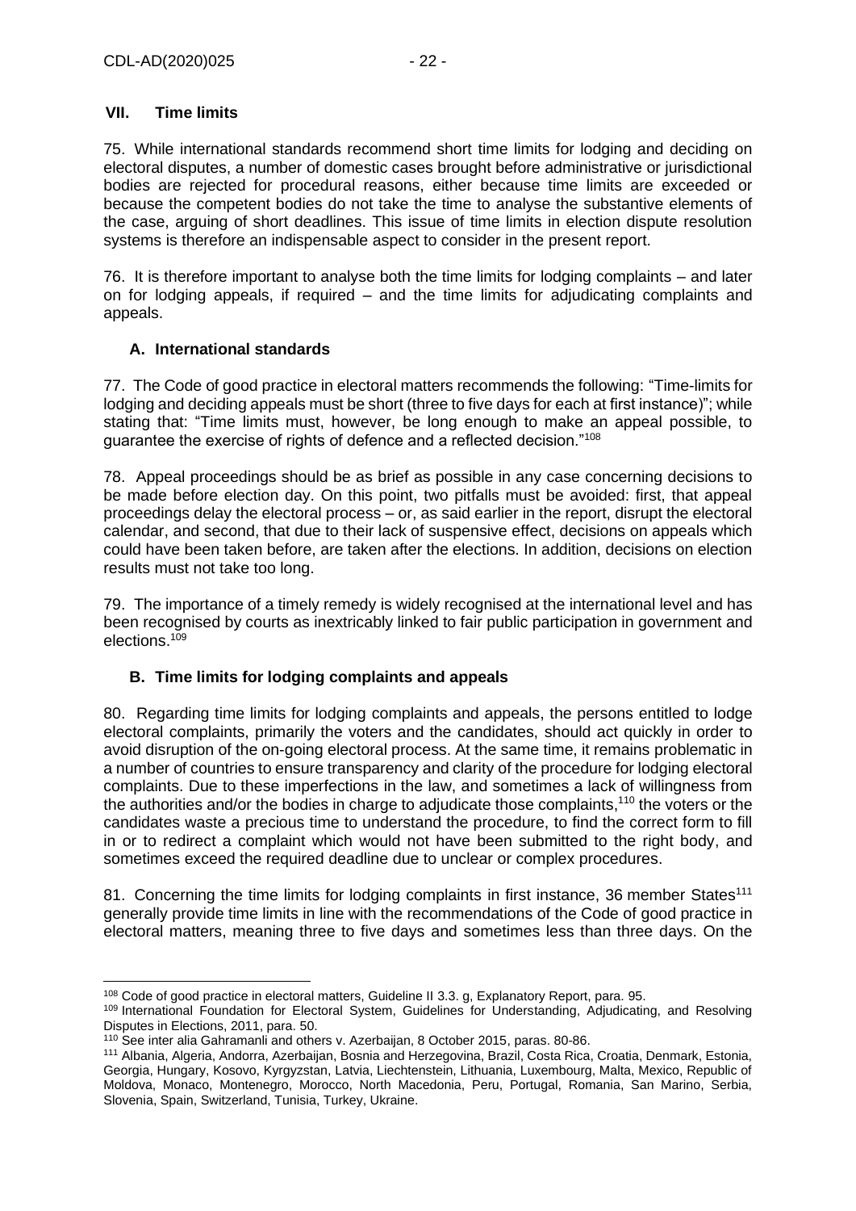## VII. Time limits

75. While international standards recommend short time limits for lodging and deciding on electoral disputes, a number of domestic cases brought before administrative or jurisdictional bodies are rejected for procedural reasons, either because time limits are exceeded or because the competent bodies do not take the time to analyse the substantive elements of the case, arguing of short deadlines. This issue of time limits in election dispute resolution systems is therefore an indispensable aspect to consider in the present report.

76. It is therefore important to analyse both the time limits for lodging complaints – and later on for lodging appeals, if required – and the time limits for adjudicating complaints and appeals.

### A. International standards

77. The Code of good practice in electoral matters recommends the following: "Time-limits for lodging and deciding appeals must be short (three to five days for each at first instance)"; while stating that: "Time limits must, however, be long enough to make an appeal possible, to guarantee the exercise of rights of defence and a reflected decision."[108]

78. Appeal proceedings should be as brief as possible in any case concerning decisions to be made before election day. On this point, two pitfalls must be avoided: first, that appeal proceedings delay the electoral process – or, as said earlier in the report, disrupt the electoral calendar, and second, that due to their lack of suspensive effect, decisions on appeals which could have been taken before, are taken after the elections. In addition, decisions on election results must not take too long.

79. The importance of a timely remedy is widely recognised at the international level and has been recognised by courts as inextricably linked to fair public participation in government and elections.[109]

### B. Time limits for lodging complaints and appeals

80. Regarding time limits for lodging complaints and appeals, the persons entitled to lodge electoral complaints, primarily the voters and the candidates, should act quickly in order to avoid disruption of the on-going electoral process. At the same time, it remains problematic in a number of countries to ensure transparency and clarity of the procedure for lodging electoral complaints. Due to these imperfections in the law, and sometimes a lack of willingness from the authorities and/or the bodies in charge to adjudicate those complaints,[110] the voters or the candidates waste a precious time to understand the procedure, to find the correct form to fill in or to redirect a complaint which would not have been submitted to the right body, and sometimes exceed the required deadline due to unclear or complex procedures.

81. Concerning the time limits for lodging complaints in first instance, 36 member States[111] generally provide time limits in line with the recommendations of the Code of good practice in electoral matters, meaning three to five days and sometimes less than three days. On the

---

[108] Code of good practice in electoral matters, Guideline II 3.3. g, Explanatory Report, para. 95.

[109] International Foundation for Electoral System, Guidelines for Understanding, Adjudicating, and Resolving Disputes in Elections, 2011, para. 50.

[110] See inter alia Gahramanli and others v. Azerbaijan, 8 October 2015, paras. 80-86.

[111] Albania, Algeria, Andorra, Azerbaijan, Bosnia and Herzegovina, Brazil, Costa Rica, Croatia, Denmark, Estonia, Georgia, Hungary, Kosovo, Kyrgyzstan, Latvia, Liechtenstein, Lithuania, Luxembourg, Malta, Mexico, Republic of Moldova, Monaco, Montenegro, Morocco, North Macedonia, Peru, Portugal, Romania, San Marino, Serbia, Slovenia, Spain, Switzerland, Tunisia, Turkey, Ukraine.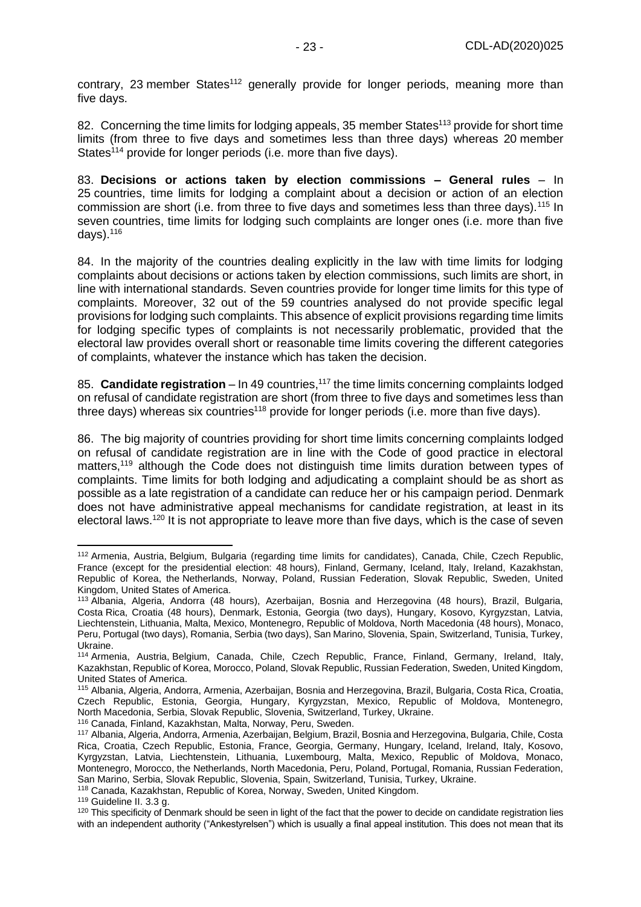contrary, 23 member States[112] generally provide for longer periods, meaning more than five days.

82. Concerning the time limits for lodging appeals, 35 member States[113] provide for short time limits (from three to five days and sometimes less than three days) whereas 20 member States[114] provide for longer periods (i.e. more than five days).

83. **Decisions or actions taken by election commissions – General rules** – In 25 countries, time limits for lodging a complaint about a decision or action of an election commission are short (i.e. from three to five days and sometimes less than three days).[115] In seven countries, time limits for lodging such complaints are longer ones (i.e. more than five days).[116]

84. In the majority of the countries dealing explicitly in the law with time limits for lodging complaints about decisions or actions taken by election commissions, such limits are short, in line with international standards. Seven countries provide for longer time limits for this type of complaints. Moreover, 32 out of the 59 countries analysed do not provide specific legal provisions for lodging such complaints. This absence of explicit provisions regarding time limits for lodging specific types of complaints is not necessarily problematic, provided that the electoral law provides overall short or reasonable time limits covering the different categories of complaints, whatever the instance which has taken the decision.

85. **Candidate registration** – In 49 countries,[117] the time limits concerning complaints lodged on refusal of candidate registration are short (from three to five days and sometimes less than three days) whereas six countries[118] provide for longer periods (i.e. more than five days).

86. The big majority of countries providing for short time limits concerning complaints lodged on refusal of candidate registration are in line with the Code of good practice in electoral matters,[119] although the Code does not distinguish time limits duration between types of complaints. Time limits for both lodging and adjudicating a complaint should be as short as possible as a late registration of a candidate can reduce her or his campaign period. Denmark does not have administrative appeal mechanisms for candidate registration, at least in its electoral laws.[120] It is not appropriate to leave more than five days, which is the case of seven

---

[112] Armenia, Austria, Belgium, Bulgaria (regarding time limits for candidates), Canada, Chile, Czech Republic, France (except for the presidential election: 48 hours), Finland, Germany, Iceland, Italy, Ireland, Kazakhstan, Republic of Korea, the Netherlands, Norway, Poland, Russian Federation, Slovak Republic, Sweden, United Kingdom, United States of America.

[113] Albania, Algeria, Andorra (48 hours), Azerbaijan, Bosnia and Herzegovina (48 hours), Brazil, Bulgaria, Costa Rica, Croatia (48 hours), Denmark, Estonia, Georgia (two days), Hungary, Kosovo, Kyrgyzstan, Latvia, Liechtenstein, Lithuania, Malta, Mexico, Montenegro, Republic of Moldova, North Macedonia (48 hours), Monaco, Peru, Portugal (two days), Romania, Serbia (two days), San Marino, Slovenia, Spain, Switzerland, Tunisia, Turkey, Ukraine.

[114] Armenia, Austria, Belgium, Canada, Chile, Czech Republic, France, Finland, Germany, Ireland, Italy, Kazakhstan, Republic of Korea, Morocco, Poland, Slovak Republic, Russian Federation, Sweden, United Kingdom, United States of America.

[115] Albania, Algeria, Andorra, Armenia, Azerbaijan, Bosnia and Herzegovina, Brazil, Bulgaria, Costa Rica, Croatia, Czech Republic, Estonia, Georgia, Hungary, Kyrgyzstan, Mexico, Republic of Moldova, Montenegro, North Macedonia, Serbia, Slovak Republic, Slovenia, Switzerland, Turkey, Ukraine.

[116] Canada, Finland, Kazakhstan, Malta, Norway, Peru, Sweden.

[117] Albania, Algeria, Andorra, Armenia, Azerbaijan, Belgium, Bosnia and Herzegovina, Brazil, Bulgaria, Chile, Costa Rica, Croatia, Czech Republic, Estonia, France, Georgia, Germany, Hungary, Iceland, Ireland, Italy, Kosovo, Kyrgyzstan, Latvia, Liechtenstein, Lithuania, Luxembourg, Malta, Mexico, Republic of Moldova, Monaco, Montenegro, Morocco, the Netherlands, North Macedonia, Peru, Poland, Portugal, Romania, Russian Federation, San Marino, Serbia, Slovak Republic, Slovenia, Spain, Switzerland, Tunisia, Turkey, Ukraine.

[118] Canada, Kazakhstan, Republic of Korea, Norway, Sweden, United Kingdom.

[119] Guideline II. 3.3 g.

[120] This specificity of Denmark should be seen in light of the fact that the power to decide on candidate registration lies with an independent authority ("Ankestyrelsen") which is usually a final appeal institution. This does not mean that its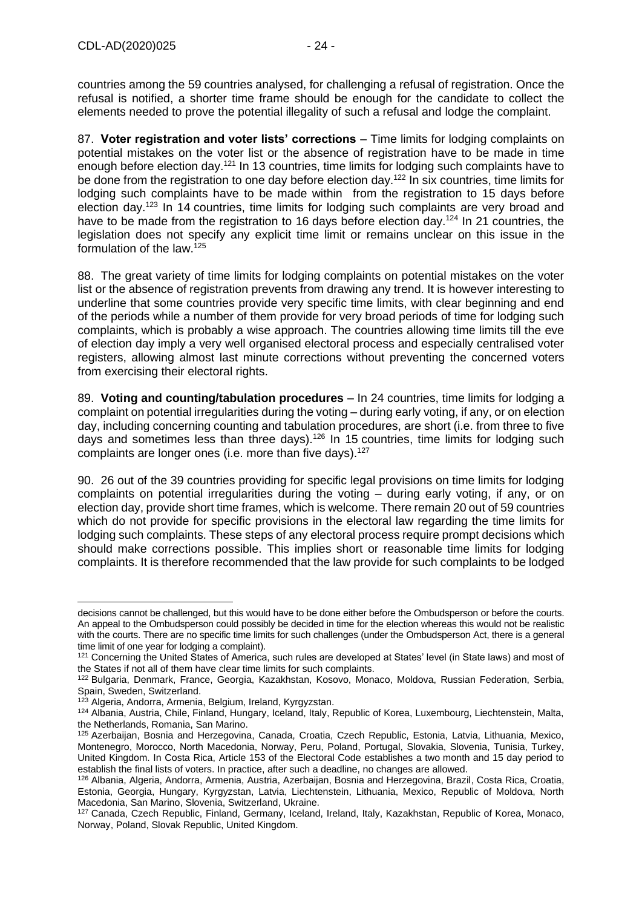countries among the 59 countries analysed, for challenging a refusal of registration. Once the refusal is notified, a shorter time frame should be enough for the candidate to collect the elements needed to prove the potential illegality of such a refusal and lodge the complaint.

87. **Voter registration and voter lists' corrections** – Time limits for lodging complaints on potential mistakes on the voter list or the absence of registration have to be made in time enough before election day.[121] In 13 countries, time limits for lodging such complaints have to be done from the registration to one day before election day.[122] In six countries, time limits for lodging such complaints have to be made within from the registration to 15 days before election day.[123] In 14 countries, time limits for lodging such complaints are very broad and have to be made from the registration to 16 days before election day.[124] In 21 countries, the legislation does not specify any explicit time limit or remains unclear on this issue in the formulation of the law.[125]

88. The great variety of time limits for lodging complaints on potential mistakes on the voter list or the absence of registration prevents from drawing any trend. It is however interesting to underline that some countries provide very specific time limits, with clear beginning and end of the periods while a number of them provide for very broad periods of time for lodging such complaints, which is probably a wise approach. The countries allowing time limits till the eve of election day imply a very well organised electoral process and especially centralised voter registers, allowing almost last minute corrections without preventing the concerned voters from exercising their electoral rights.

89. **Voting and counting/tabulation procedures** – In 24 countries, time limits for lodging a complaint on potential irregularities during the voting – during early voting, if any, or on election day, including concerning counting and tabulation procedures, are short (i.e. from three to five days and sometimes less than three days).[126] In 15 countries, time limits for lodging such complaints are longer ones (i.e. more than five days).[127]

90. 26 out of the 39 countries providing for specific legal provisions on time limits for lodging complaints on potential irregularities during the voting – during early voting, if any, or on election day, provide short time frames, which is welcome. There remain 20 out of 59 countries which do not provide for specific provisions in the electoral law regarding the time limits for lodging such complaints. These steps of any electoral process require prompt decisions which should make corrections possible. This implies short or reasonable time limits for lodging complaints. It is therefore recommended that the law provide for such complaints to be lodged

---

decisions cannot be challenged, but this would have to be done either before the Ombudsperson or before the courts. An appeal to the Ombudsperson could possibly be decided in time for the election whereas this would not be realistic with the courts. There are no specific time limits for such challenges (under the Ombudsperson Act, there is a general time limit of one year for lodging a complaint).

[121] Concerning the United States of America, such rules are developed at States' level (in State laws) and most of the States if not all of them have clear time limits for such complaints.

[122] Bulgaria, Denmark, France, Georgia, Kazakhstan, Kosovo, Monaco, Moldova, Russian Federation, Serbia, Spain, Sweden, Switzerland.

[123] Algeria, Andorra, Armenia, Belgium, Ireland, Kyrgyzstan.

[124] Albania, Austria, Chile, Finland, Hungary, Iceland, Italy, Republic of Korea, Luxembourg, Liechtenstein, Malta, the Netherlands, Romania, San Marino.

[125] Azerbaijan, Bosnia and Herzegovina, Canada, Croatia, Czech Republic, Estonia, Latvia, Lithuania, Mexico, Montenegro, Morocco, North Macedonia, Norway, Peru, Poland, Portugal, Slovakia, Slovenia, Tunisia, Turkey, United Kingdom. In Costa Rica, Article 153 of the Electoral Code establishes a two month and 15 day period to establish the final lists of voters. In practice, after such a deadline, no changes are allowed.

[126] Albania, Algeria, Andorra, Armenia, Austria, Azerbaijan, Bosnia and Herzegovina, Brazil, Costa Rica, Croatia, Estonia, Georgia, Hungary, Kyrgyzstan, Latvia, Liechtenstein, Lithuania, Mexico, Republic of Moldova, North Macedonia, San Marino, Slovenia, Switzerland, Ukraine.

[127] Canada, Czech Republic, Finland, Germany, Iceland, Ireland, Italy, Kazakhstan, Republic of Korea, Monaco, Norway, Poland, Slovak Republic, United Kingdom.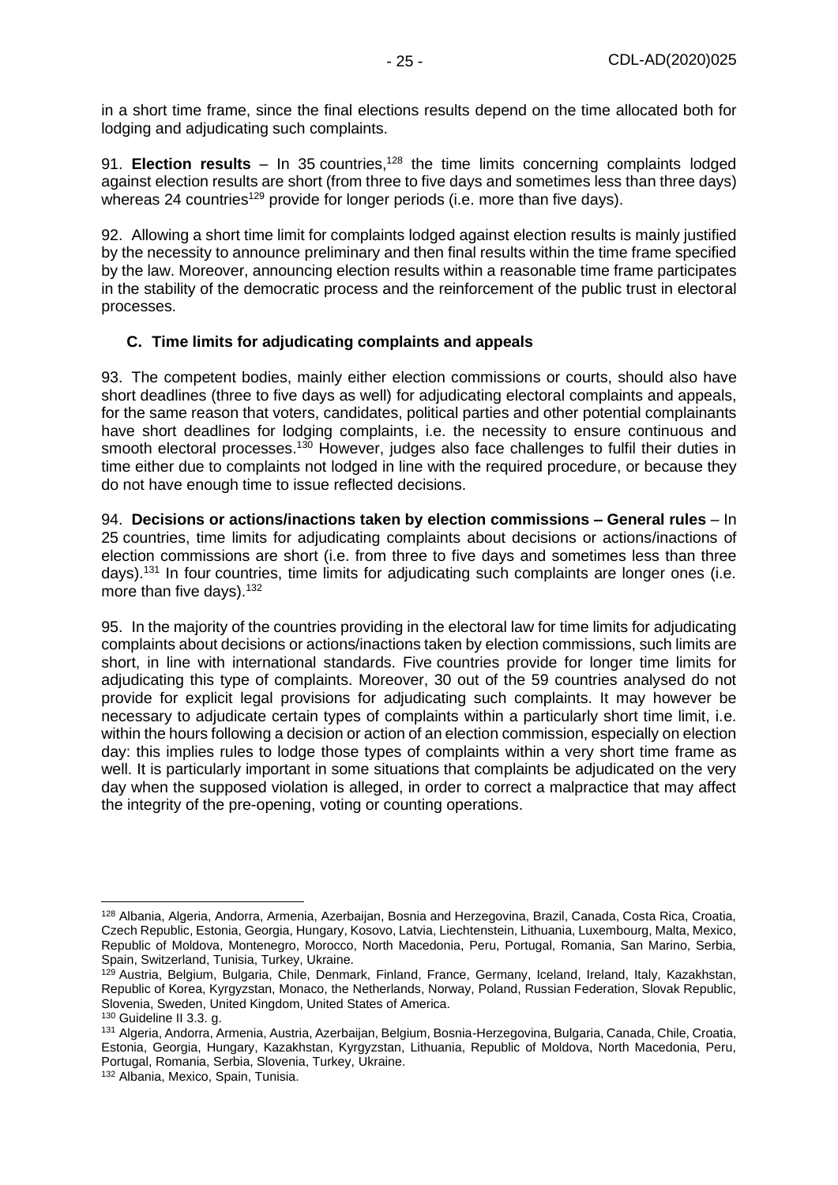in a short time frame, since the final elections results depend on the time allocated both for lodging and adjudicating such complaints.

91. **Election results** – In 35 countries,[128] the time limits concerning complaints lodged against election results are short (from three to five days and sometimes less than three days) whereas 24 countries[129] provide for longer periods (i.e. more than five days).

92. Allowing a short time limit for complaints lodged against election results is mainly justified by the necessity to announce preliminary and then final results within the time frame specified by the law. Moreover, announcing election results within a reasonable time frame participates in the stability of the democratic process and the reinforcement of the public trust in electoral processes.

### C. Time limits for adjudicating complaints and appeals

93. The competent bodies, mainly either election commissions or courts, should also have short deadlines (three to five days as well) for adjudicating electoral complaints and appeals, for the same reason that voters, candidates, political parties and other potential complainants have short deadlines for lodging complaints, i.e. the necessity to ensure continuous and smooth electoral processes.[130] However, judges also face challenges to fulfil their duties in time either due to complaints not lodged in line with the required procedure, or because they do not have enough time to issue reflected decisions.

94. **Decisions or actions/inactions taken by election commissions – General rules** – In 25 countries, time limits for adjudicating complaints about decisions or actions/inactions of election commissions are short (i.e. from three to five days and sometimes less than three days).[131] In four countries, time limits for adjudicating such complaints are longer ones (i.e. more than five days).[132]

95. In the majority of the countries providing in the electoral law for time limits for adjudicating complaints about decisions or actions/inactions taken by election commissions, such limits are short, in line with international standards. Five countries provide for longer time limits for adjudicating this type of complaints. Moreover, 30 out of the 59 countries analysed do not provide for explicit legal provisions for adjudicating such complaints. It may however be necessary to adjudicate certain types of complaints within a particularly short time limit, i.e. within the hours following a decision or action of an election commission, especially on election day: this implies rules to lodge those types of complaints within a very short time frame as well. It is particularly important in some situations that complaints be adjudicated on the very day when the supposed violation is alleged, in order to correct a malpractice that may affect the integrity of the pre-opening, voting or counting operations.

---

[128] Albania, Algeria, Andorra, Armenia, Azerbaijan, Bosnia and Herzegovina, Brazil, Canada, Costa Rica, Croatia, Czech Republic, Estonia, Georgia, Hungary, Kosovo, Latvia, Liechtenstein, Lithuania, Luxembourg, Malta, Mexico, Republic of Moldova, Montenegro, Morocco, North Macedonia, Peru, Portugal, Romania, San Marino, Serbia, Spain, Switzerland, Tunisia, Turkey, Ukraine.

[129] Austria, Belgium, Bulgaria, Chile, Denmark, Finland, France, Germany, Iceland, Ireland, Italy, Kazakhstan, Republic of Korea, Kyrgyzstan, Monaco, the Netherlands, Norway, Poland, Russian Federation, Slovak Republic, Slovenia, Sweden, United Kingdom, United States of America.

[130] Guideline II 3.3. g.

[131] Algeria, Andorra, Armenia, Austria, Azerbaijan, Belgium, Bosnia-Herzegovina, Bulgaria, Canada, Chile, Croatia, Estonia, Georgia, Hungary, Kazakhstan, Kyrgyzstan, Lithuania, Republic of Moldova, North Macedonia, Peru, Portugal, Romania, Serbia, Slovenia, Turkey, Ukraine.

[132] Albania, Mexico, Spain, Tunisia.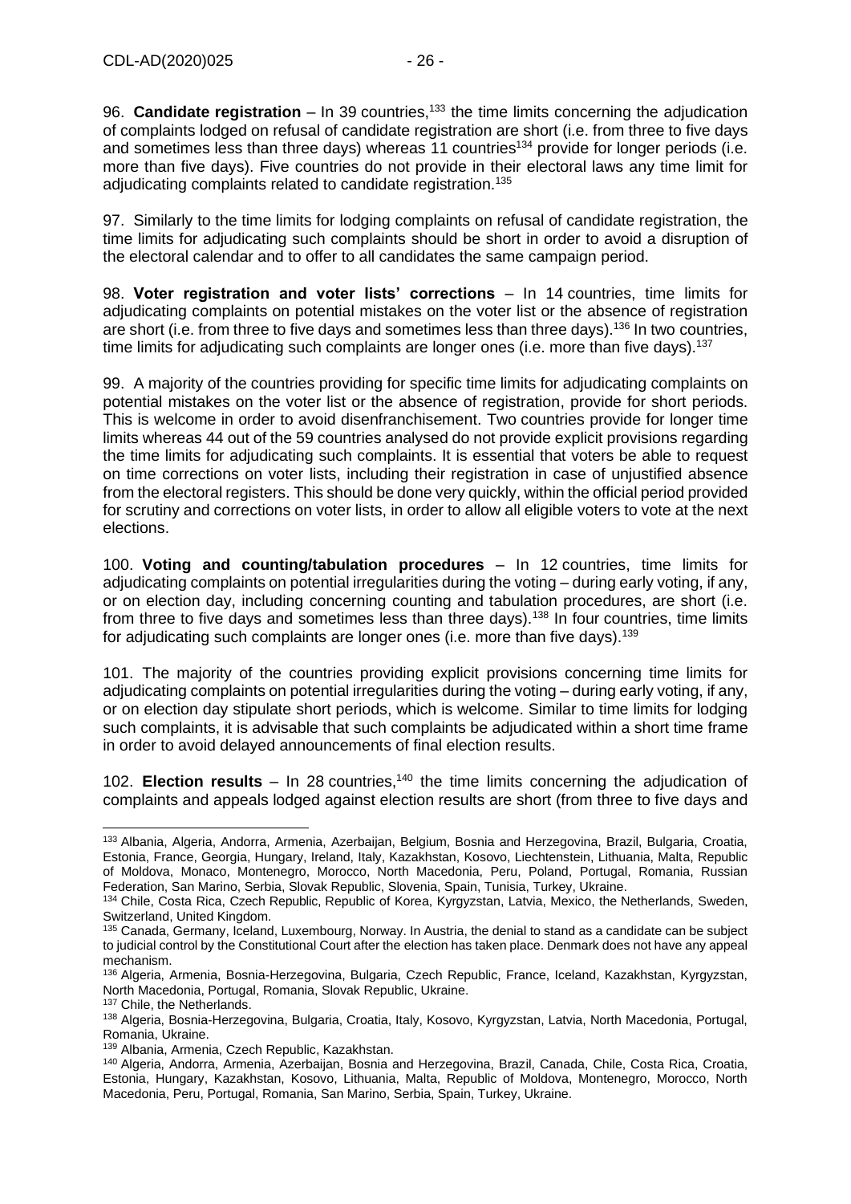96. **Candidate registration** – In 39 countries,[133] the time limits concerning the adjudication of complaints lodged on refusal of candidate registration are short (i.e. from three to five days and sometimes less than three days) whereas 11 countries[134] provide for longer periods (i.e. more than five days). Five countries do not provide in their electoral laws any time limit for adjudicating complaints related to candidate registration.[135]

97. Similarly to the time limits for lodging complaints on refusal of candidate registration, the time limits for adjudicating such complaints should be short in order to avoid a disruption of the electoral calendar and to offer to all candidates the same campaign period.

98. **Voter registration and voter lists' corrections** – In 14 countries, time limits for adjudicating complaints on potential mistakes on the voter list or the absence of registration are short (i.e. from three to five days and sometimes less than three days).[136] In two countries, time limits for adjudicating such complaints are longer ones (i.e. more than five days).[137]

99. A majority of the countries providing for specific time limits for adjudicating complaints on potential mistakes on the voter list or the absence of registration, provide for short periods. This is welcome in order to avoid disenfranchisement. Two countries provide for longer time limits whereas 44 out of the 59 countries analysed do not provide explicit provisions regarding the time limits for adjudicating such complaints. It is essential that voters be able to request on time corrections on voter lists, including their registration in case of unjustified absence from the electoral registers. This should be done very quickly, within the official period provided for scrutiny and corrections on voter lists, in order to allow all eligible voters to vote at the next elections.

100. **Voting and counting/tabulation procedures** – In 12 countries, time limits for adjudicating complaints on potential irregularities during the voting – during early voting, if any, or on election day, including concerning counting and tabulation procedures, are short (i.e. from three to five days and sometimes less than three days).[138] In four countries, time limits for adjudicating such complaints are longer ones (i.e. more than five days).[139]

101. The majority of the countries providing explicit provisions concerning time limits for adjudicating complaints on potential irregularities during the voting – during early voting, if any, or on election day stipulate short periods, which is welcome. Similar to time limits for lodging such complaints, it is advisable that such complaints be adjudicated within a short time frame in order to avoid delayed announcements of final election results.

102. **Election results** – In 28 countries,[140] the time limits concerning the adjudication of complaints and appeals lodged against election results are short (from three to five days and

---

[133] Albania, Algeria, Andorra, Armenia, Azerbaijan, Belgium, Bosnia and Herzegovina, Brazil, Bulgaria, Croatia, Estonia, France, Georgia, Hungary, Ireland, Italy, Kazakhstan, Kosovo, Liechtenstein, Lithuania, Malta, Republic of Moldova, Monaco, Montenegro, Morocco, North Macedonia, Peru, Poland, Portugal, Romania, Russian Federation, San Marino, Serbia, Slovak Republic, Slovenia, Spain, Tunisia, Turkey, Ukraine.

[134] Chile, Costa Rica, Czech Republic, Republic of Korea, Kyrgyzstan, Latvia, Mexico, the Netherlands, Sweden, Switzerland, United Kingdom.

[135] Canada, Germany, Iceland, Luxembourg, Norway. In Austria, the denial to stand as a candidate can be subject to judicial control by the Constitutional Court after the election has taken place. Denmark does not have any appeal mechanism.

[136] Algeria, Armenia, Bosnia-Herzegovina, Bulgaria, Czech Republic, France, Iceland, Kazakhstan, Kyrgyzstan, North Macedonia, Portugal, Romania, Slovak Republic, Ukraine.

[137] Chile, the Netherlands.

[138] Algeria, Bosnia-Herzegovina, Bulgaria, Croatia, Italy, Kosovo, Kyrgyzstan, Latvia, North Macedonia, Portugal, Romania, Ukraine.

[139] Albania, Armenia, Czech Republic, Kazakhstan.

[140] Algeria, Andorra, Armenia, Azerbaijan, Bosnia and Herzegovina, Brazil, Canada, Chile, Costa Rica, Croatia, Estonia, Hungary, Kazakhstan, Kosovo, Lithuania, Malta, Republic of Moldova, Montenegro, Morocco, North Macedonia, Peru, Portugal, Romania, San Marino, Serbia, Spain, Turkey, Ukraine.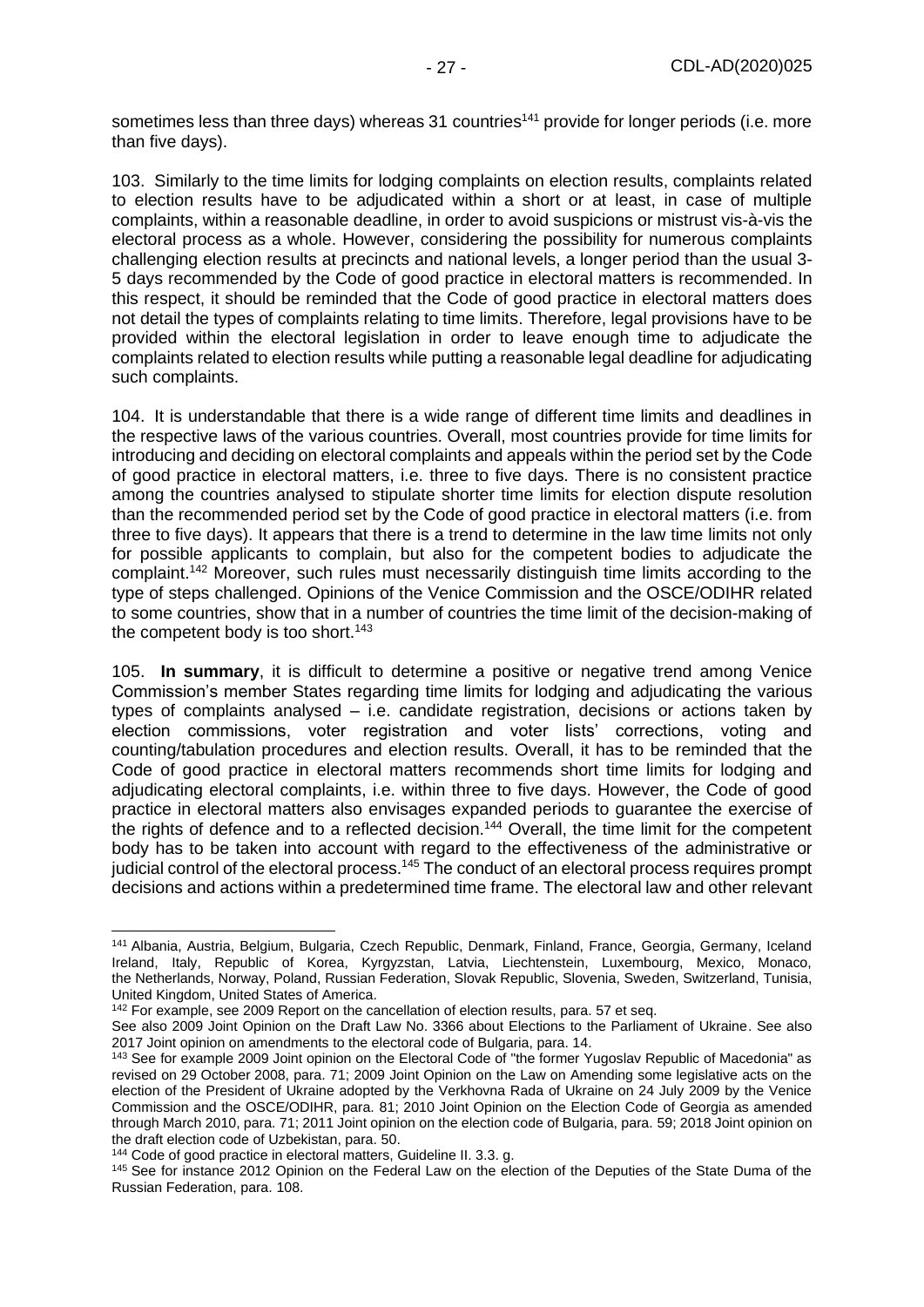sometimes less than three days) whereas 31 countries[141] provide for longer periods (i.e. more than five days).

103. Similarly to the time limits for lodging complaints on election results, complaints related to election results have to be adjudicated within a short or at least, in case of multiple complaints, within a reasonable deadline, in order to avoid suspicions or mistrust vis-à-vis the electoral process as a whole. However, considering the possibility for numerous complaints challenging election results at precincts and national levels, a longer period than the usual 3-5 days recommended by the Code of good practice in electoral matters is recommended. In this respect, it should be reminded that the Code of good practice in electoral matters does not detail the types of complaints relating to time limits. Therefore, legal provisions have to be provided within the electoral legislation in order to leave enough time to adjudicate the complaints related to election results while putting a reasonable legal deadline for adjudicating such complaints.

104. It is understandable that there is a wide range of different time limits and deadlines in the respective laws of the various countries. Overall, most countries provide for time limits for introducing and deciding on electoral complaints and appeals within the period set by the Code of good practice in electoral matters, i.e. three to five days. There is no consistent practice among the countries analysed to stipulate shorter time limits for election dispute resolution than the recommended period set by the Code of good practice in electoral matters (i.e. from three to five days). It appears that there is a trend to determine in the law time limits not only for possible applicants to complain, but also for the competent bodies to adjudicate the complaint.[142] Moreover, such rules must necessarily distinguish time limits according to the type of steps challenged. Opinions of the Venice Commission and the OSCE/ODIHR related to some countries, show that in a number of countries the time limit of the decision-making of the competent body is too short.[143]

105. **In summary**, it is difficult to determine a positive or negative trend among Venice Commission's member States regarding time limits for lodging and adjudicating the various types of complaints analysed – i.e. candidate registration, decisions or actions taken by election commissions, voter registration and voter lists' corrections, voting and counting/tabulation procedures and election results. Overall, it has to be reminded that the Code of good practice in electoral matters recommends short time limits for lodging and adjudicating electoral complaints, i.e. within three to five days. However, the Code of good practice in electoral matters also envisages expanded periods to guarantee the exercise of the rights of defence and to a reflected decision.[144] Overall, the time limit for the competent body has to be taken into account with regard to the effectiveness of the administrative or judicial control of the electoral process.[145] The conduct of an electoral process requires prompt decisions and actions within a predetermined time frame. The electoral law and other relevant

---

[141] Albania, Austria, Belgium, Bulgaria, Czech Republic, Denmark, Finland, France, Georgia, Germany, Iceland Ireland, Italy, Republic of Korea, Kyrgyzstan, Latvia, Liechtenstein, Luxembourg, Mexico, Monaco, the Netherlands, Norway, Poland, Russian Federation, Slovak Republic, Slovenia, Sweden, Switzerland, Tunisia, United Kingdom, United States of America.

[142] For example, see 2009 Report on the cancellation of election results, para. 57 et seq.
See also 2009 Joint Opinion on the Draft Law No. 3366 about Elections to the Parliament of Ukraine. See also 2017 Joint opinion on amendments to the electoral code of Bulgaria, para. 14.

[143] See for example 2009 Joint opinion on the Electoral Code of "the former Yugoslav Republic of Macedonia" as revised on 29 October 2008, para. 71; 2009 Joint Opinion on the Law on Amending some legislative acts on the election of the President of Ukraine adopted by the Verkhovna Rada of Ukraine on 24 July 2009 by the Venice Commission and the OSCE/ODIHR, para. 81; 2010 Joint Opinion on the Election Code of Georgia as amended through March 2010, para. 71; 2011 Joint opinion on the election code of Bulgaria, para. 59; 2018 Joint opinion on the draft election code of Uzbekistan, para. 50.

[144] Code of good practice in electoral matters, Guideline II. 3.3. g.

[145] See for instance 2012 Opinion on the Federal Law on the election of the Deputies of the State Duma of the Russian Federation, para. 108.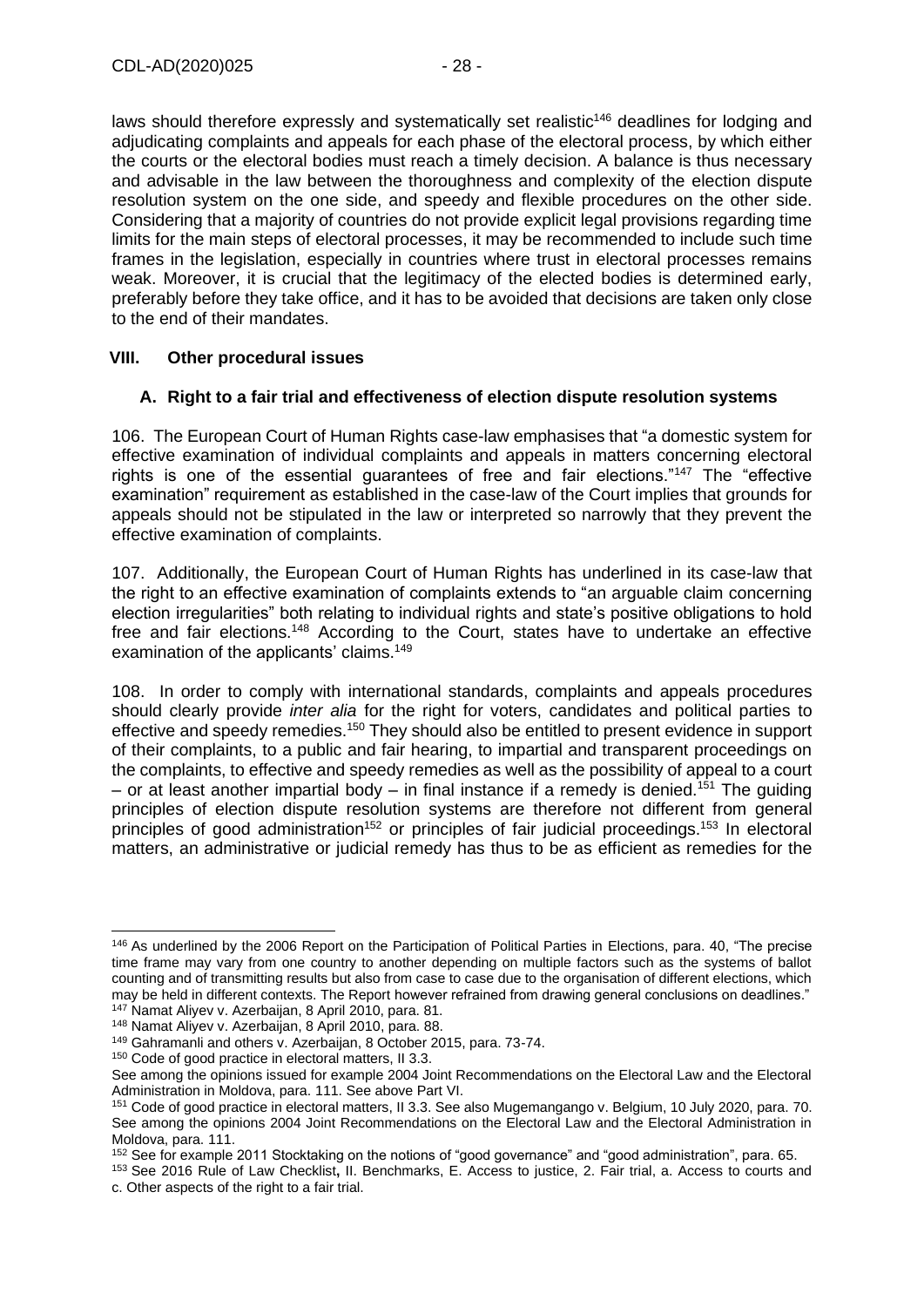laws should therefore expressly and systematically set realistic[146] deadlines for lodging and adjudicating complaints and appeals for each phase of the electoral process, by which either the courts or the electoral bodies must reach a timely decision. A balance is thus necessary and advisable in the law between the thoroughness and complexity of the election dispute resolution system on the one side, and speedy and flexible procedures on the other side. Considering that a majority of countries do not provide explicit legal provisions regarding time limits for the main steps of electoral processes, it may be recommended to include such time frames in the legislation, especially in countries where trust in electoral processes remains weak. Moreover, it is crucial that the legitimacy of the elected bodies is determined early, preferably before they take office, and it has to be avoided that decisions are taken only close to the end of their mandates.

## VIII. Other procedural issues

### A. Right to a fair trial and effectiveness of election dispute resolution systems

106. The European Court of Human Rights case-law emphasises that "a domestic system for effective examination of individual complaints and appeals in matters concerning electoral rights is one of the essential guarantees of free and fair elections."[147] The "effective examination" requirement as established in the case-law of the Court implies that grounds for appeals should not be stipulated in the law or interpreted so narrowly that they prevent the effective examination of complaints.

107. Additionally, the European Court of Human Rights has underlined in its case-law that the right to an effective examination of complaints extend to "an arguable claim concerning election irregularities" both relating to individual rights and state's positive obligations to hold free and fair elections.[148] According to the Court, states have to undertake an effective examination of the applicants' claims.[149]

108. In order to comply with international standards, complaints and appeals procedures should clearly provide *inter alia* for the right for voters, candidates and political parties to effective and speedy remedies.[150] They should also be entitled to present evidence in support of their complaints, to a public and fair hearing, to impartial and transparent proceedings on the complaints, to effective and speedy remedies as well as the possibility of appeal to a court – or at least another impartial body – in final instance if a remedy is denied.[151] The guiding principles of election dispute resolution systems are therefore not different from general principles of good administration[152] or principles of fair judicial proceedings.[153] In electoral matters, an administrative or judicial remedy has thus to be as efficient as remedies for the

---

[146] As underlined by the 2006 Report on the Participation of Political Parties in Elections, para. 40, "The precise time frame may vary from one country to another depending on multiple factors such as the systems of ballot counting and of transmitting results but also from case to case due to the organisation of different elections, which may be held in different contexts. The Report however refrained from drawing general conclusions on deadlines."

[147] Namat Aliyev v. Azerbaijan, 8 April 2010, para. 81.

[148] Namat Aliyev v. Azerbaijan, 8 April 2010, para. 88.

[149] Gahramanli and others v. Azerbaijan, 8 October 2015, para. 73-74.

[150] Code of good practice in electoral matters, II 3.3.
See among the opinions issued for example 2004 Joint Recommendations on the Electoral Law and the Electoral Administration in Moldova, para. 111. See above Part VI.

[151] Code of good practice in electoral matters, II 3.3. See also Mugemangango v. Belgium, 10 July 2020, para. 70. See among the opinions 2004 Joint Recommendations on the Electoral Law and the Electoral Administration in Moldova, para. 111.

[152] See for example 2011 Stocktaking on the notions of "good governance" and "good administration", para. 65.

[153] See 2016 Rule of Law Checklist**,** II. Benchmarks, E. Access to justice, 2. Fair trial, a. Access to courts and c. Other aspects of the right to a fair trial.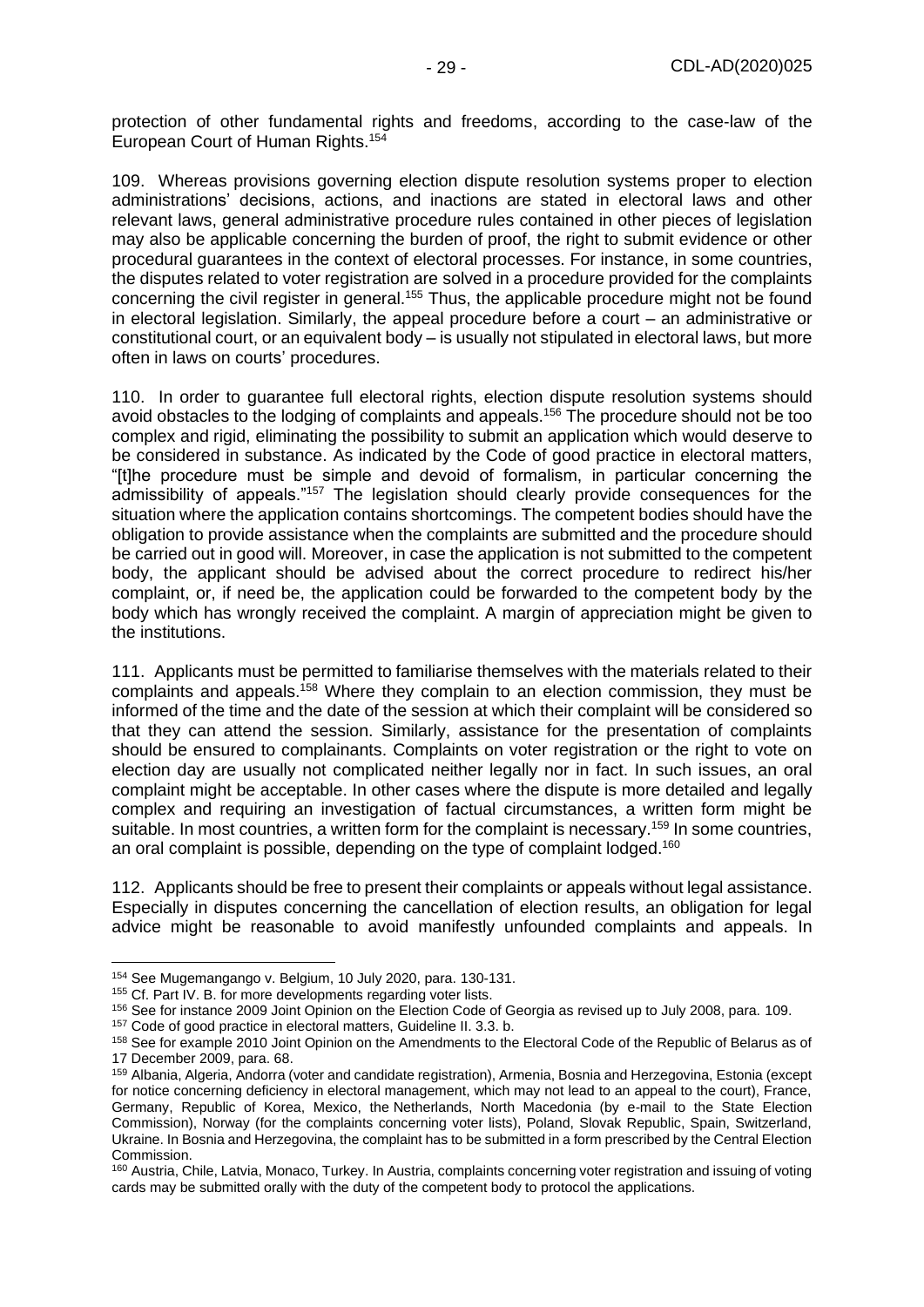protection of other fundamental rights and freedoms, according to the case-law of the European Court of Human Rights.[154]

109. Whereas provisions governing election dispute resolution systems proper to election administrations' decisions, actions, and inactions are stated in electoral laws and other relevant laws, general administrative procedure rules contained in other pieces of legislation may also be applicable concerning the burden of proof, the right to submit evidence or other procedural guarantees in the context of electoral processes. For instance, in some countries, the disputes related to voter registration are solved in a procedure provided for the complaints concerning the civil register in general.[155] Thus, the applicable procedure might not be found in electoral legislation. Similarly, the appeal procedure before a court – an administrative or constitutional court, or an equivalent body – is usually not stipulated in electoral laws, but more often in laws on courts' procedures.

110. In order to guarantee full electoral rights, election dispute resolution systems should avoid obstacles to the lodging of complaints and appeals.[156] The procedure should not be too complex and rigid, eliminating the possibility to submit an application which would deserve to be considered in substance. As indicated by the Code of good practice in electoral matters, "[t]he procedure must be simple and devoid of formalism, in particular concerning the admissibility of appeals."[157] The legislation should clearly provide consequences for the situation where the application contains shortcomings. The competent bodies should have the obligation to provide assistance when the complaints are submitted and the procedure should be carried out in good will. Moreover, in case the application is not submitted to the competent body, the applicant should be advised about the correct procedure to redirect his/her complaint, or, if need be, the application could be forwarded to the competent body by the body which has wrongly received the complaint. A margin of appreciation might be given to the institutions.

111. Applicants must be permitted to familiarise themselves with the materials related to their complaints and appeals.[158] Where they complain to an election commission, they must be informed of the time and the date of the session at which their complaint will be considered so that they can attend the session. Similarly, assistance for the presentation of complaints should be ensured to complainants. Complaints on voter registration or the right to vote on election day are usually not complicated neither legally nor in fact. In such issues, an oral complaint might be acceptable. In other cases where the dispute is more detailed and legally complex and requiring an investigation of factual circumstances, a written form might be suitable. In most countries, a written form for the complaint is necessary.[159] In some countries, an oral complaint is possible, depending on the type of complaint lodged.[160]

112. Applicants should be free to present their complaints or appeals without legal assistance. Especially in disputes concerning the cancellation of election results, an obligation for legal advice might be reasonable to avoid manifestly unfounded complaints and appeals. In

---

[154] See Mugemangango v. Belgium, 10 July 2020, para. 130-131.

[155] Cf. Part IV. B. for more developments regarding voter lists.

[156] See for instance 2009 Joint Opinion on the Election Code of Georgia as revised up to July 2008, para. 109.

[157] Code of good practice in electoral matters, Guideline II. 3.3. b.

[158] See for example 2010 Joint Opinion on the Amendments to the Electoral Code of the Republic of Belarus as of 17 December 2009, para. 68.

[159] Albania, Algeria, Andorra (voter and candidate registration), Armenia, Bosnia and Herzegovina, Estonia (except for notice concerning deficiency in electoral management, which may not lead to an appeal to the court), France, Germany, Republic of Korea, Mexico, the Netherlands, North Macedonia (by e-mail to the State Election Commission), Norway (for the complaints concerning voter lists), Poland, Slovak Republic, Spain, Switzerland, Ukraine. In Bosnia and Herzegovina, the complaint has to be submitted in a form prescribed by the Central Election Commission.

[160] Austria, Chile, Latvia, Monaco, Turkey. In Austria, complaints concerning voter registration and issuing of voting cards may be submitted orally with the duty of the competent body to protocol the applications.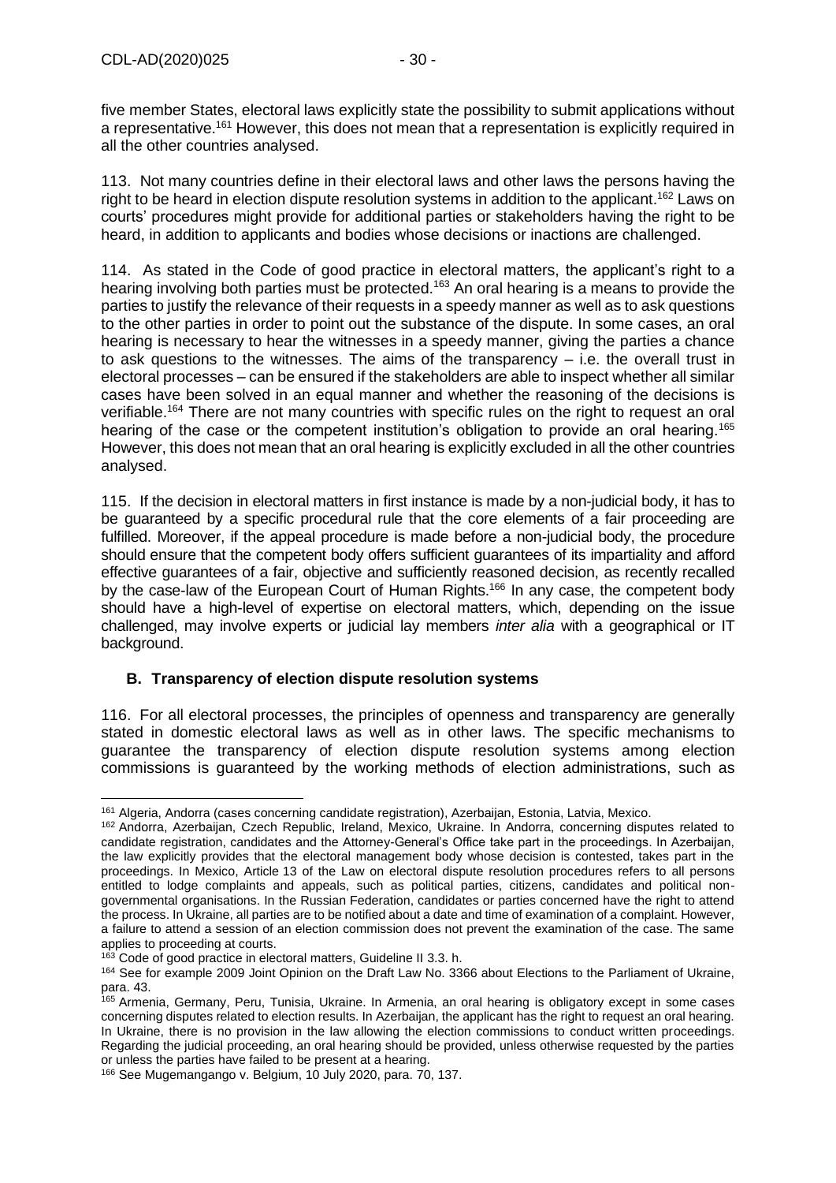five member States, electoral laws explicitly state the possibility to submit applications without a representative.[161] However, this does not mean that a representation is explicitly required in all the other countries analysed.

113. Not many countries define in their electoral laws and other laws the persons having the right to be heard in election dispute resolution systems in addition to the applicant.[162] Laws on courts' procedures might provide for additional parties or stakeholders having the right to be heard, in addition to applicants and bodies whose decisions or inactions are challenged.

114. As stated in the Code of good practice in electoral matters, the applicant's right to a hearing involving both parties must be protected.[163] An oral hearing is a means to provide the parties to justify the relevance of their requests in a speedy manner as well as to ask questions to the other parties in order to point out the substance of the dispute. In some cases, an oral hearing is necessary to hear the witnesses in a speedy manner, giving the parties a chance to ask questions to the witnesses. The aims of the transparency – i.e. the overall trust in electoral processes – can be ensured if the stakeholders are able to inspect whether all similar cases have been solved in an equal manner and whether the reasoning of the decisions is verifiable.[164] There are not many countries with specific rules on the right to request an oral hearing of the case or the competent institution's obligation to provide an oral hearing.[165] However, this does not mean that an oral hearing is explicitly excluded in all the other countries analysed.

115. If the decision in electoral matters in first instance is made by a non-judicial body, it has to be guaranteed by a specific procedural rule that the core elements of a fair proceeding are fulfilled. Moreover, if the appeal procedure is made before a non-judicial body, the procedure should ensure that the competent body offers sufficient guarantees of its impartiality and afford effective guarantees of a fair, objective and sufficiently reasoned decision, as recently recalled by the case-law of the European Court of Human Rights.[166] In any case, the competent body should have a high-level of expertise on electoral matters, which, depending on the issue challenged, may involve experts or judicial lay members *inter alia* with a geographical or IT background.

## B. Transparency of election dispute resolution systems

116. For all electoral processes, the principles of openness and transparency are generally stated in domestic electoral laws as well as in other laws. The specific mechanisms to guarantee the transparency of election dispute resolution systems among election commissions is guaranteed by the working methods of election administrations, such as

---

[161] Algeria, Andorra (cases concerning candidate registration), Azerbaijan, Estonia, Latvia, Mexico.

[162] Andorra, Azerbaijan, Czech Republic, Ireland, Mexico, Ukraine. In Andorra, concerning disputes related to candidate registration, candidates and the Attorney-General's Office take part in the proceedings. In Azerbaijan, the law explicitly provides that the electoral management body whose decision is contested, takes part in the proceedings. In Mexico, Article 13 of the Law on electoral dispute resolution procedures refers to all persons entitled to lodge complaints and appeals, such as political parties, citizens, candidates and political non-governmental organisations. In the Russian Federation, candidates or parties concerned have the right to attend the process. In Ukraine, all parties are to be notified about a date and time of examination of a complaint. However, a failure to attend a session of an election commission does not prevent the examination of the case. The same applies to proceeding at courts.

[163] Code of good practice in electoral matters, Guideline II 3.3. h.

[164] See for example 2009 Joint Opinion on the Draft Law No. 3366 about Elections to the Parliament of Ukraine, para. 43.

[165] Armenia, Germany, Peru, Tunisia, Ukraine. In Armenia, an oral hearing is obligatory except in some cases concerning disputes related to election results. In Azerbaijan, the applicant has the right to request an oral hearing. In Ukraine, there is no provision in the law allowing the election commissions to conduct written proceedings. Regarding the judicial proceeding, an oral hearing should be provided, unless otherwise requested by the parties or unless the parties have failed to be present at a hearing.

[166] See Mugemangango v. Belgium, 10 July 2020, para. 70, 137.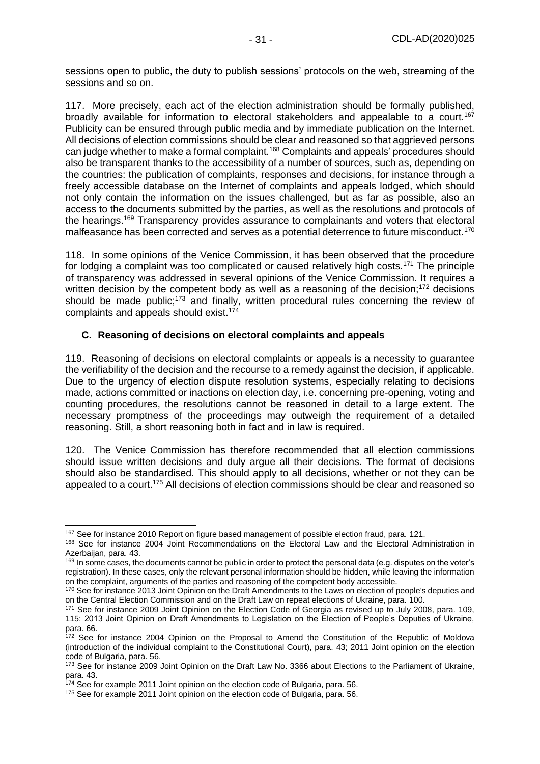sessions open to public, the duty to publish sessions' protocols on the web, streaming of the sessions and so on.

117. More precisely, each act of the election administration should be formally published, broadly available for information to electoral stakeholders and appealable to a court.[167] Publicity can be ensured through public media and by immediate publication on the Internet. All decisions of election commissions should be clear and reasoned so that aggrieved persons can judge whether to make a formal complaint.[168] Complaints and appeals' procedures should also be transparent thanks to the accessibility of a number of sources, such as, depending on the countries: the publication of complaints, responses and decisions, for instance through a freely accessible database on the Internet of complaints and appeals lodged, which should not only contain the information on the issues challenged, but as far as possible, also an access to the documents submitted by the parties, as well as the resolutions and protocols of the hearings.[169] Transparency provides assurance to complainants and voters that electoral malfeasance has been corrected and serves as a potential deterrence to future misconduct.[170]

118. In some opinions of the Venice Commission, it has been observed that the procedure for lodging a complaint was too complicated or caused relatively high costs.[171] The principle of transparency was addressed in several opinions of the Venice Commission. It requires a written decision by the competent body as well as a reasoning of the decision;[172] decisions should be made public;[173] and finally, written procedural rules concerning the review of complaints and appeals should exist.[174]

### C. Reasoning of decisions on electoral complaints and appeals

119. Reasoning of decisions on electoral complaints or appeals is a necessity to guarantee the verifiability of the decision and the recourse to a remedy against the decision, if applicable. Due to the urgency of election dispute resolution systems, especially relating to decisions made, actions committed or inactions on election day, i.e. concerning pre-opening, voting and counting procedures, the resolutions cannot be reasoned in detail to a large extent. The necessary promptness of the proceedings may outweigh the requirement of a detailed reasoning. Still, a short reasoning both in fact and in law is required.

120. The Venice Commission has therefore recommended that all election commissions should issue written decisions and duly argue all their decisions. The format of decisions should also be standardised. This should apply to all decisions, whether or not they can be appealed to a court.[175] All decisions of election commissions should be clear and reasoned so

---

[167] See for instance 2010 Report on figure based management of possible election fraud, para. 121.

[168] See for instance 2004 Joint Recommendations on the Electoral Law and the Electoral Administration in Azerbaijan, para. 43.

[169] In some cases, the documents cannot be public in order to protect the personal data (e.g. disputes on the voter's registration). In these cases, only the relevant personal information should be hidden, while leaving the information on the complaint, arguments of the parties and reasoning of the competent body accessible.

[170] See for instance 2013 Joint Opinion on the Draft Amendments to the Laws on election of people's deputies and on the Central Election Commission and on the Draft Law on repeat elections of Ukraine, para. 100.

[171] See for instance 2009 Joint Opinion on the Election Code of Georgia as revised up to July 2008, para. 109, 115; 2013 Joint Opinion on Draft Amendments to Legislation on the Election of People's Deputies of Ukraine, para. 66.

[172] See for instance 2004 Opinion on the Proposal to Amend the Constitution of the Republic of Moldova (introduction of the individual complaint to the Constitutional Court), para. 43; 2011 Joint opinion on the election code of Bulgaria, para. 56.

[173] See for instance 2009 Joint Opinion on the Draft Law No. 3366 about Elections to the Parliament of Ukraine, para. 43.

[174] See for example 2011 Joint opinion on the election code of Bulgaria, para. 56.

[175] See for example 2011 Joint opinion on the election code of Bulgaria, para. 56.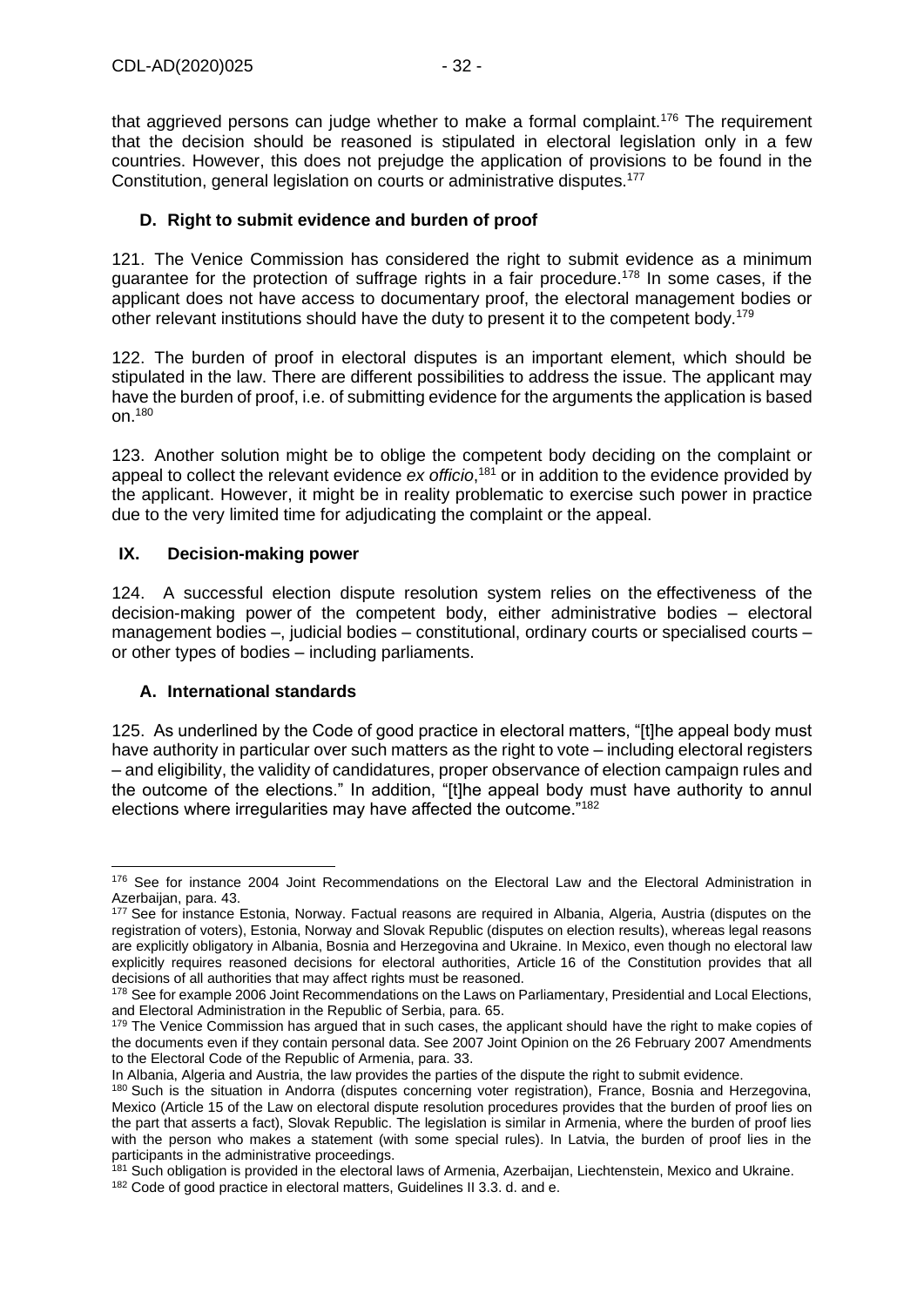that aggrieved persons can judge whether to make a formal complaint.[176] The requirement that the decision should be reasoned is stipulated in electoral legislation only in a few countries. However, this does not prejudge the application of provisions to be found in the Constitution, general legislation on courts or administrative disputes.[177]

### D. Right to submit evidence and burden of proof

121. The Venice Commission has considered the right to submit evidence as a minimum guarantee for the protection of suffrage rights in a fair procedure.[178] In some cases, if the applicant does not have access to documentary proof, the electoral management bodies or other relevant institutions should have the duty to present it to the competent body.[179]

122. The burden of proof in electoral disputes is an important element, which should be stipulated in the law. There are different possibilities to address the issue. The applicant may have the burden of proof, i.e. of submitting evidence for the arguments the application is based on.[180]

123. Another solution might be to oblige the competent body deciding on the complaint or appeal to collect the relevant evidence *ex officio*,[181] or in addition to the evidence provided by the applicant. However, it might be in reality problematic to exercise such power in practice due to the very limited time for adjudicating the complaint or the appeal.

## IX. Decision-making power

124. A successful election dispute resolution system relies on the effectiveness of the decision-making power of the competent body, either administrative bodies – electoral management bodies –, judicial bodies – constitutional, ordinary courts or specialised courts – or other types of bodies – including parliaments.

### A. International standards

125. As underlined by the Code of good practice in electoral matters, "[t]he appeal body must have authority in particular over such matters as the right to vote – including electoral registers – and eligibility, the validity of candidatures, proper observance of election campaign rules and the outcome of the elections." In addition, "[t]he appeal body must have authority to annul elections where irregularities may have affected the outcome."[182]

---

[176] See for instance 2004 Joint Recommendations on the Electoral Law and the Electoral Administration in Azerbaijan, para. 43.

[177] See for instance Estonia, Norway. Factual reasons are required in Albania, Algeria, Austria (disputes on the registration of voters), Estonia, Norway and Slovak Republic (disputes on election results), whereas legal reasons are explicitly obligatory in Albania, Bosnia and Herzegovina and Ukraine. In Mexico, even though no electoral law explicitly requires reasoned decisions for electoral authorities, Article 16 of the Constitution provides that all decisions of all authorities that may affect rights must be reasoned.

[178] See for example 2006 Joint Recommendations on the Laws on Parliamentary, Presidential and Local Elections, and Electoral Administration in the Republic of Serbia, para. 65.

[179] The Venice Commission has argued that in such cases, the applicant should have the right to make copies of the documents even if they contain personal data. See 2007 Joint Opinion on the 26 February 2007 Amendments to the Electoral Code of the Republic of Armenia, para. 33.
In Albania, Algeria and Austria, the law provides the parties of the dispute the right to submit evidence.

[180] Such is the situation in Andorra (disputes concerning voter registration), France, Bosnia and Herzegovina, Mexico (Article 15 of the Law on electoral dispute resolution procedures provides that the burden of proof lies on the part that asserts a fact), Slovak Republic. The legislation is similar in Armenia, where the burden of proof lies with the person who makes a statement (with some special rules). In Latvia, the burden of proof lies in the participants in the administrative proceedings.

[181] Such obligation is provided in the electoral laws of Armenia, Azerbaijan, Liechtenstein, Mexico and Ukraine.

[182] Code of good practice in electoral matters, Guidelines II 3.3. d. and e.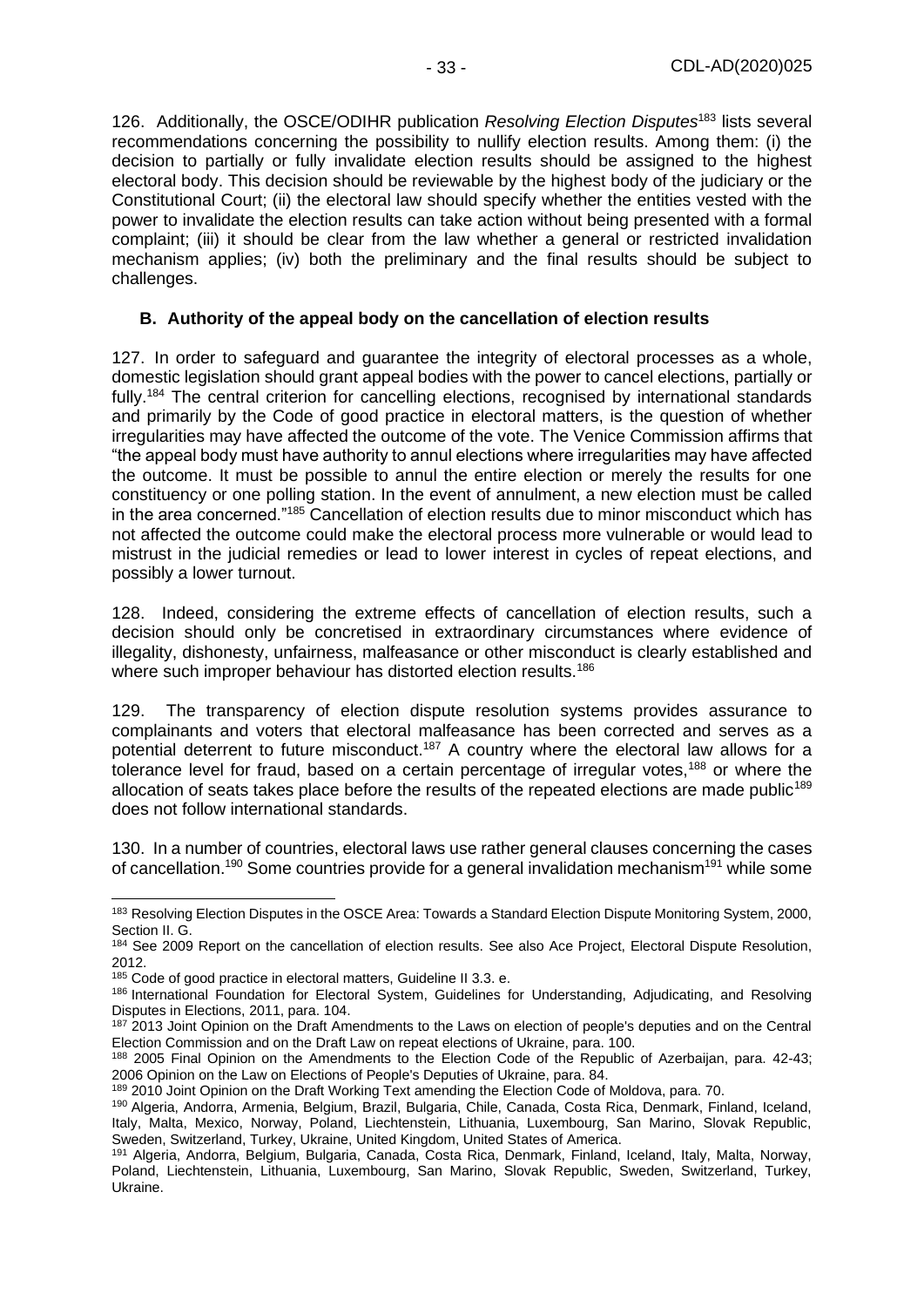126. Additionally, the OSCE/ODIHR publication *Resolving Election Disputes*[183] lists several recommendations concerning the possibility to nullify election results. Among them: (i) the decision to partially or fully invalidate election results should be assigned to the highest electoral body. This decision should be reviewable by the highest body of the judiciary or the Constitutional Court; (ii) the electoral law should specify whether the entities vested with the power to invalidate the election results can take action without being presented with a formal complaint; (iii) it should be clear from the law whether a general or restricted invalidation mechanism applies; (iv) both the preliminary and the final results should be subject to challenges.

### B. Authority of the appeal body on the cancellation of election results

127. In order to safeguard and guarantee the integrity of electoral processes as a whole, domestic legislation should grant appeal bodies with the power to cancel elections, partially or fully.[184] The central criterion for cancelling elections, recognised by international standards and primarily by the Code of good practice in electoral matters, is the question of whether irregularities may have affected the outcome of the vote. The Venice Commission affirms that "the appeal body must have authority to annul elections where irregularities may have affected the outcome. It must be possible to annul the entire election or merely the results for one constituency or one polling station. In the event of annulment, a new election must be called in the area concerned."[185] Cancellation of election results due to minor misconduct which has not affected the outcome could make the electoral process more vulnerable or would lead to mistrust in the judicial remedies or lead to lower interest in cycles of repeat elections, and possibly a lower turnout.

128. Indeed, considering the extreme effects of cancellation of election results, such a decision should only be concretised in extraordinary circumstances where evidence of illegality, dishonesty, unfairness, malfeasance or other misconduct is clearly established and where such improper behaviour has distorted election results.[186]

129. The transparency of election dispute resolution systems provides assurance to complainants and voters that electoral malfeasance has been corrected and serves as a potential deterrent to future misconduct.[187] A country where the electoral law allows for a tolerance level for fraud, based on a certain percentage of irregular votes,[188] or where the allocation of seats takes place before the results of the repeated elections are made public[189] does not follow international standards.

130. In a number of countries, electoral laws use rather general clauses concerning the cases of cancellation.[190] Some countries provide for a general invalidation mechanism[191] while some

---

[183] Resolving Election Disputes in the OSCE Area: Towards a Standard Election Dispute Monitoring System, 2000, Section II. G.

[184] See 2009 Report on the cancellation of election results. See also Ace Project, Electoral Dispute Resolution, 2012.

[185] Code of good practice in electoral matters, Guideline II 3.3. e.

[186] International Foundation for Electoral System, Guidelines for Understanding, Adjudicating, and Resolving Disputes in Elections, 2011, para. 104.

[187] 2013 Joint Opinion on the Draft Amendments to the Laws on election of people's deputies and on the Central Election Commission and on the Draft Law on repeat elections of Ukraine, para. 100.

[188] 2005 Final Opinion on the Amendments to the Election Code of the Republic of Azerbaijan, para. 42-43; 2006 Opinion on the Law on Elections of People's Deputies of Ukraine, para. 84.

[189] 2010 Joint Opinion on the Draft Working Text amending the Election Code of Moldova, para. 70.

[190] Algeria, Andorra, Armenia, Belgium, Brazil, Bulgaria, Chile, Canada, Costa Rica, Denmark, Finland, Iceland, Italy, Malta, Mexico, Norway, Poland, Liechtenstein, Lithuania, Luxembourg, San Marino, Slovak Republic, Sweden, Switzerland, Turkey, Ukraine, United Kingdom, United States of America.

[191] Algeria, Andorra, Belgium, Bulgaria, Canada, Costa Rica, Denmark, Finland, Iceland, Italy, Malta, Norway, Poland, Liechtenstein, Lithuania, Luxembourg, San Marino, Slovak Republic, Sweden, Switzerland, Turkey, Ukraine.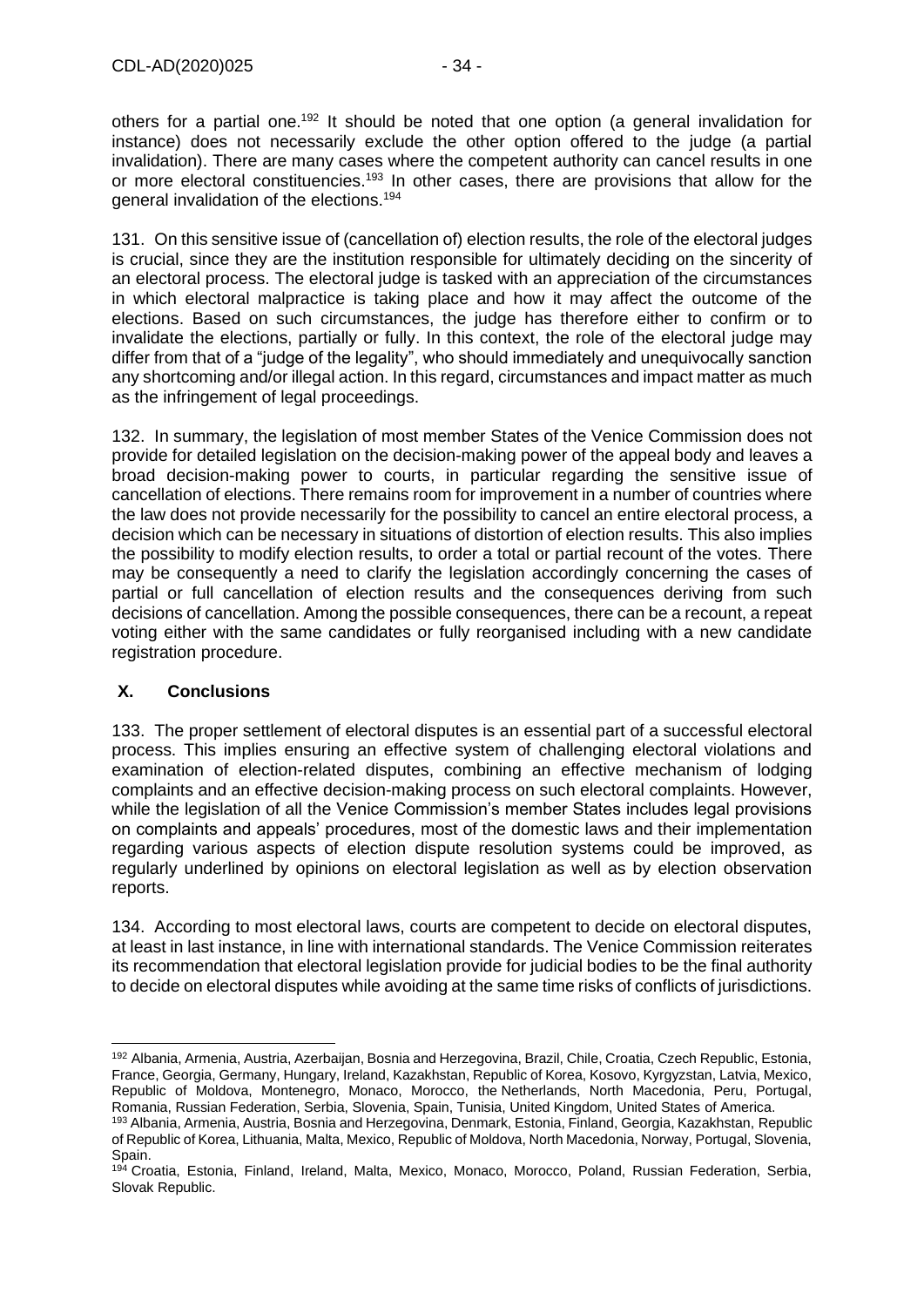others for a partial one.[192] It should be noted that one option (a general invalidation for instance) does not necessarily exclude the other option offered to the judge (a partial invalidation). There are many cases where the competent authority can cancel results in one or more electoral constituencies.[193] In other cases, there are provisions that allow for the general invalidation of the elections.[194]

131. On this sensitive issue of (cancellation of) election results, the role of the electoral judges is crucial, since they are the institution responsible for ultimately deciding on the sincerity of an electoral process. The electoral judge is tasked with an appreciation of the circumstances in which electoral malpractice is taking place and how it may affect the outcome of the elections. Based on such circumstances, the judge has therefore either to confirm or to invalidate the elections, partially or fully. In this context, the role of the electoral judge may differ from that of a "judge of the legality", who should immediately and unequivocally sanction any shortcoming and/or illegal action. In this regard, circumstances and impact matter as much as the infringement of legal proceedings.

132. In summary, the legislation of most member States of the Venice Commission does not provide for detailed legislation on the decision-making power of the appeal body and leaves a broad decision-making power to courts, in particular regarding the sensitive issue of cancellation of elections. There remains room for improvement in a number of countries where the law does not provide necessarily for the possibility to cancel an entire electoral process, a decision which can be necessary in situations of distortion of election results. This also implies the possibility to modify election results, to order a total or partial recount of the votes. There may be consequently a need to clarify the legislation accordingly concerning the cases of partial or full cancellation of election results and the consequences deriving from such decisions of cancellation. Among the possible consequences, there can be a recount, a repeat voting either with the same candidates or fully reorganised including with a new candidate registration procedure.

## X. Conclusions

133. The proper settlement of electoral disputes is an essential part of a successful electoral process. This implies ensuring an effective system of challenging electoral violations and examination of election-related disputes, combining an effective mechanism of lodging complaints and an effective decision-making process on such electoral complaints. However, while the legislation of all the Venice Commission's member States includes legal provisions on complaints and appeals' procedures, most of the domestic laws and their implementation regarding various aspects of election dispute resolution systems could be improved, as regularly underlined by opinions on electoral legislation as well as by election observation reports.

134. According to most electoral laws, courts are competent to decide on electoral disputes, at least in last instance, in line with international standards. The Venice Commission reiterates its recommendation that electoral legislation provide for judicial bodies to be the final authority to decide on electoral disputes while avoiding at the same time risks of conflicts of jurisdictions.

---

[192] Albania, Armenia, Austria, Azerbaijan, Bosnia and Herzegovina, Brazil, Chile, Croatia, Czech Republic, Estonia, France, Georgia, Germany, Hungary, Ireland, Kazakhstan, Republic of Korea, Kosovo, Kyrgyzstan, Latvia, Mexico, Republic of Moldova, Montenegro, Monaco, Morocco, the Netherlands, North Macedonia, Peru, Portugal, Romania, Russian Federation, Serbia, Slovenia, Spain, Tunisia, United Kingdom, United States of America.

[193] Albania, Armenia, Austria, Bosnia and Herzegovina, Denmark, Estonia, Finland, Georgia, Kazakhstan, Republic of Republic of Korea, Lithuania, Malta, Mexico, Republic of Moldova, North Macedonia, Norway, Portugal, Slovenia, Spain.

[194] Croatia, Estonia, Finland, Ireland, Malta, Mexico, Monaco, Morocco, Poland, Russian Federation, Serbia, Slovak Republic.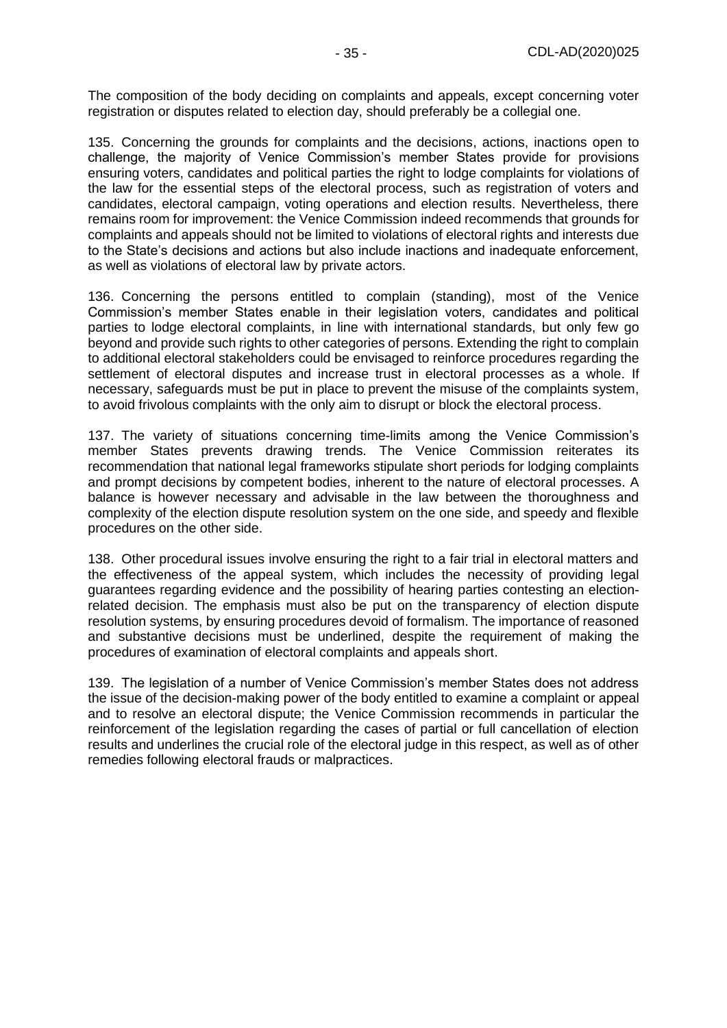The composition of the body deciding on complaints and appeals, except concerning voter registration or disputes related to election day, should preferably be a collegial one.

135. Concerning the grounds for complaints and the decisions, actions, inactions open to challenge, the majority of Venice Commission's member States provide for provisions ensuring voters, candidates and political parties the right to lodge complaints for violations of the law for the essential steps of the electoral process, such as registration of voters and candidates, electoral campaign, voting operations and election results. Nevertheless, there remains room for improvement: the Venice Commission indeed recommends that grounds for complaints and appeals should not be limited to violations of electoral rights and interests due to the State's decisions and actions but also include inactions and inadequate enforcement, as well as violations of electoral law by private actors.

136. Concerning the persons entitled to complain (standing), most of the Venice Commission's member States enable in their legislation voters, candidates and political parties to lodge electoral complaints, in line with international standards, but only few go beyond and provide such rights to other categories of persons. Extending the right to complain to additional electoral stakeholders could be envisaged to reinforce procedures regarding the settlement of electoral disputes and increase trust in electoral processes as a whole. If necessary, safeguards must be put in place to prevent the misuse of the complaints system, to avoid frivolous complaints with the only aim to disrupt or block the electoral process.

137. The variety of situations concerning time-limits among the Venice Commission's member States prevents drawing trends. The Venice Commission reiterates its recommendation that national legal frameworks stipulate short periods for lodging complaints and prompt decisions by competent bodies, inherent to the nature of electoral processes. A balance is however necessary and advisable in the law between the thoroughness and complexity of the election dispute resolution system on the one side, and speedy and flexible procedures on the other side.

138. Other procedural issues involve ensuring the right to a fair trial in electoral matters and the effectiveness of the appeal system, which includes the necessity of providing legal guarantees regarding evidence and the possibility of hearing parties contesting an election-related decision. The emphasis must also be put on the transparency of election dispute resolution systems, by ensuring procedures devoid of formalism. The importance of reasoned and substantive decisions must be underlined, despite the requirement of making the procedures of examination of electoral complaints and appeals short.

139. The legislation of a number of Venice Commission's member States does not address the issue of the decision-making power of the body entitled to examine a complaint or appeal and to resolve an electoral dispute; the Venice Commission recommends in particular the reinforcement of the legislation regarding the cases of partial or full cancellation of election results and underlines the crucial role of the electoral judge in this respect, as well as of other remedies following electoral frauds or malpractices.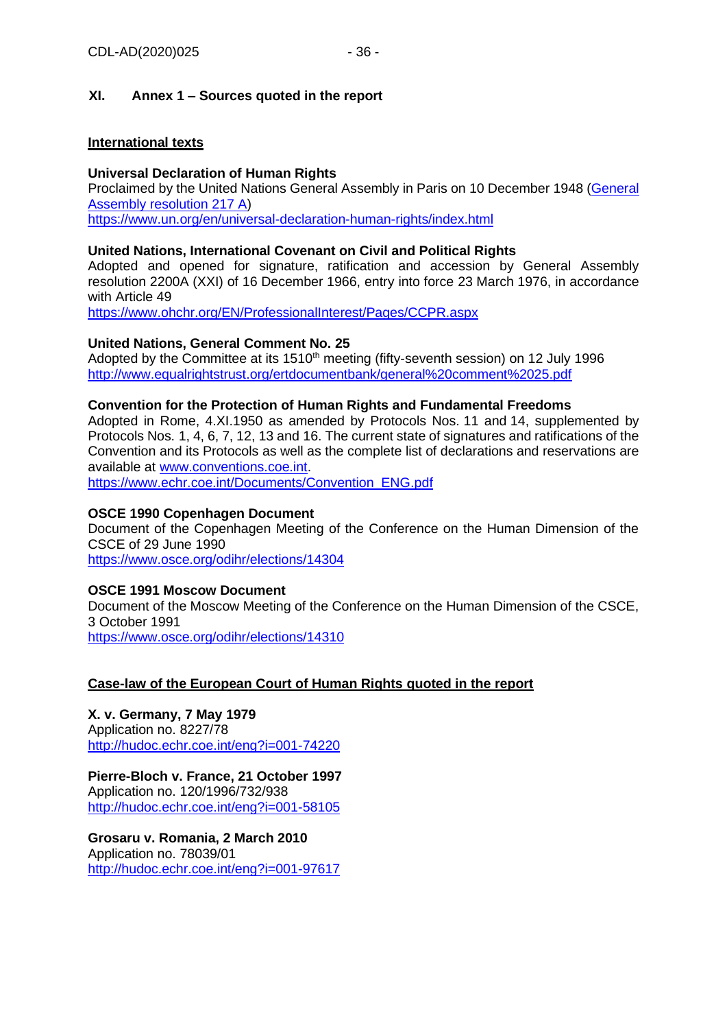# XI. Annex 1 – Sources quoted in the report

## International texts

**Universal Declaration of Human Rights**
Proclaimed by the United Nations General Assembly in Paris on 10 December 1948 (General Assembly resolution 217 A)
https://www.un.org/en/universal-declaration-human-rights/index.html

**United Nations, International Covenant on Civil and Political Rights**
Adopted and opened for signature, ratification and accession by General Assembly resolution 2200A (XXI) of 16 December 1966, entry into force 23 March 1976, in accordance with Article 49
https://www.ohchr.org/EN/ProfessionalInterest/Pages/CCPR.aspx

**United Nations, General Comment No. 25**
Adopted by the Committee at its 1510th meeting (fifty-seventh session) on 12 July 1996
http://www.equalrightstrust.org/ertdocumentbank/general%20comment%2025.pdf

**Convention for the Protection of Human Rights and Fundamental Freedoms**
Adopted in Rome, 4.XI.1950 as amended by Protocols Nos. 11 and 14, supplemented by Protocols Nos. 1, 4, 6, 7, 12, 13 and 16. The current state of signatures and ratifications of the Convention and its Protocols as well as the complete list of declarations and reservations are available at www.conventions.coe.int.
https://www.echr.coe.int/Documents/Convention_ENG.pdf

**OSCE 1990 Copenhagen Document**
Document of the Copenhagen Meeting of the Conference on the Human Dimension of the CSCE of 29 June 1990
https://www.osce.org/odihr/elections/14304

**OSCE 1991 Moscow Document**
Document of the Moscow Meeting of the Conference on the Human Dimension of the CSCE, 3 October 1991
https://www.osce.org/odihr/elections/14310

## Case-law of the European Court of Human Rights quoted in the report

**X. v. Germany, 7 May 1979**
Application no. 8227/78
http://hudoc.echr.coe.int/eng?i=001-74220

**Pierre-Bloch v. France, 21 October 1997**
Application no. 120/1996/732/938
http://hudoc.echr.coe.int/eng?i=001-58105

**Grosaru v. Romania, 2 March 2010**
Application no. 78039/01
http://hudoc.echr.coe.int/eng?i=001-97617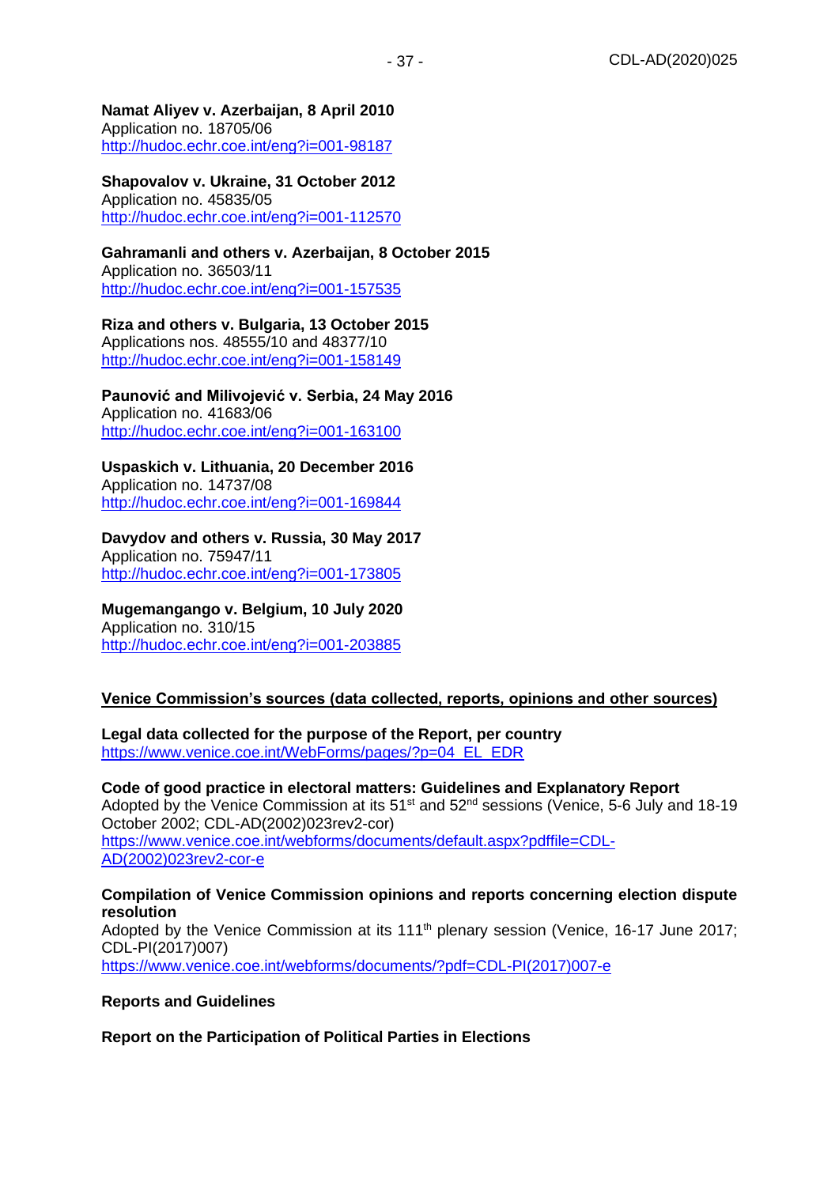**Namat Aliyev v. Azerbaijan, 8 April 2010**
Application no. 18705/06
http://hudoc.echr.coe.int/eng?i=001-98187

**Shapovalov v. Ukraine, 31 October 2012**
Application no. 45835/05
http://hudoc.echr.coe.int/eng?i=001-112570

**Gahramanli and others v. Azerbaijan, 8 October 2015**
Application no. 36503/11
http://hudoc.echr.coe.int/eng?i=001-157535

**Riza and others v. Bulgaria, 13 October 2015**
Applications nos. 48555/10 and 48377/10
http://hudoc.echr.coe.int/eng?i=001-158149

**Paunović and Milivojević v. Serbia, 24 May 2016**
Application no. 41683/06
http://hudoc.echr.coe.int/eng?i=001-163100

**Uspaskich v. Lithuania, 20 December 2016**
Application no. 14737/08
http://hudoc.echr.coe.int/eng?i=001-169844

**Davydov and others v. Russia, 30 May 2017**
Application no. 75947/11
http://hudoc.echr.coe.int/eng?i=001-173805

**Mugemangango v. Belgium, 10 July 2020**
Application no. 310/15
http://hudoc.echr.coe.int/eng?i=001-203885

## Venice Commission's sources (data collected, reports, opinions and other sources)

**Legal data collected for the purpose of the Report, per country**
https://www.venice.coe.int/WebForms/pages/?p=04_EL_EDR

**Code of good practice in electoral matters: Guidelines and Explanatory Report**
Adopted by the Venice Commission at its 51st and 52nd sessions (Venice, 5-6 July and 18-19 October 2002; CDL-AD(2002)023rev2-cor)
https://www.venice.coe.int/webforms/documents/default.aspx?pdffile=CDL-AD(2002)023rev2-cor-e

**Compilation of Venice Commission opinions and reports concerning election dispute resolution**
Adopted by the Venice Commission at its 111th plenary session (Venice, 16-17 June 2017; CDL-PI(2017)007)
https://www.venice.coe.int/webforms/documents/?pdf=CDL-PI(2017)007-e

**Reports and Guidelines**

**Report on the Participation of Political Parties in Elections**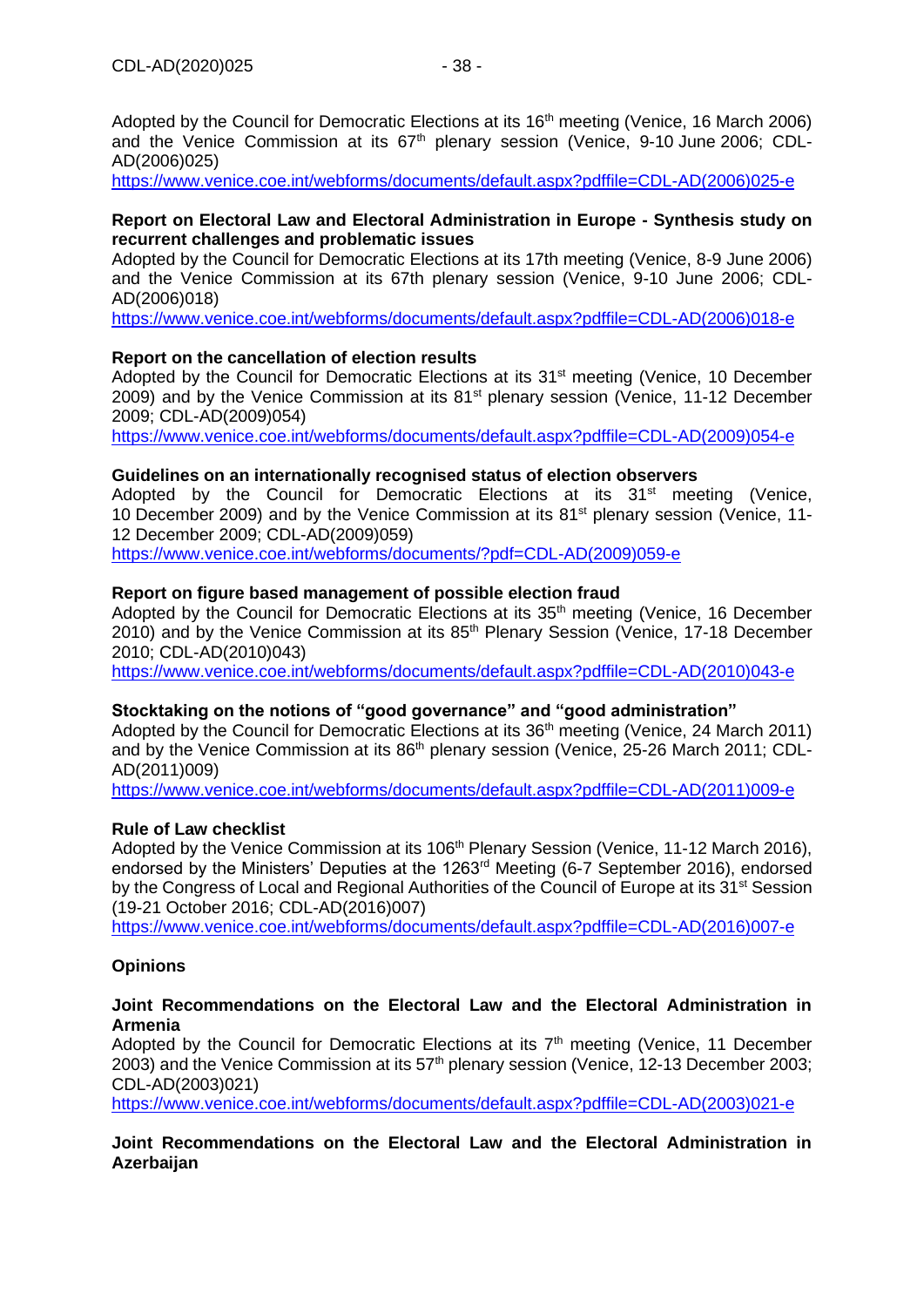Adopted by the Council for Democratic Elections at its 16th meeting (Venice, 16 March 2006) and the Venice Commission at its 67th plenary session (Venice, 9-10 June 2006; CDL-AD(2006)025)
https://www.venice.coe.int/webforms/documents/default.aspx?pdffile=CDL-AD(2006)025-e

**Report on Electoral Law and Electoral Administration in Europe - Synthesis study on recurrent challenges and problematic issues**
Adopted by the Council for Democratic Elections at its 17th meeting (Venice, 8-9 June 2006) and the Venice Commission at its 67th plenary session (Venice, 9-10 June 2006; CDL-AD(2006)018)
https://www.venice.coe.int/webforms/documents/default.aspx?pdffile=CDL-AD(2006)018-e

**Report on the cancellation of election results**
Adopted by the Council for Democratic Elections at its 31st meeting (Venice, 10 December 2009) and by the Venice Commission at its 81st plenary session (Venice, 11-12 December 2009; CDL-AD(2009)054)
https://www.venice.coe.int/webforms/documents/default.aspx?pdffile=CDL-AD(2009)054-e

**Guidelines on an internationally recognised status of election observers**
Adopted by the Council for Democratic Elections at its 31st meeting (Venice, 10 December 2009) and by the Venice Commission at its 81st plenary session (Venice, 11-12 December 2009; CDL-AD(2009)059)
https://www.venice.coe.int/webforms/documents/?pdf=CDL-AD(2009)059-e

**Report on figure based management of possible election fraud**
Adopted by the Council for Democratic Elections at its 35th meeting (Venice, 16 December 2010) and by the Venice Commission at its 85th Plenary Session (Venice, 17-18 December 2010; CDL-AD(2010)043)
https://www.venice.coe.int/webforms/documents/default.aspx?pdffile=CDL-AD(2010)043-e

**Stocktaking on the notions of "good governance" and "good administration"**
Adopted by the Council for Democratic Elections at its 36th meeting (Venice, 24 March 2011) and by the Venice Commission at its 86th plenary session (Venice, 25-26 March 2011; CDL-AD(2011)009)
https://www.venice.coe.int/webforms/documents/default.aspx?pdffile=CDL-AD(2011)009-e

**Rule of Law checklist**
Adopted by the Venice Commission at its 106th Plenary Session (Venice, 11-12 March 2016), endorsed by the Ministers' Deputies at the 1263rd Meeting (6-7 September 2016), endorsed by the Congress of Local and Regional Authorities of the Council of Europe at its 31st Session (19-21 October 2016; CDL-AD(2016)007)
https://www.venice.coe.int/webforms/documents/default.aspx?pdffile=CDL-AD(2016)007-e

**Opinions**

**Joint Recommendations on the Electoral Law and the Electoral Administration in Armenia**
Adopted by the Council for Democratic Elections at its 7th meeting (Venice, 11 December 2003) and the Venice Commission at its 57th plenary session (Venice, 12-13 December 2003; CDL-AD(2003)021)
https://www.venice.coe.int/webforms/documents/default.aspx?pdffile=CDL-AD(2003)021-e

**Joint Recommendations on the Electoral Law and the Electoral Administration in Azerbaijan**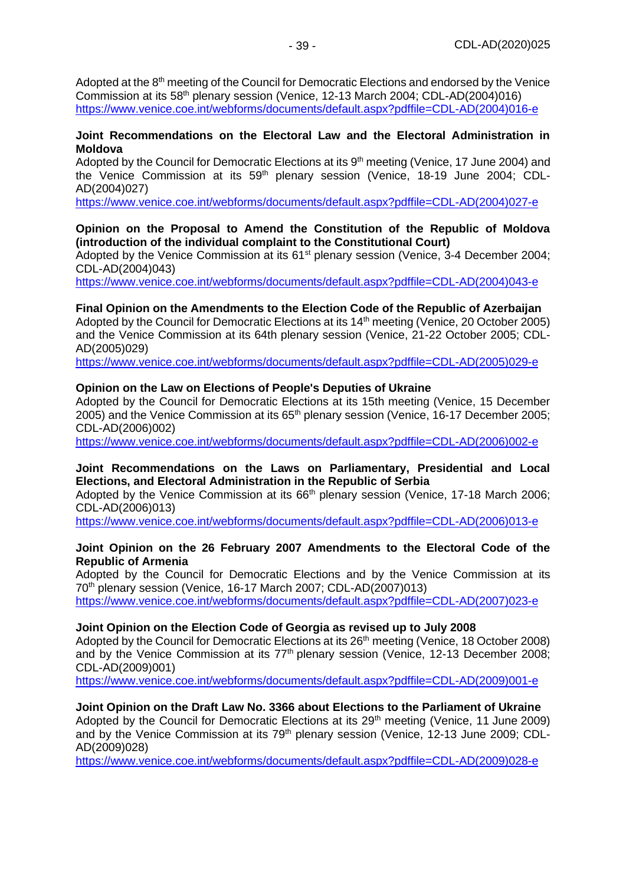Adopted at the 8th meeting of the Council for Democratic Elections and endorsed by the Venice Commission at its 58th plenary session (Venice, 12-13 March 2004; CDL-AD(2004)016)
https://www.venice.coe.int/webforms/documents/default.aspx?pdffile=CDL-AD(2004)016-e

**Joint Recommendations on the Electoral Law and the Electoral Administration in Moldova**
Adopted by the Council for Democratic Elections at its 9th meeting (Venice, 17 June 2004) and the Venice Commission at its 59th plenary session (Venice, 18-19 June 2004; CDL-AD(2004)027)
https://www.venice.coe.int/webforms/documents/default.aspx?pdffile=CDL-AD(2004)027-e

**Opinion on the Proposal to Amend the Constitution of the Republic of Moldova (introduction of the individual complaint to the Constitutional Court)**
Adopted by the Venice Commission at its 61st plenary session (Venice, 3-4 December 2004; CDL-AD(2004)043)
https://www.venice.coe.int/webforms/documents/default.aspx?pdffile=CDL-AD(2004)043-e

**Final Opinion on the Amendments to the Election Code of the Republic of Azerbaijan**
Adopted by the Council for Democratic Elections at its 14th meeting (Venice, 20 October 2005) and the Venice Commission at its 64th plenary session (Venice, 21-22 October 2005; CDL-AD(2005)029)
https://www.venice.coe.int/webforms/documents/default.aspx?pdffile=CDL-AD(2005)029-e

**Opinion on the Law on Elections of People's Deputies of Ukraine**
Adopted by the Council for Democratic Elections at its 15th meeting (Venice, 15 December 2005) and the Venice Commission at its 65th plenary session (Venice, 16-17 December 2005; CDL-AD(2006)002)
https://www.venice.coe.int/webforms/documents/default.aspx?pdffile=CDL-AD(2006)002-e

**Joint Recommendations on the Laws on Parliamentary, Presidential and Local Elections, and Electoral Administration in the Republic of Serbia**
Adopted by the Venice Commission at its 66th plenary session (Venice, 17-18 March 2006; CDL-AD(2006)013)
https://www.venice.coe.int/webforms/documents/default.aspx?pdffile=CDL-AD(2006)013-e

**Joint Opinion on the 26 February 2007 Amendments to the Electoral Code of the Republic of Armenia**
Adopted by the Council for Democratic Elections and by the Venice Commission at its 70th plenary session (Venice, 16-17 March 2007; CDL-AD(2007)013)
https://www.venice.coe.int/webforms/documents/default.aspx?pdffile=CDL-AD(2007)023-e

**Joint Opinion on the Election Code of Georgia as revised up to July 2008**
Adopted by the Council for Democratic Elections at its 26th meeting (Venice, 18 October 2008) and by the Venice Commission at its 77th plenary session (Venice, 12-13 December 2008; CDL-AD(2009)001)
https://www.venice.coe.int/webforms/documents/default.aspx?pdffile=CDL-AD(2009)001-e

**Joint Opinion on the Draft Law No. 3366 about Elections to the Parliament of Ukraine**
Adopted by the Council for Democratic Elections at its 29th meeting (Venice, 11 June 2009) and by the Venice Commission at its 79th plenary session (Venice, 12-13 June 2009; CDL-AD(2009)028)
https://www.venice.coe.int/webforms/documents/default.aspx?pdffile=CDL-AD(2009)028-e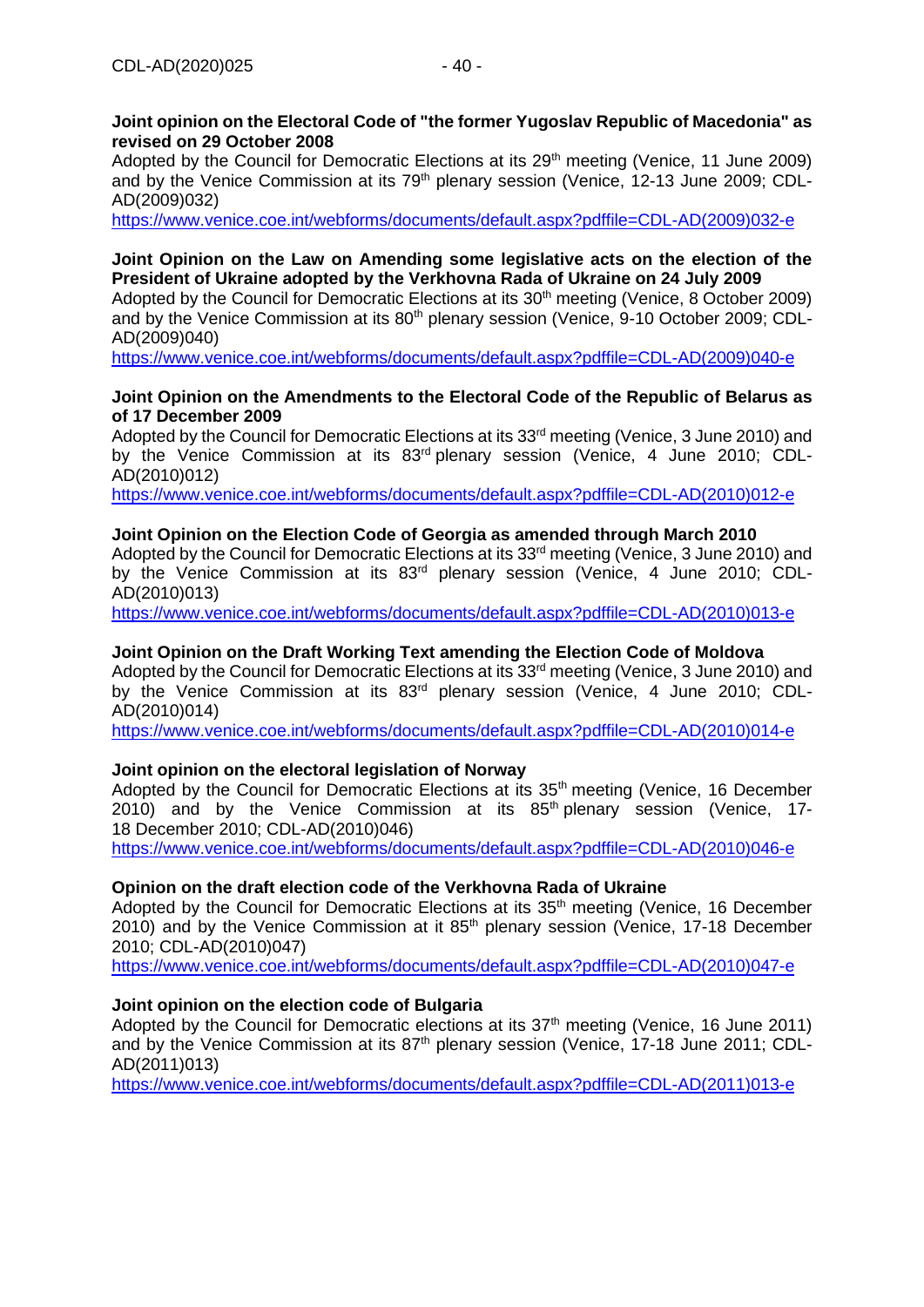**Joint opinion on the Electoral Code of "the former Yugoslav Republic of Macedonia" as revised on 29 October 2008**
Adopted by the Council for Democratic Elections at its 29th meeting (Venice, 11 June 2009) and by the Venice Commission at its 79th plenary session (Venice, 12-13 June 2009; CDL-AD(2009)032)
https://www.venice.coe.int/webforms/documents/default.aspx?pdffile=CDL-AD(2009)032-e

**Joint Opinion on the Law on Amending some legislative acts on the election of the President of Ukraine adopted by the Verkhovna Rada of Ukraine on 24 July 2009**
Adopted by the Council for Democratic Elections at its 30th meeting (Venice, 8 October 2009) and by the Venice Commission at its 80th plenary session (Venice, 9-10 October 2009; CDL-AD(2009)040)
https://www.venice.coe.int/webforms/documents/default.aspx?pdffile=CDL-AD(2009)040-e

**Joint Opinion on the Amendments to the Electoral Code of the Republic of Belarus as of 17 December 2009**
Adopted by the Council for Democratic Elections at its 33rd meeting (Venice, 3 June 2010) and by the Venice Commission at its 83rd plenary session (Venice, 4 June 2010; CDL-AD(2010)012)
https://www.venice.coe.int/webforms/documents/default.aspx?pdffile=CDL-AD(2010)012-e

**Joint Opinion on the Election Code of Georgia as amended through March 2010**
Adopted by the Council for Democratic Elections at its 33rd meeting (Venice, 3 June 2010) and by the Venice Commission at its 83rd plenary session (Venice, 4 June 2010; CDL-AD(2010)013)
https://www.venice.coe.int/webforms/documents/default.aspx?pdffile=CDL-AD(2010)013-e

**Joint Opinion on the Draft Working Text amending the Election Code of Moldova**
Adopted by the Council for Democratic Elections at its 33rd meeting (Venice, 3 June 2010) and by the Venice Commission at its 83rd plenary session (Venice, 4 June 2010; CDL-AD(2010)014)
https://www.venice.coe.int/webforms/documents/default.aspx?pdffile=CDL-AD(2010)014-e

**Joint opinion on the electoral legislation of Norway**
Adopted by the Council for Democratic Elections at its 35th meeting (Venice, 16 December 2010) and by the Venice Commission at its 85th plenary session (Venice, 17-18 December 2010; CDL-AD(2010)046)
https://www.venice.coe.int/webforms/documents/default.aspx?pdffile=CDL-AD(2010)046-e

**Opinion on the draft election code of the Verkhovna Rada of Ukraine**
Adopted by the Council for Democratic Elections at its 35th meeting (Venice, 16 December 2010) and by the Venice Commission at it 85th plenary session (Venice, 17-18 December 2010; CDL-AD(2010)047)
https://www.venice.coe.int/webforms/documents/default.aspx?pdffile=CDL-AD(2010)047-e

**Joint opinion on the election code of Bulgaria**
Adopted by the Council for Democratic elections at its 37th meeting (Venice, 16 June 2011) and by the Venice Commission at its 87th plenary session (Venice, 17-18 June 2011; CDL-AD(2011)013)
https://www.venice.coe.int/webforms/documents/default.aspx?pdffile=CDL-AD(2011)013-e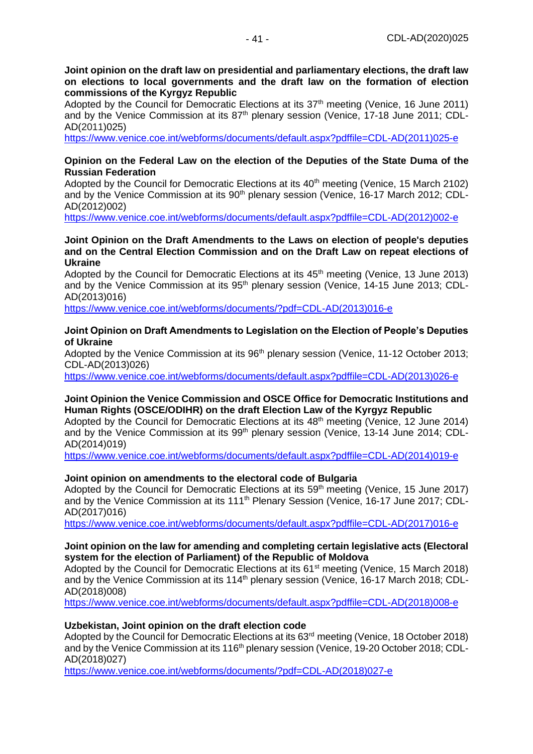**Joint opinion on the draft law on presidential and parliamentary elections, the draft law on elections to local governments and the draft law on the formation of election commissions of the Kyrgyz Republic**
Adopted by the Council for Democratic Elections at its 37th meeting (Venice, 16 June 2011) and by the Venice Commission at its 87th plenary session (Venice, 17-18 June 2011; CDL-AD(2011)025)
https://www.venice.coe.int/webforms/documents/default.aspx?pdffile=CDL-AD(2011)025-e

**Opinion on the Federal Law on the election of the Deputies of the State Duma of the Russian Federation**
Adopted by the Council for Democratic Elections at its 40th meeting (Venice, 15 March 2102) and by the Venice Commission at its 90th plenary session (Venice, 16-17 March 2012; CDL-AD(2012)002)
https://www.venice.coe.int/webforms/documents/default.aspx?pdffile=CDL-AD(2012)002-e

**Joint Opinion on the Draft Amendments to the Laws on election of people's deputies and on the Central Election Commission and on the Draft Law on repeat elections of Ukraine**
Adopted by the Council for Democratic Elections at its 45th meeting (Venice, 13 June 2013) and by the Venice Commission at its 95th plenary session (Venice, 14-15 June 2013; CDL-AD(2013)016)
https://www.venice.coe.int/webforms/documents/?pdf=CDL-AD(2013)016-e

**Joint Opinion on Draft Amendments to Legislation on the Election of People's Deputies of Ukraine**
Adopted by the Venice Commission at its 96th plenary session (Venice, 11-12 October 2013; CDL-AD(2013)026)
https://www.venice.coe.int/webforms/documents/default.aspx?pdffile=CDL-AD(2013)026-e

**Joint Opinion the Venice Commission and OSCE Office for Democratic Institutions and Human Rights (OSCE/ODIHR) on the draft Election Law of the Kyrgyz Republic**
Adopted by the Council for Democratic Elections at its 48th meeting (Venice, 12 June 2014) and by the Venice Commission at its 99th plenary session (Venice, 13-14 June 2014; CDL-AD(2014)019)
https://www.venice.coe.int/webforms/documents/default.aspx?pdffile=CDL-AD(2014)019-e

**Joint opinion on amendments to the electoral code of Bulgaria**
Adopted by the Council for Democratic Elections at its 59th meeting (Venice, 15 June 2017) and by the Venice Commission at its 111th Plenary Session (Venice, 16-17 June 2017; CDL-AD(2017)016)
https://www.venice.coe.int/webforms/documents/default.aspx?pdffile=CDL-AD(2017)016-e

**Joint opinion on the law for amending and completing certain legislative acts (Electoral system for the election of Parliament) of the Republic of Moldova**
Adopted by the Council for Democratic Elections at its 61st meeting (Venice, 15 March 2018) and by the Venice Commission at its 114th plenary session (Venice, 16-17 March 2018; CDL-AD(2018)008)
https://www.venice.coe.int/webforms/documents/default.aspx?pdffile=CDL-AD(2018)008-e

**Uzbekistan, Joint opinion on the draft election code**
Adopted by the Council for Democratic Elections at its 63rd meeting (Venice, 18 October 2018) and by the Venice Commission at its 116th plenary session (Venice, 19-20 October 2018; CDL-AD(2018)027)
https://www.venice.coe.int/webforms/documents/?pdf=CDL-AD(2018)027-e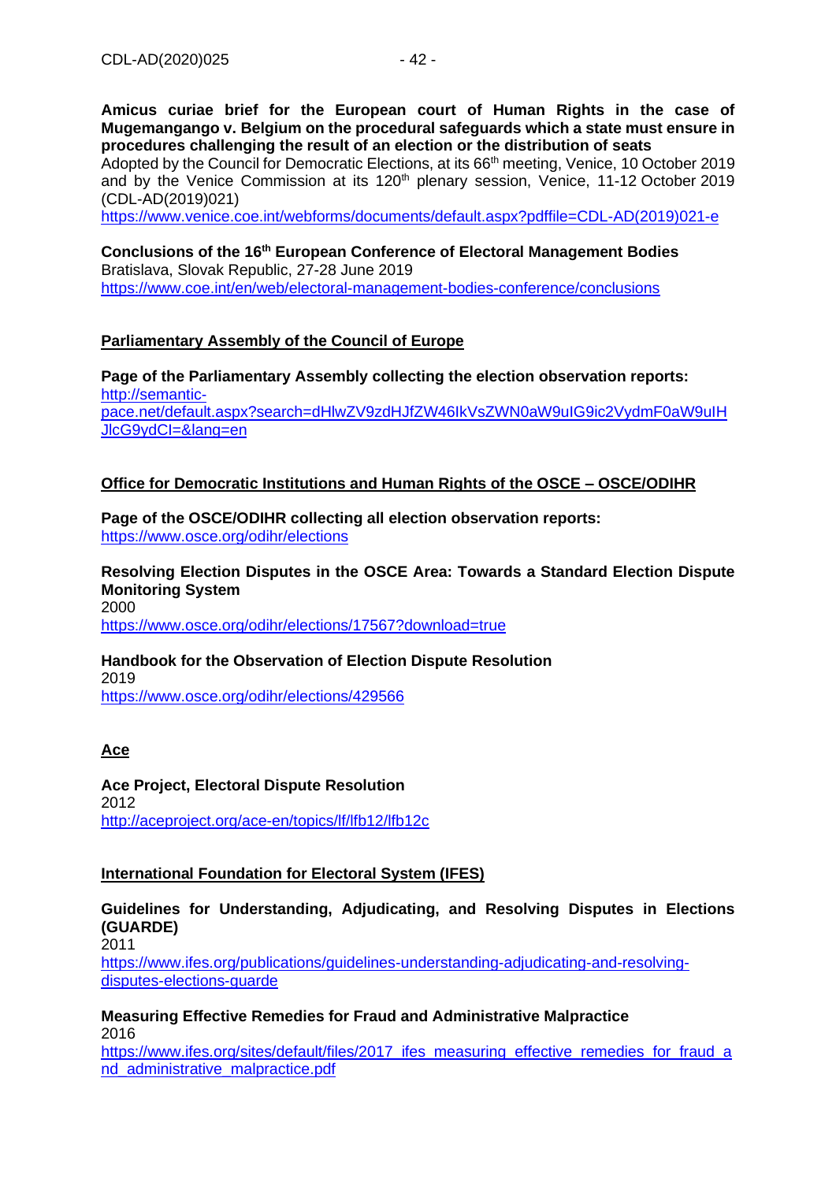**Amicus curiae brief for the European court of Human Rights in the case of Mugemangango v. Belgium on the procedural safeguards which a state must ensure in procedures challenging the result of an election or the distribution of seats**
Adopted by the Council for Democratic Elections, at its 66th meeting, Venice, 10 October 2019 and by the Venice Commission at its 120th plenary session, Venice, 11-12 October 2019 (CDL-AD(2019)021)
https://www.venice.coe.int/webforms/documents/default.aspx?pdffile=CDL-AD(2019)021-e

**Conclusions of the 16th European Conference of Electoral Management Bodies**
Bratislava, Slovak Republic, 27-28 June 2019
https://www.coe.int/en/web/electoral-management-bodies-conference/conclusions

**Parliamentary Assembly of the Council of Europe**

**Page of the Parliamentary Assembly collecting the election observation reports:**
http://semantic-pace.net/default.aspx?search=dHlwZV9zdHJfZW46IkVsZWN0aW9uIG9ic2VydmF0aW9uIHJlcG9ydCI=&lang=en

**Office for Democratic Institutions and Human Rights of the OSCE – OSCE/ODIHR**

**Page of the OSCE/ODIHR collecting all election observation reports:**
https://www.osce.org/odihr/elections

**Resolving Election Disputes in the OSCE Area: Towards a Standard Election Dispute Monitoring System**
2000
https://www.osce.org/odihr/elections/17567?download=true

**Handbook for the Observation of Election Dispute Resolution**
2019
https://www.osce.org/odihr/elections/429566

**Ace**

**Ace Project, Electoral Dispute Resolution**
2012
http://aceproject.org/ace-en/topics/lf/lfb12/lfb12c

**International Foundation for Electoral System (IFES)**

**Guidelines for Understanding, Adjudicating, and Resolving Disputes in Elections (GUARDE)**
2011
https://www.ifes.org/publications/guidelines-understanding-adjudicating-and-resolving-disputes-elections-guarde

**Measuring Effective Remedies for Fraud and Administrative Malpractice**
2016
https://www.ifes.org/sites/default/files/2017_ifes_measuring_effective_remedies_for_fraud_and_administrative_malpractice.pdf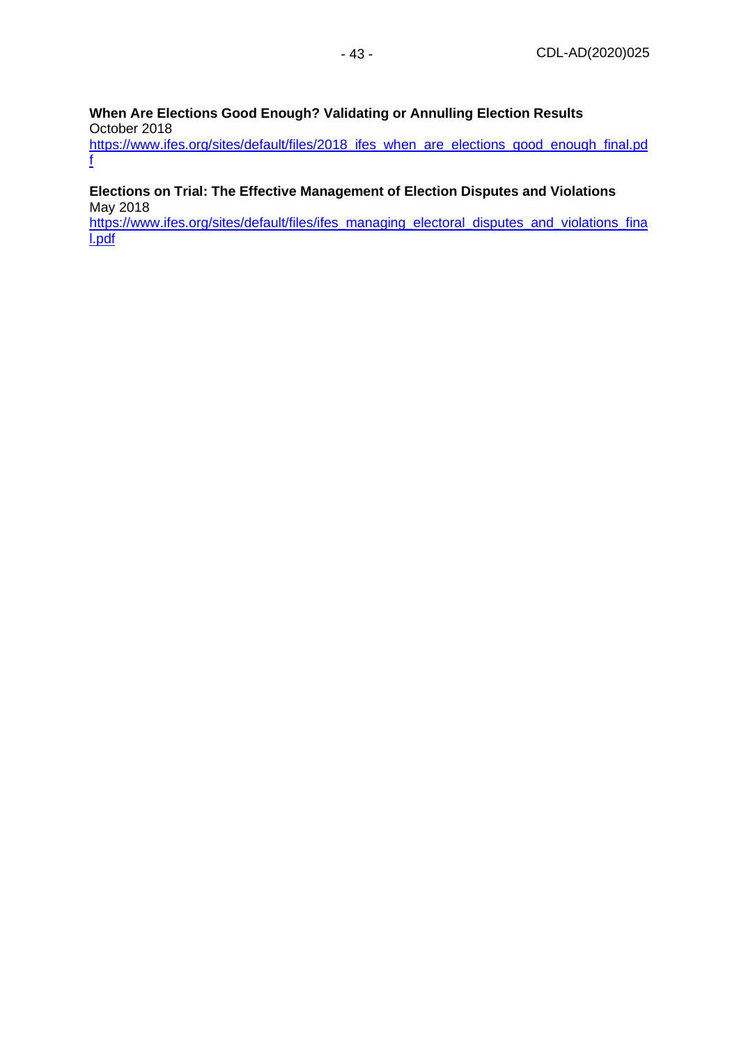**When Are Elections Good Enough? Validating or Annulling Election Results**
October 2018
https://www.ifes.org/sites/default/files/2018_ifes_when_are_elections_good_enough_final.pdf

**Elections on Trial: The Effective Management of Election Disputes and Violations**
May 2018
https://www.ifes.org/sites/default/files/ifes_managing_electoral_disputes_and_violations_final.pdf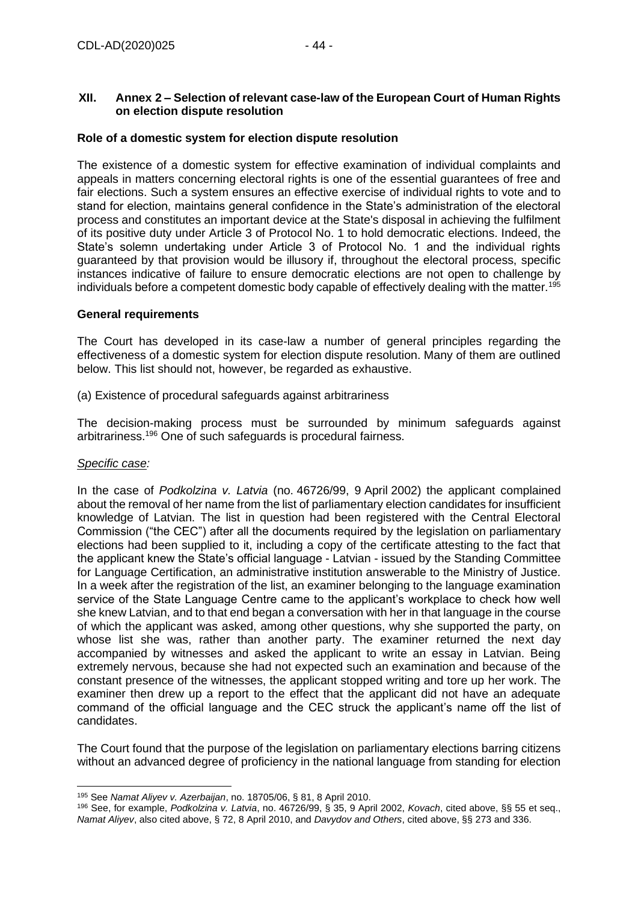## XII. Annex 2 – Selection of relevant case-law of the European Court of Human Rights on election dispute resolution

**Role of a domestic system for election dispute resolution**

The existence of a domestic system for effective examination of individual complaints and appeals in matters concerning electoral rights is one of the essential guarantees of free and fair elections. Such a system ensures an effective exercise of individual rights to vote and to stand for election, maintains general confidence in the State's administration of the electoral process and constitutes an important device at the State's disposal in achieving the fulfilment of its positive duty under Article 3 of Protocol No. 1 to hold democratic elections. Indeed, the State's solemn undertaking under Article 3 of Protocol No. 1 and the individual rights guaranteed by that provision would be illusory if, throughout the electoral process, specific instances indicative of failure to ensure democratic elections are not open to challenge by individuals before a competent domestic body capable of effectively dealing with the matter.[195]

**General requirements**

The Court has developed in its case-law a number of general principles regarding the effectiveness of a domestic system for election dispute resolution. Many of them are outlined below. This list should not, however, be regarded as exhaustive.

(a) Existence of procedural safeguards against arbitrariness

The decision-making process must be surrounded by minimum safeguards against arbitrariness.[196] One of such safeguards is procedural fairness.

*Specific case:*

In the case of *Podkolzina v. Latvia* (no. 46726/99, 9 April 2002) the applicant complained about the removal of her name from the list of parliamentary election candidates for insufficient knowledge of Latvian. The list in question had been registered with the Central Electoral Commission ("the CEC") after all the documents required by the legislation on parliamentary elections had been supplied to it, including a copy of the certificate attesting to the fact that the applicant knew the State's official language - Latvian - issued by the Standing Committee for Language Certification, an administrative institution answerable to the Ministry of Justice. In a week after the registration of the list, an examiner belonging to the language examination service of the State Language Centre came to the applicant's workplace to check how well she knew Latvian, and to that end began a conversation with her in that language in the course of which the applicant was asked, among other questions, why she supported the party, on whose list she was, rather than another party. The examiner returned the next day accompanied by witnesses and asked the applicant to write an essay in Latvian. Being extremely nervous, because she had not expected such an examination and because of the constant presence of the witnesses, the applicant stopped writing and tore up her work. The examiner then drew up a report to the effect that the applicant did not have an adequate command of the official language and the CEC struck the applicant's name off the list of candidates.

The Court found that the purpose of the legislation on parliamentary elections barring citizens without an advanced degree of proficiency in the national language from standing for election

---

[195] See *Namat Aliyev v. Azerbaijan*, no. 18705/06, § 81, 8 April 2010.

[196] See, for example, *Podkolzina v. Latvia*, no. 46726/99, § 35, 9 April 2002, *Kovach*, cited above, §§ 55 et seq., *Namat Aliyev*, also cited above, § 72, 8 April 2010, and *Davydov and Others*, cited above, §§ 273 and 336.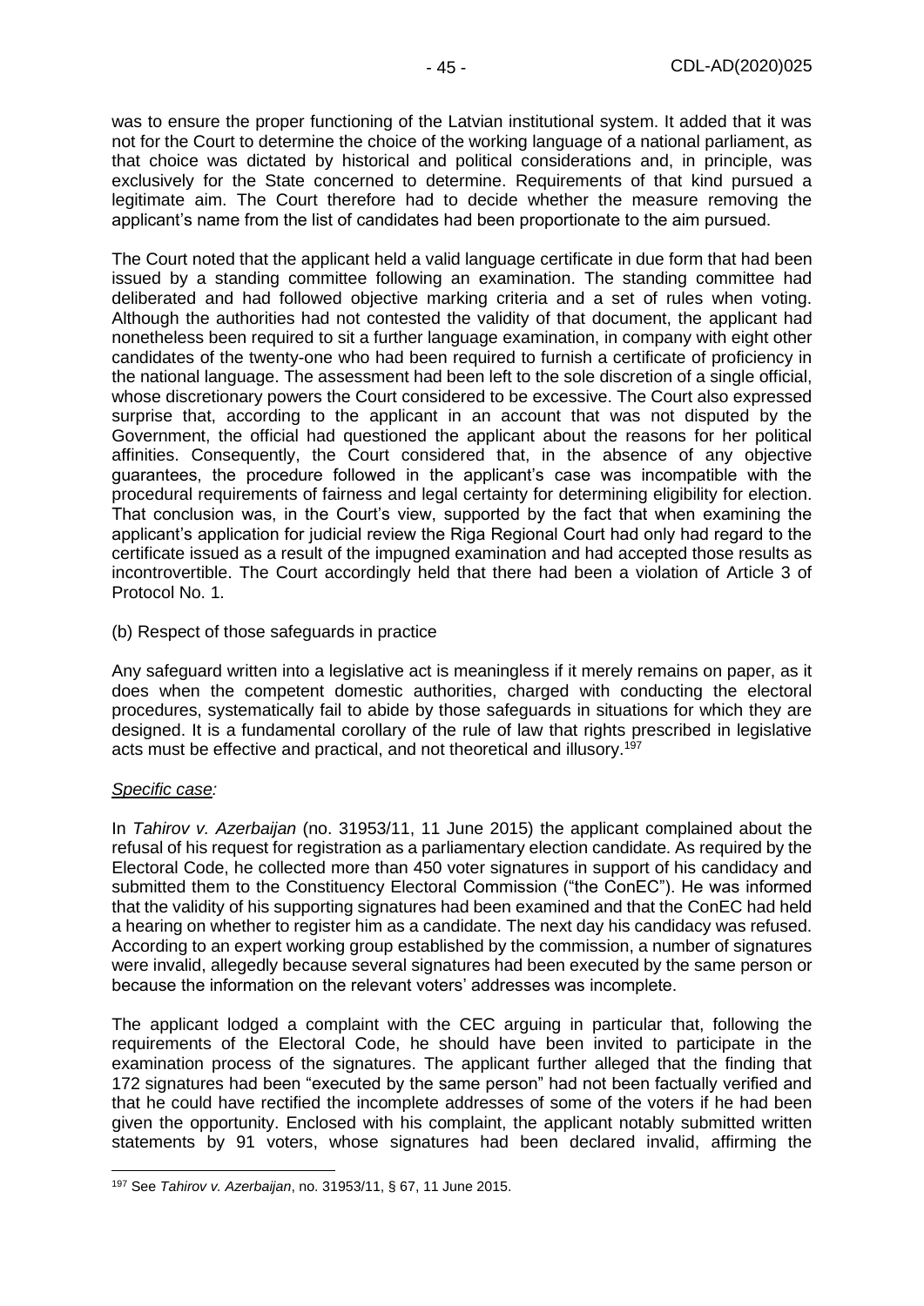was to ensure the proper functioning of the Latvian institutional system. It added that it was not for the Court to determine the choice of the working language of a national parliament, as that choice was dictated by historical and political considerations and, in principle, was exclusively for the State concerned to determine. Requirements of that kind pursued a legitimate aim. The Court therefore had to decide whether the measure removing the applicant's name from the list of candidates had been proportionate to the aim pursued.

The Court noted that the applicant held a valid language certificate in due form that had been issued by a standing committee following an examination. The standing committee had deliberated and had followed objective marking criteria and a set of rules when voting. Although the authorities had not contested the validity of that document, the applicant had nonetheless been required to sit a further language examination, in company with eight other candidates of the twenty-one who had been required to furnish a certificate of proficiency in the national language. The assessment had been left to the sole discretion of a single official, whose discretionary powers the Court considered to be excessive. The Court also expressed surprise that, according to the applicant in an account that was not disputed by the Government, the official had questioned the applicant about the reasons for her political affinities. Consequently, the Court considered that, in the absence of any objective guarantees, the procedure followed in the applicant's case was incompatible with the procedural requirements of fairness and legal certainty for determining eligibility for election. That conclusion was, in the Court's view, supported by the fact that when examining the applicant's application for judicial review the Riga Regional Court had only had regard to the certificate issued as a result of the impugned examination and had accepted those results as incontrovertible. The Court accordingly held that there had been a violation of Article 3 of Protocol No. 1.

(b) Respect of those safeguards in practice

Any safeguard written into a legislative act is meaningless if it merely remains on paper, as it does when the competent domestic authorities, charged with conducting the electoral procedures, systematically fail to abide by those safeguards in situations for which they are designed. It is a fundamental corollary of the rule of law that rights prescribed in legislative acts must be effective and practical, and not theoretical and illusory.[197]

*Specific case:*

In *Tahirov v. Azerbaijan* (no. 31953/11, 11 June 2015) the applicant complained about the refusal of his request for registration as a parliamentary election candidate. As required by the Electoral Code, he collected more than 450 voter signatures in support of his candidacy and submitted them to the Constituency Electoral Commission ("the ConEC"). He was informed that the validity of his supporting signatures had been examined and that the ConEC had held a hearing on whether to register him as a candidate. The next day his candidacy was refused. According to an expert working group established by the commission, a number of signatures were invalid, allegedly because several signatures had been executed by the same person or because the information on the relevant voters' addresses was incomplete.

The applicant lodged a complaint with the CEC arguing in particular that, following the requirements of the Electoral Code, he should have been invited to participate in the examination process of the signatures. The applicant further alleged that the finding that 172 signatures had been "executed by the same person" had not been factually verified and that he could have rectified the incomplete addresses of some of the voters if he had been given the opportunity. Enclosed with his complaint, the applicant notably submitted written statements by 91 voters, whose signatures had been declared invalid, affirming the

---

[197] See *Tahirov v. Azerbaijan*, no. 31953/11, § 67, 11 June 2015.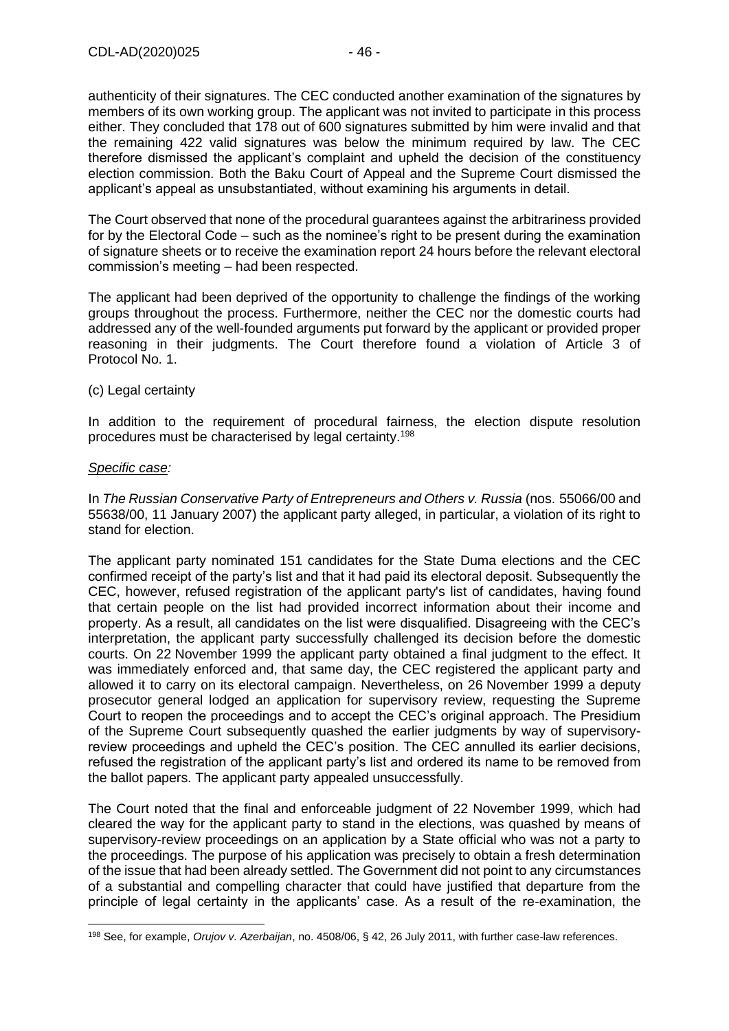authenticity of their signatures. The CEC conducted another examination of the signatures by members of its own working group. The applicant was not invited to participate in this process either. They concluded that 178 out of 600 signatures submitted by him were invalid and that the remaining 422 valid signatures was below the minimum required by law. The CEC therefore dismissed the applicant's complaint and upheld the decision of the constituency election commission. Both the Baku Court of Appeal and the Supreme Court dismissed the applicant's appeal as unsubstantiated, without examining his arguments in detail.

The Court observed that none of the procedural guarantees against the arbitrariness provided for by the Electoral Code – such as the nominee's right to be present during the examination of signature sheets or to receive the examination report 24 hours before the relevant electoral commission's meeting – had been respected.

The applicant had been deprived of the opportunity to challenge the findings of the working groups throughout the process. Furthermore, neither the CEC nor the domestic courts had addressed any of the well-founded arguments put forward by the applicant or provided proper reasoning in their judgments. The Court therefore found a violation of Article 3 of Protocol No. 1.

(c) Legal certainty

In addition to the requirement of procedural fairness, the election dispute resolution procedures must be characterised by legal certainty.[198]

*Specific case:*

In *The Russian Conservative Party of Entrepreneurs and Others v. Russia* (nos. 55066/00 and 55638/00, 11 January 2007) the applicant party alleged, in particular, a violation of its right to stand for election.

The applicant party nominated 151 candidates for the State Duma elections and the CEC confirmed receipt of the party's list and that it had paid its electoral deposit. Subsequently the CEC, however, refused registration of the applicant party's list of candidates, having found that certain people on the list had provided incorrect information about their income and property. As a result, all candidates on the list were disqualified. Disagreeing with the CEC's interpretation, the applicant party successfully challenged its decision before the domestic courts. On 22 November 1999 the applicant party obtained a final judgment to the effect. It was immediately enforced and, that same day, the CEC registered the applicant party and allowed it to carry on its electoral campaign. Nevertheless, on 26 November 1999 a deputy prosecutor general lodged an application for supervisory review, requesting the Supreme Court to reopen the proceedings and to accept the CEC's original approach. The Presidium of the Supreme Court subsequently quashed the earlier judgments by way of supervisory-review proceedings and upheld the CEC's position. The CEC annulled its earlier decisions, refused the registration of the applicant party's list and ordered its name to be removed from the ballot papers. The applicant party appealed unsuccessfully.

The Court noted that the final and enforceable judgment of 22 November 1999, which had cleared the way for the applicant party to stand in the elections, was quashed by means of supervisory-review proceedings on an application by a State official who was not a party to the proceedings. The purpose of his application was precisely to obtain a fresh determination of the issue that had been already settled. The Government did not point to any circumstances of a substantial and compelling character that could have justified that departure from the principle of legal certainty in the applicants' case. As a result of the re-examination, the

[198] See, for example, *Orujov v. Azerbaijan*, no. 4508/06, § 42, 26 July 2011, with further case-law references.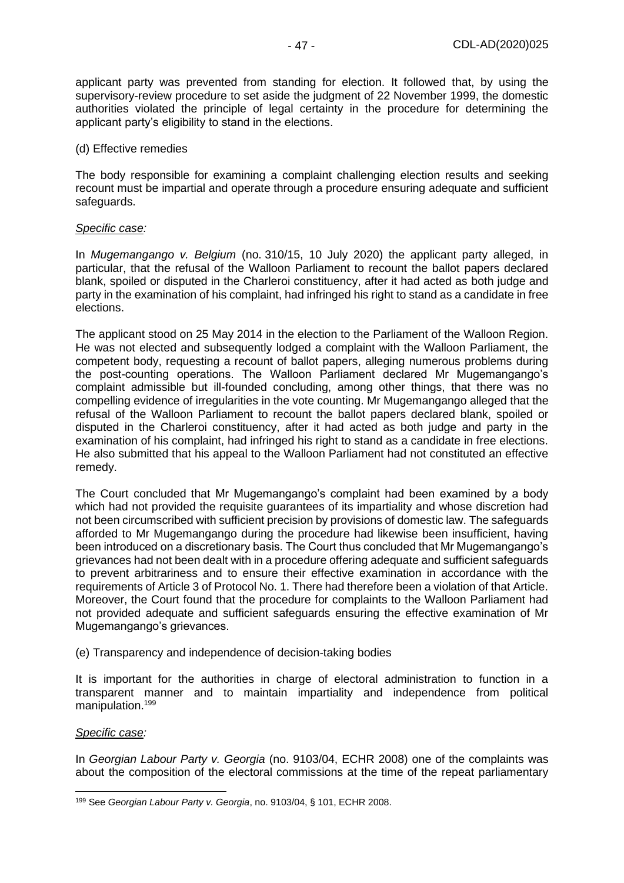applicant party was prevented from standing for election. It followed that, by using the supervisory-review procedure to set aside the judgment of 22 November 1999, the domestic authorities violated the principle of legal certainty in the procedure for determining the applicant party's eligibility to stand in the elections.

(d) Effective remedies

The body responsible for examining a complaint challenging election results and seeking recount must be impartial and operate through a procedure ensuring adequate and sufficient safeguards.

*Specific case:*

In *Mugemangango v. Belgium* (no. 310/15, 10 July 2020) the applicant party alleged, in particular, that the refusal of the Walloon Parliament to recount the ballot papers declared blank, spoiled or disputed in the Charleroi constituency, after it had acted as both judge and party in the examination of his complaint, had infringed his right to stand as a candidate in free elections.

The applicant stood on 25 May 2014 in the election to the Parliament of the Walloon Region. He was not elected and subsequently lodged a complaint with the Walloon Parliament, the competent body, requesting a recount of ballot papers, alleging numerous problems during the post-counting operations. The Walloon Parliament declared Mr Mugemangango's complaint admissible but ill-founded concluding, among other things, that there was no compelling evidence of irregularities in the vote counting. Mr Mugemangango alleged that the refusal of the Walloon Parliament to recount the ballot papers declared blank, spoiled or disputed in the Charleroi constituency, after it had acted as both judge and party in the examination of his complaint, had infringed his right to stand as a candidate in free elections. He also submitted that his appeal to the Walloon Parliament had not constituted an effective remedy.

The Court concluded that Mr Mugemangango's complaint had been examined by a body which had not provided the requisite guarantees of its impartiality and whose discretion had not been circumscribed with sufficient precision by provisions of domestic law. The safeguards afforded to Mr Mugemangango during the procedure had likewise been insufficient, having been introduced on a discretionary basis. The Court thus concluded that Mr Mugemangango's grievances had not been dealt with in a procedure offering adequate and sufficient safeguards to prevent arbitrariness and to ensure their effective examination in accordance with the requirements of Article 3 of Protocol No. 1. There had therefore been a violation of that Article. Moreover, the Court found that the procedure for complaints to the Walloon Parliament had not provided adequate and sufficient safeguards ensuring the effective examination of Mr Mugemangango's grievances.

(e) Transparency and independence of decision-taking bodies

It is important for the authorities in charge of electoral administration to function in a transparent manner and to maintain impartiality and independence from political manipulation.[199]

*Specific case:*

In *Georgian Labour Party v. Georgia* (no. 9103/04, ECHR 2008) one of the complaints was about the composition of the electoral commissions at the time of the repeat parliamentary

---

[199] See *Georgian Labour Party v. Georgia*, no. 9103/04, § 101, ECHR 2008.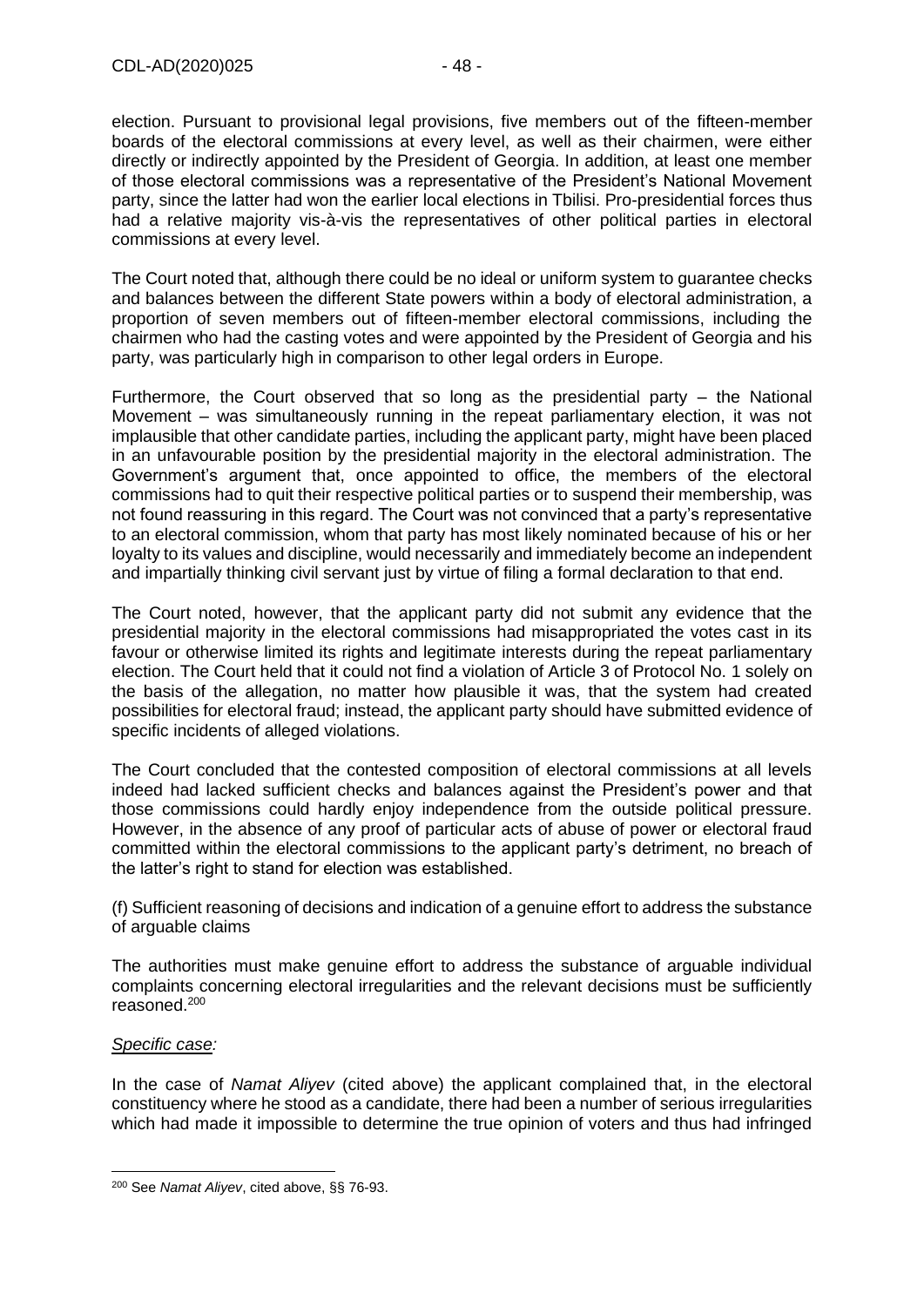election. Pursuant to provisional legal provisions, five members out of the fifteen-member boards of the electoral commissions at every level, as well as their chairmen, were either directly or indirectly appointed by the President of Georgia. In addition, at least one member of those electoral commissions was a representative of the President's National Movement party, since the latter had won the earlier local elections in Tbilisi. Pro-presidential forces thus had a relative majority vis-à-vis the representatives of other political parties in electoral commissions at every level.

The Court noted that, although there could be no ideal or uniform system to guarantee checks and balances between the different State powers within a body of electoral administration, a proportion of seven members out of fifteen-member electoral commissions, including the chairmen who had the casting votes and were appointed by the President of Georgia and his party, was particularly high in comparison to other legal orders in Europe.

Furthermore, the Court observed that so long as the presidential party – the National Movement – was simultaneously running in the repeat parliamentary election, it was not implausible that other candidate parties, including the applicant party, might have been placed in an unfavourable position by the presidential majority in the electoral administration. The Government's argument that, once appointed to office, the members of the electoral commissions had to quit their respective political parties or to suspend their membership, was not found reassuring in this regard. The Court was not convinced that a party's representative to an electoral commission, whom that party has most likely nominated because of his or her loyalty to its values and discipline, would necessarily and immediately become an independent and impartially thinking civil servant just by virtue of filing a formal declaration to that end.

The Court noted, however, that the applicant party did not submit any evidence that the presidential majority in the electoral commissions had misappropriated the votes cast in its favour or otherwise limited its rights and legitimate interests during the repeat parliamentary election. The Court held that it could not find a violation of Article 3 of Protocol No. 1 solely on the basis of the allegation, no matter how plausible it was, that the system had created possibilities for electoral fraud; instead, the applicant party should have submitted evidence of specific incidents of alleged violations.

The Court concluded that the contested composition of electoral commissions at all levels indeed had lacked sufficient checks and balances against the President's power and that those commissions could hardly enjoy independence from the outside political pressure. However, in the absence of any proof of particular acts of abuse of power or electoral fraud committed within the electoral commissions to the applicant party's detriment, no breach of the latter's right to stand for election was established.

(f) Sufficient reasoning of decisions and indication of a genuine effort to address the substance of arguable claims

The authorities must make genuine effort to address the substance of arguable individual complaints concerning electoral irregularities and the relevant decisions must be sufficiently reasoned.[200]

*Specific case:*

In the case of *Namat Aliyev* (cited above) the applicant complained that, in the electoral constituency where he stood as a candidate, there had been a number of serious irregularities which had made it impossible to determine the true opinion of voters and thus had infringed

---

[200] See *Namat Aliyev*, cited above, §§ 76-93.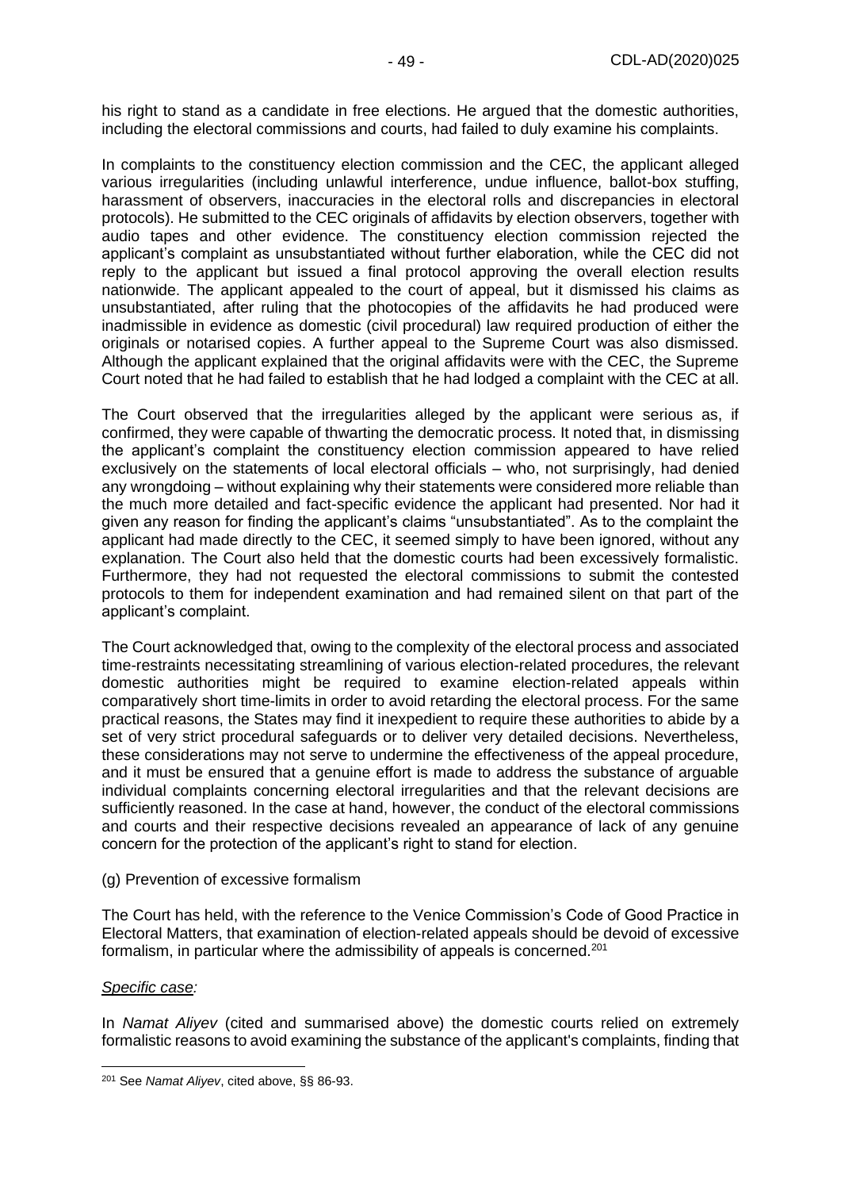his right to stand as a candidate in free elections. He argued that the domestic authorities, including the electoral commissions and courts, had failed to duly examine his complaints.

In complaints to the constituency election commission and the CEC, the applicant alleged various irregularities (including unlawful interference, undue influence, ballot-box stuffing, harassment of observers, inaccuracies in the electoral rolls and discrepancies in electoral protocols). He submitted to the CEC originals of affidavits by election observers, together with audio tapes and other evidence. The constituency election commission rejected the applicant's complaint as unsubstantiated without further elaboration, while the CEC did not reply to the applicant but issued a final protocol approving the overall election results nationwide. The applicant appealed to the court of appeal, but it dismissed his claims as unsubstantiated, after ruling that the photocopies of the affidavits he had produced were inadmissible in evidence as domestic (civil procedural) law required production of either the originals or notarised copies. A further appeal to the Supreme Court was also dismissed. Although the applicant explained that the original affidavits were with the CEC, the Supreme Court noted that he had failed to establish that he had lodged a complaint with the CEC at all.

The Court observed that the irregularities alleged by the applicant were serious as, if confirmed, they were capable of thwarting the democratic process. It noted that, in dismissing the applicant's complaint the constituency election commission appeared to have relied exclusively on the statements of local electoral officials – who, not surprisingly, had denied any wrongdoing – without explaining why their statements were considered more reliable than the much more detailed and fact-specific evidence the applicant had presented. Nor had it given any reason for finding the applicant's claims "unsubstantiated". As to the complaint the applicant had made directly to the CEC, it seemed simply to have been ignored, without any explanation. The Court also held that the domestic courts had been excessively formalistic. Furthermore, they had not requested the electoral commissions to submit the contested protocols to them for independent examination and had remained silent on that part of the applicant's complaint.

The Court acknowledged that, owing to the complexity of the electoral process and associated time-restraints necessitating streamlining of various election-related procedures, the relevant domestic authorities might be required to examine election-related appeals within comparatively short time-limits in order to avoid retarding the electoral process. For the same practical reasons, the States may find it inexpedient to require these authorities to abide by a set of very strict procedural safeguards or to deliver very detailed decisions. Nevertheless, these considerations may not serve to undermine the effectiveness of the appeal procedure, and it must be ensured that a genuine effort is made to address the substance of arguable individual complaints concerning electoral irregularities and that the relevant decisions are sufficiently reasoned. In the case at hand, however, the conduct of the electoral commissions and courts and their respective decisions revealed an appearance of lack of any genuine concern for the protection of the applicant's right to stand for election.

(g) Prevention of excessive formalism

The Court has held, with the reference to the Venice Commission's Code of Good Practice in Electoral Matters, that examination of election-related appeals should be devoid of excessive formalism, in particular where the admissibility of appeals is concerned.[201]

*Specific case:*

In *Namat Aliyev* (cited and summarised above) the domestic courts relied on extremely formalistic reasons to avoid examining the substance of the applicant's complaints, finding that

---

[201] See *Namat Aliyev*, cited above, §§ 86-93.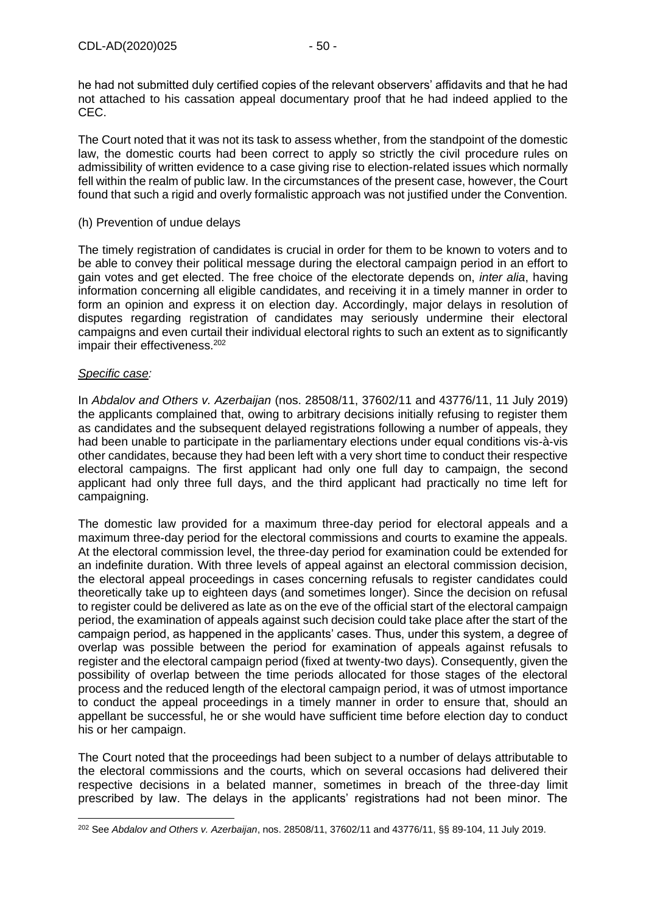he had not submitted duly certified copies of the relevant observers' affidavits and that he had not attached to his cassation appeal documentary proof that he had indeed applied to the CEC.

The Court noted that it was not its task to assess whether, from the standpoint of the domestic law, the domestic courts had been correct to apply so strictly the civil procedure rules on admissibility of written evidence to a case giving rise to election-related issues which normally fell within the realm of public law. In the circumstances of the present case, however, the Court found that such a rigid and overly formalistic approach was not justified under the Convention.

(h) Prevention of undue delays

The timely registration of candidates is crucial in order for them to be known to voters and to be able to convey their political message during the electoral campaign period in an effort to gain votes and get elected. The free choice of the electorate depends on, *inter alia*, having information concerning all eligible candidates, and receiving it in a timely manner in order to form an opinion and express it on election day. Accordingly, major delays in resolution of disputes regarding registration of candidates may seriously undermine their electoral campaigns and even curtail their individual electoral rights to such an extent as to significantly impair their effectiveness.[202]

*Specific case:*

In *Abdalov and Others v. Azerbaijan* (nos. 28508/11, 37602/11 and 43776/11, 11 July 2019) the applicants complained that, owing to arbitrary decisions initially refusing to register them as candidates and the subsequent delayed registrations following a number of appeals, they had been unable to participate in the parliamentary elections under equal conditions vis-à-vis other candidates, because they had been left with a very short time to conduct their respective electoral campaigns. The first applicant had only one full day to campaign, the second applicant had only three full days, and the third applicant had practically no time left for campaigning.

The domestic law provided for a maximum three-day period for electoral appeals and a maximum three-day period for the electoral commissions and courts to examine the appeals. At the electoral commission level, the three-day period for examination could be extended for an indefinite duration. With three levels of appeal against an electoral commission decision, the electoral appeal proceedings in cases concerning refusals to register candidates could theoretically take up to eighteen days (and sometimes longer). Since the decision on refusal to register could be delivered as late as on the eve of the official start of the electoral campaign period, the examination of appeals against such decision could take place after the start of the campaign period, as happened in the applicants' cases. Thus, under this system, a degree of overlap was possible between the period for examination of appeals against refusals to register and the electoral campaign period (fixed at twenty-two days). Consequently, given the possibility of overlap between the time periods allocated for those stages of the electoral process and the reduced length of the electoral campaign period, it was of utmost importance to conduct the appeal proceedings in a timely manner in order to ensure that, should an appellant be successful, he or she would have sufficient time before election day to conduct his or her campaign.

The Court noted that the proceedings had been subject to a number of delays attributable to the electoral commissions and the courts, which on several occasions had delivered their respective decisions in a belated manner, sometimes in breach of the three-day limit prescribed by law. The delays in the applicants' registrations had not been minor. The

[202] See *Abdalov and Others v. Azerbaijan*, nos. 28508/11, 37602/11 and 43776/11, §§ 89-104, 11 July 2019.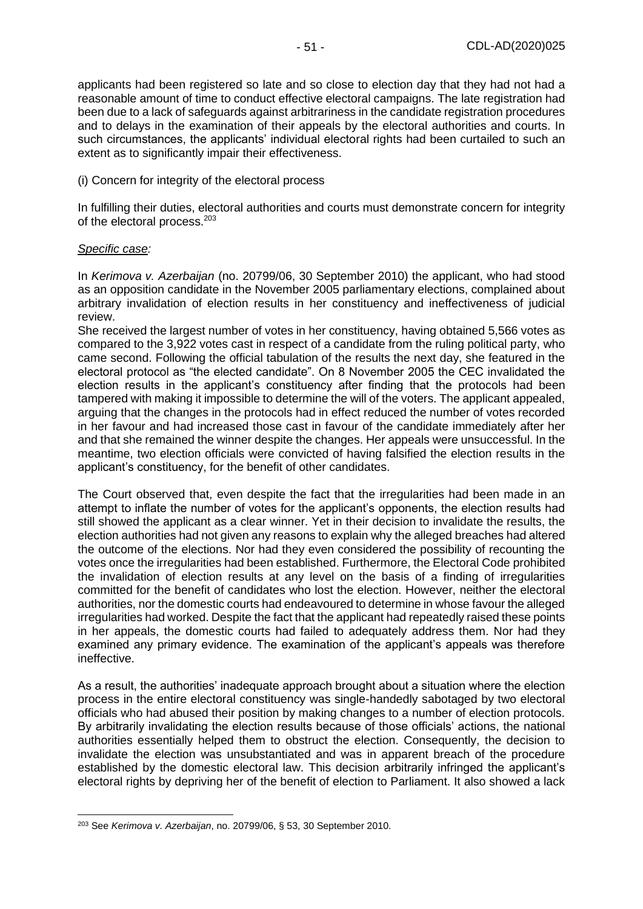applicants had been registered so late and so close to election day that they had not had a reasonable amount of time to conduct effective electoral campaigns. The late registration had been due to a lack of safeguards against arbitrariness in the candidate registration procedures and to delays in the examination of their appeals by the electoral authorities and courts. In such circumstances, the applicants' individual electoral rights had been curtailed to such an extent as to significantly impair their effectiveness.

(i) Concern for integrity of the electoral process

In fulfilling their duties, electoral authorities and courts must demonstrate concern for integrity of the electoral process.[203]

*Specific case:*

In *Kerimova v. Azerbaijan* (no. 20799/06, 30 September 2010) the applicant, who had stood as an opposition candidate in the November 2005 parliamentary elections, complained about arbitrary invalidation of election results in her constituency and ineffectiveness of judicial review.

She received the largest number of votes in her constituency, having obtained 5,566 votes as compared to the 3,922 votes cast in respect of a candidate from the ruling political party, who came second. Following the official tabulation of the results the next day, she featured in the electoral protocol as "the elected candidate". On 8 November 2005 the CEC invalidated the election results in the applicant's constituency after finding that the protocols had been tampered with making it impossible to determine the will of the voters. The applicant appealed, arguing that the changes in the protocols had in effect reduced the number of votes recorded in her favour and had increased those cast in favour of the candidate immediately after her and that she remained the winner despite the changes. Her appeals were unsuccessful. In the meantime, two election officials were convicted of having falsified the election results in the applicant's constituency, for the benefit of other candidates.

The Court observed that, even despite the fact that the irregularities had been made in an attempt to inflate the number of votes for the applicant's opponents, the election results had still showed the applicant as a clear winner. Yet in their decision to invalidate the results, the election authorities had not given any reasons to explain why the alleged breaches had altered the outcome of the elections. Nor had they even considered the possibility of recounting the votes once the irregularities had been established. Furthermore, the Electoral Code prohibited the invalidation of election results at any level on the basis of a finding of irregularities committed for the benefit of candidates who lost the election. However, neither the electoral authorities, nor the domestic courts had endeavoured to determine in whose favour the alleged irregularities had worked. Despite the fact that the applicant had repeatedly raised these points in her appeals, the domestic courts had failed to adequately address them. Nor had they examined any primary evidence. The examination of the applicant's appeals was therefore ineffective.

As a result, the authorities' inadequate approach brought about a situation where the election process in the entire electoral constituency was single-handedly sabotaged by two electoral officials who had abused their position by making changes to a number of election protocols. By arbitrarily invalidating the election results because of those officials' actions, the national authorities essentially helped them to obstruct the election. Consequently, the decision to invalidate the election was unsubstantiated and was in apparent breach of the procedure established by the domestic electoral law. This decision arbitrarily infringed the applicant's electoral rights by depriving her of the benefit of election to Parliament. It also showed a lack

[203] See *Kerimova v. Azerbaijan*, no. 20799/06, § 53, 30 September 2010.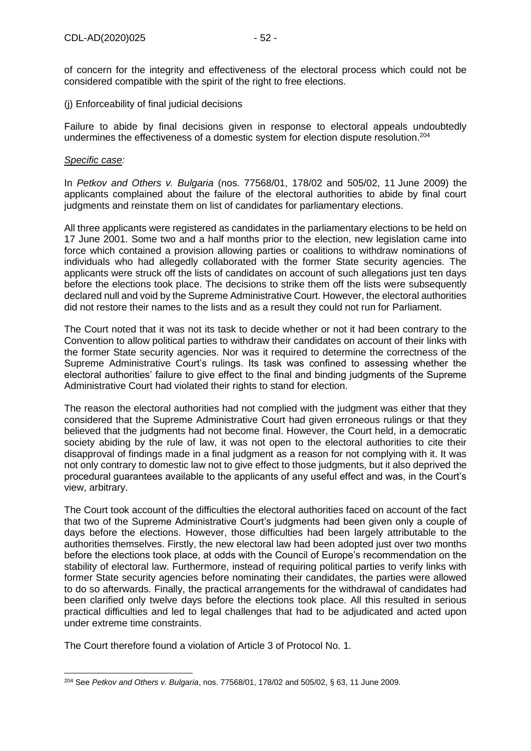of concern for the integrity and effectiveness of the electoral process which could not be considered compatible with the spirit of the right to free elections.

(j) Enforceability of final judicial decisions

Failure to abide by final decisions given in response to electoral appeals undoubtedly undermines the effectiveness of a domestic system for election dispute resolution.[204]

*Specific case:*

In *Petkov and Others v. Bulgaria* (nos. 77568/01, 178/02 and 505/02, 11 June 2009) the applicants complained about the failure of the electoral authorities to abide by final court judgments and reinstate them on list of candidates for parliamentary elections.

All three applicants were registered as candidates in the parliamentary elections to be held on 17 June 2001. Some two and a half months prior to the election, new legislation came into force which contained a provision allowing parties or coalitions to withdraw nominations of individuals who had allegedly collaborated with the former State security agencies. The applicants were struck off the lists of candidates on account of such allegations just ten days before the elections took place. The decisions to strike them off the lists were subsequently declared null and void by the Supreme Administrative Court. However, the electoral authorities did not restore their names to the lists and as a result they could not run for Parliament.

The Court noted that it was not its task to decide whether or not it had been contrary to the Convention to allow political parties to withdraw their candidates on account of their links with the former State security agencies. Nor was it required to determine the correctness of the Supreme Administrative Court's rulings. Its task was confined to assessing whether the electoral authorities' failure to give effect to the final and binding judgments of the Supreme Administrative Court had violated their rights to stand for election.

The reason the electoral authorities had not complied with the judgment was either that they considered that the Supreme Administrative Court had given erroneous rulings or that they believed that the judgments had not become final. However, the Court held, in a democratic society abiding by the rule of law, it was not open to the electoral authorities to cite their disapproval of findings made in a final judgment as a reason for not complying with it. It was not only contrary to domestic law not to give effect to those judgments, but it also deprived the procedural guarantees available to the applicants of any useful effect and was, in the Court's view, arbitrary.

The Court took account of the difficulties the electoral authorities faced on account of the fact that two of the Supreme Administrative Court's judgments had been given only a couple of days before the elections. However, those difficulties had been largely attributable to the authorities themselves. Firstly, the new electoral law had been adopted just over two months before the elections took place, at odds with the Council of Europe's recommendation on the stability of electoral law. Furthermore, instead of requiring political parties to verify links with former State security agencies before nominating their candidates, the parties were allowed to do so afterwards. Finally, the practical arrangements for the withdrawal of candidates had been clarified only twelve days before the elections took place. All this resulted in serious practical difficulties and led to legal challenges that had to be adjudicated and acted upon under extreme time constraints.

The Court therefore found a violation of Article 3 of Protocol No. 1.

[204] See *Petkov and Others v. Bulgaria*, nos. 77568/01, 178/02 and 505/02, § 63, 11 June 2009.